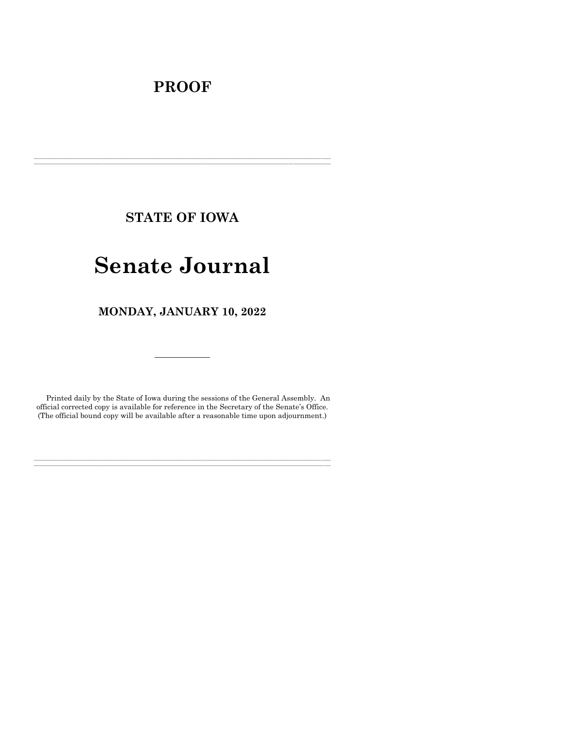# PROOF

---

## STATE OF IOWA

# Senate Journal

## MONDAY, JANUARY 10, 2022

---

Printed daily by the State of Iowa during the sessions of the General Assembly. An official corrected copy is available for reference in the Secretary of the Senate's Office. (The official bound copy will be available after a reasonable time upon adjournment.)

---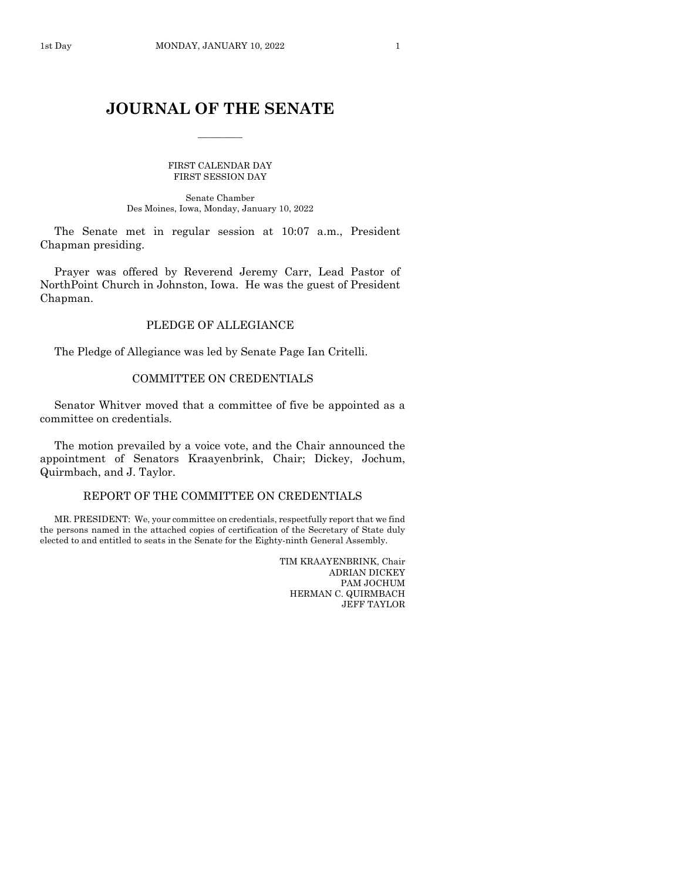# JOURNAL OF THE SENATE

FIRST CALENDAR DAY
FIRST SESSION DAY

Senate Chamber
Des Moines, Iowa, Monday, January 10, 2022

The Senate met in regular session at 10:07 a.m., President Chapman presiding.

Prayer was offered by Reverend Jeremy Carr, Lead Pastor of NorthPoint Church in Johnston, Iowa. He was the guest of President Chapman.

## PLEDGE OF ALLEGIANCE

The Pledge of Allegiance was led by Senate Page Ian Critelli.

## COMMITTEE ON CREDENTIALS

Senator Whitver moved that a committee of five be appointed as a committee on credentials.

The motion prevailed by a voice vote, and the Chair announced the appointment of Senators Kraayenbrink, Chair; Dickey, Jochum, Quirmbach, and J. Taylor.

## REPORT OF THE COMMITTEE ON CREDENTIALS

MR. PRESIDENT: We, your committee on credentials, respectfully report that we find the persons named in the attached copies of certification of the Secretary of State duly elected to and entitled to seats in the Senate for the Eighty-ninth General Assembly.

TIM KRAAYENBRINK, Chair
ADRIAN DICKEY
PAM JOCHUM
HERMAN C. QUIRMBACH
JEFF TAYLOR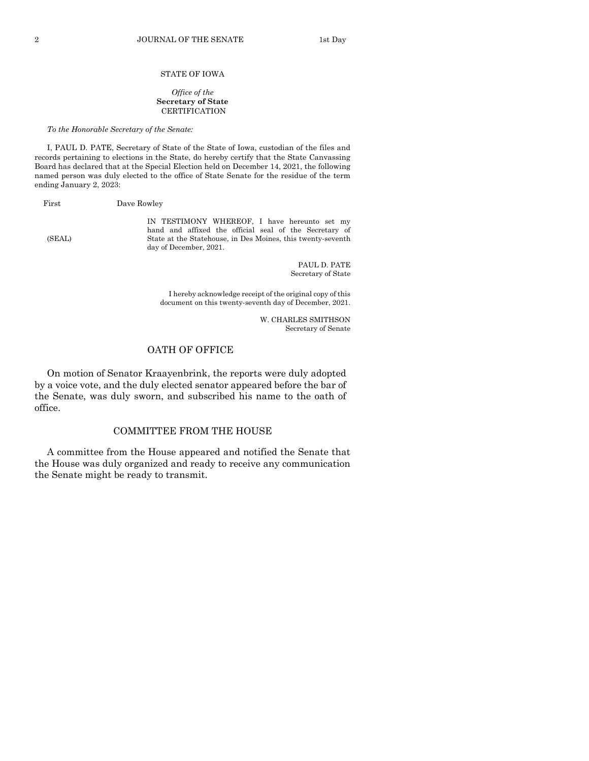STATE OF IOWA

*Office of the*
**Secretary of State**
CERTIFICATION

*To the Honorable Secretary of the Senate:*

I, PAUL D. PATE, Secretary of State of the State of Iowa, custodian of the files and records pertaining to elections in the State, do hereby certify that the State Canvassing Board has declared that at the Special Election held on December 14, 2021, the following named person was duly elected to the office of State Senate for the residue of the term ending January 2, 2023:

First Dave Rowley

(SEAL)

IN TESTIMONY WHEREOF, I have hereunto set my hand and affixed the official seal of the Secretary of State at the Statehouse, in Des Moines, this twenty-seventh day of December, 2021.

PAUL D. PATE
Secretary of State

I hereby acknowledge receipt of the original copy of this document on this twenty-seventh day of December, 2021.

W. CHARLES SMITHSON
Secretary of Senate

## OATH OF OFFICE

On motion of Senator Kraayenbrink, the reports were duly adopted by a voice vote, and the duly elected senator appeared before the bar of the Senate, was duly sworn, and subscribed his name to the oath of office.

## COMMITTEE FROM THE HOUSE

A committee from the House appeared and notified the Senate that the House was duly organized and ready to receive any communication the Senate might be ready to transmit.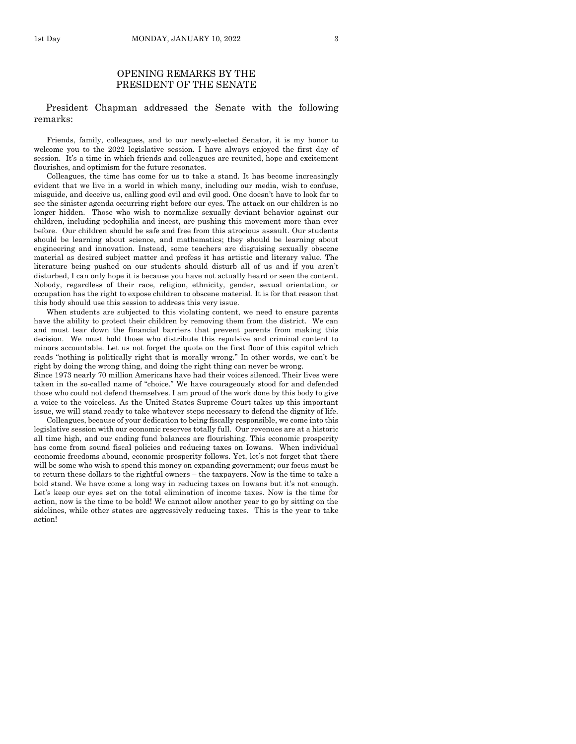## OPENING REMARKS BY THE PRESIDENT OF THE SENATE

President Chapman addressed the Senate with the following remarks:

Friends, family, colleagues, and to our newly-elected Senator, it is my honor to welcome you to the 2022 legislative session. I have always enjoyed the first day of session. It's a time in which friends and colleagues are reunited, hope and excitement flourishes, and optimism for the future resonates.

Colleagues, the time has come for us to take a stand. It has become increasingly evident that we live in a world in which many, including our media, wish to confuse, misguide, and deceive us, calling good evil and evil good. One doesn't have to look far to see the sinister agenda occurring right before our eyes. The attack on our children is no longer hidden. Those who wish to normalize sexually deviant behavior against our children, including pedophilia and incest, are pushing this movement more than ever before. Our children should be safe and free from this atrocious assault. Our students should be learning about science, and mathematics; they should be learning about engineering and innovation. Instead, some teachers are disguising sexually obscene material as desired subject matter and profess it has artistic and literary value. The literature being pushed on our students should disturb all of us and if you aren't disturbed, I can only hope it is because you have not actually heard or seen the content. Nobody, regardless of their race, religion, ethnicity, gender, sexual orientation, or occupation has the right to expose children to obscene material. It is for that reason that this body should use this session to address this very issue.

When students are subjected to this violating content, we need to ensure parents have the ability to protect their children by removing them from the district. We can and must tear down the financial barriers that prevent parents from making this decision. We must hold those who distribute this repulsive and criminal content to minors accountable. Let us not forget the quote on the first floor of this capitol which reads "nothing is politically right that is morally wrong." In other words, we can't be right by doing the wrong thing, and doing the right thing can never be wrong.

Since 1973 nearly 70 million Americans have had their voices silenced. Their lives were taken in the so-called name of "choice." We have courageously stood for and defended those who could not defend themselves. I am proud of the work done by this body to give a voice to the voiceless. As the United States Supreme Court takes up this important issue, we will stand ready to take whatever steps necessary to defend the dignity of life.

Colleagues, because of your dedication to being fiscally responsible, we come into this legislative session with our economic reserves totally full. Our revenues are at a historic all time high, and our ending fund balances are flourishing. This economic prosperity has come from sound fiscal policies and reducing taxes on Iowans. When individual economic freedoms abound, economic prosperity follows. Yet, let's not forget that there will be some who wish to spend this money on expanding government; our focus must be to return these dollars to the rightful owners – the taxpayers. Now is the time to take a bold stand. We have come a long way in reducing taxes on Iowans but it's not enough. Let's keep our eyes set on the total elimination of income taxes. Now is the time for action, now is the time to be bold! We cannot allow another year to go by sitting on the sidelines, while other states are aggressively reducing taxes. This is the year to take action!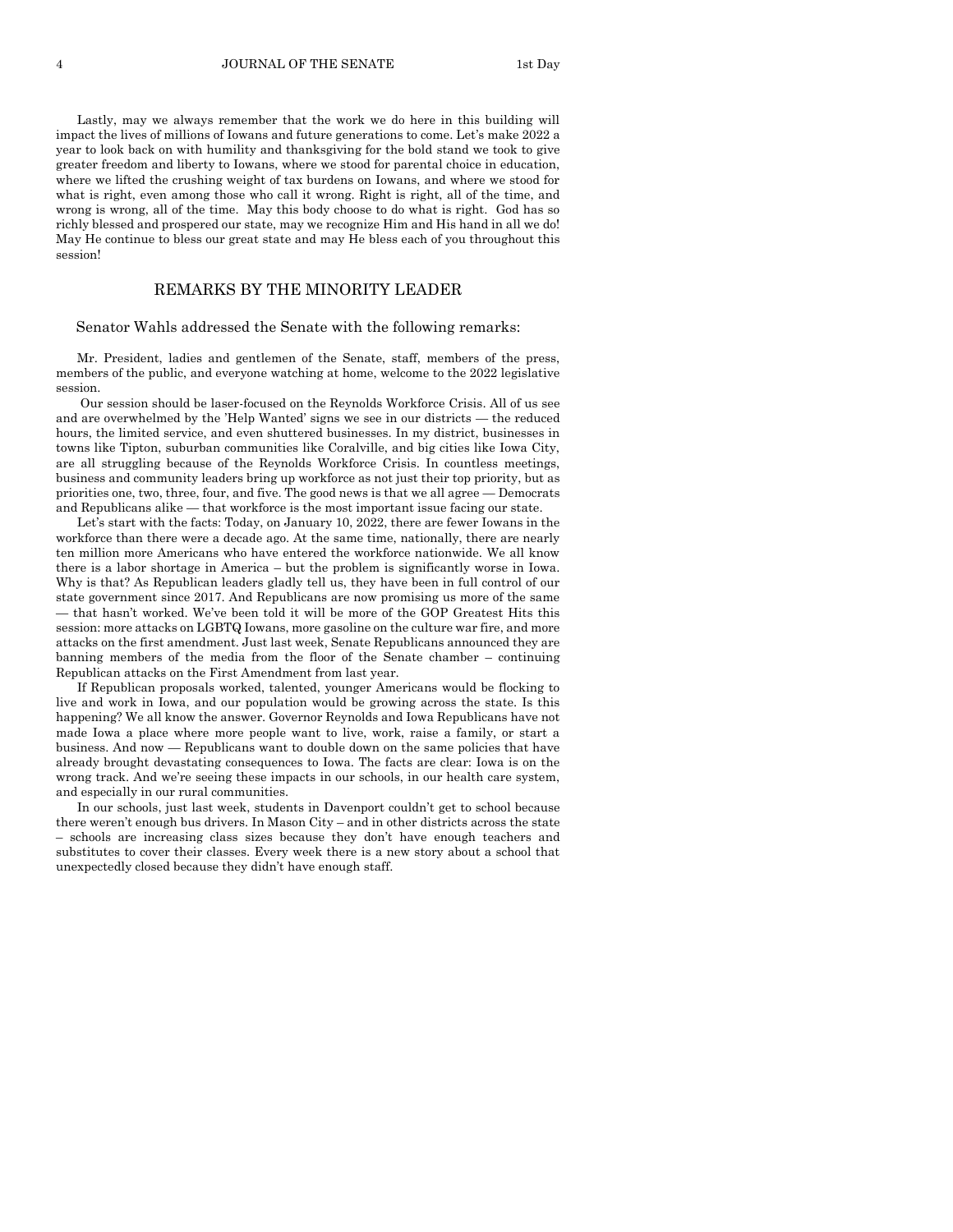Lastly, may we always remember that the work we do here in this building will impact the lives of millions of Iowans and future generations to come. Let's make 2022 a year to look back on with humility and thanksgiving for the bold stand we took to give greater freedom and liberty to Iowans, where we stood for parental choice in education, where we lifted the crushing weight of tax burdens on Iowans, and where we stood for what is right, even among those who call it wrong. Right is right, all of the time, and wrong is wrong, all of the time. May this body choose to do what is right. God has so richly blessed and prospered our state, may we recognize Him and His hand in all we do! May He continue to bless our great state and may He bless each of you throughout this session!

## REMARKS BY THE MINORITY LEADER

Senator Wahls addressed the Senate with the following remarks:

Mr. President, ladies and gentlemen of the Senate, staff, members of the press, members of the public, and everyone watching at home, welcome to the 2022 legislative session.

Our session should be laser-focused on the Reynolds Workforce Crisis. All of us see and are overwhelmed by the 'Help Wanted' signs we see in our districts — the reduced hours, the limited service, and even shuttered businesses. In my district, businesses in towns like Tipton, suburban communities like Coralville, and big cities like Iowa City, are all struggling because of the Reynolds Workforce Crisis. In countless meetings, business and community leaders bring up workforce as not just their top priority, but as priorities one, two, three, four, and five. The good news is that we all agree — Democrats and Republicans alike — that workforce is the most important issue facing our state.

Let's start with the facts: Today, on January 10, 2022, there are fewer Iowans in the workforce than there were a decade ago. At the same time, nationally, there are nearly ten million more Americans who have entered the workforce nationwide. We all know there is a labor shortage in America – but the problem is significantly worse in Iowa. Why is that? As Republican leaders gladly tell us, they have been in full control of our state government since 2017. And Republicans are now promising us more of the same — that hasn't worked. We've been told it will be more of the GOP Greatest Hits this session: more attacks on LGBTQ Iowans, more gasoline on the culture war fire, and more attacks on the first amendment. Just last week, Senate Republicans announced they are banning members of the media from the floor of the Senate chamber – continuing Republican attacks on the First Amendment from last year.

If Republican proposals worked, talented, younger Americans would be flocking to live and work in Iowa, and our population would be growing across the state. Is this happening? We all know the answer. Governor Reynolds and Iowa Republicans have not made Iowa a place where more people want to live, work, raise a family, or start a business. And now — Republicans want to double down on the same policies that have already brought devastating consequences to Iowa. The facts are clear: Iowa is on the wrong track. And we're seeing these impacts in our schools, in our health care system, and especially in our rural communities.

In our schools, just last week, students in Davenport couldn't get to school because there weren't enough bus drivers. In Mason City – and in other districts across the state – schools are increasing class sizes because they don't have enough teachers and substitutes to cover their classes. Every week there is a new story about a school that unexpectedly closed because they didn't have enough staff.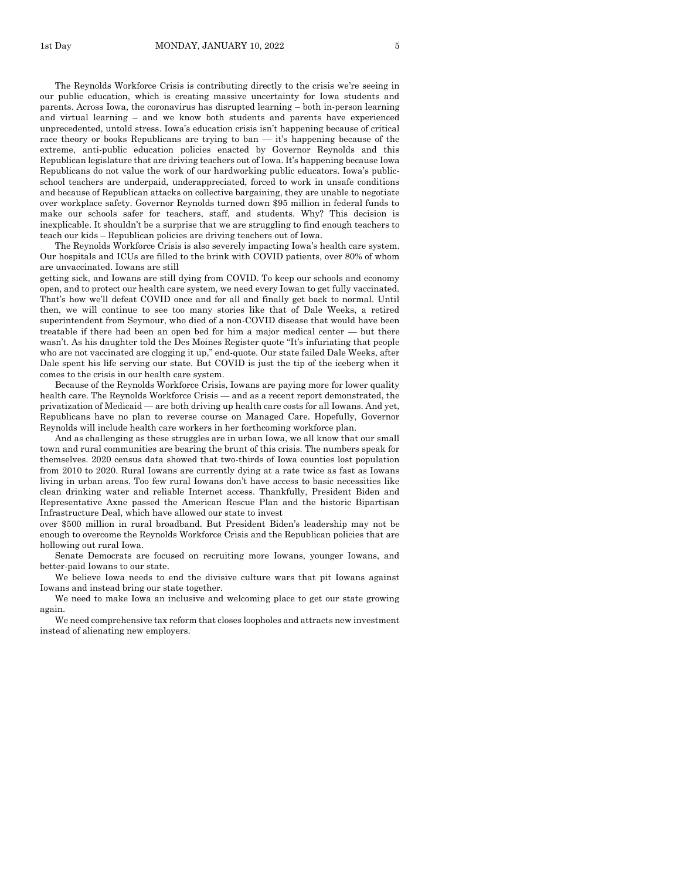The Reynolds Workforce Crisis is contributing directly to the crisis we're seeing in our public education, which is creating massive uncertainty for Iowa students and parents. Across Iowa, the coronavirus has disrupted learning – both in-person learning and virtual learning – and we know both students and parents have experienced unprecedented, untold stress. Iowa's education crisis isn't happening because of critical race theory or books Republicans are trying to ban — it's happening because of the extreme, anti-public education policies enacted by Governor Reynolds and this Republican legislature that are driving teachers out of Iowa. It's happening because Iowa Republicans do not value the work of our hardworking public educators. Iowa's public-school teachers are underpaid, underappreciated, forced to work in unsafe conditions and because of Republican attacks on collective bargaining, they are unable to negotiate over workplace safety. Governor Reynolds turned down $95 million in federal funds to make our schools safer for teachers, staff, and students. Why? This decision is inexplicable. It shouldn't be a surprise that we are struggling to find enough teachers to teach our kids – Republican policies are driving teachers out of Iowa.

The Reynolds Workforce Crisis is also severely impacting Iowa's health care system. Our hospitals and ICUs are filled to the brink with COVID patients, over 80% of whom are unvaccinated. Iowans are still getting sick, and Iowans are still dying from COVID. To keep our schools and economy open, and to protect our health care system, we need every Iowan to get fully vaccinated. That's how we'll defeat COVID once and for all and finally get back to normal. Until then, we will continue to see too many stories like that of Dale Weeks, a retired superintendent from Seymour, who died of a non-COVID disease that would have been treatable if there had been an open bed for him a major medical center — but there wasn't. As his daughter told the Des Moines Register quote "It's infuriating that people who are not vaccinated are clogging it up," end-quote. Our state failed Dale Weeks, after Dale spent his life serving our state. But COVID is just the tip of the iceberg when it comes to the crisis in our health care system.

Because of the Reynolds Workforce Crisis, Iowans are paying more for lower quality health care. The Reynolds Workforce Crisis — and as a recent report demonstrated, the privatization of Medicaid — are both driving up health care costs for all Iowans. And yet, Republicans have no plan to reverse course on Managed Care. Hopefully, Governor Reynolds will include health care workers in her forthcoming workforce plan.

And as challenging as these struggles are in urban Iowa, we all know that our small town and rural communities are bearing the brunt of this crisis. The numbers speak for themselves. 2020 census data showed that two-thirds of Iowa counties lost population from 2010 to 2020. Rural Iowans are currently dying at a rate twice as fast as Iowans living in urban areas. Too few rural Iowans don't have access to basic necessities like clean drinking water and reliable Internet access. Thankfully, President Biden and Representative Axne passed the American Rescue Plan and the historic Bipartisan Infrastructure Deal, which have allowed our state to invest over $500 million in rural broadband. But President Biden's leadership may not be enough to overcome the Reynolds Workforce Crisis and the Republican policies that are hollowing out rural Iowa.

Senate Democrats are focused on recruiting more Iowans, younger Iowans, and better-paid Iowans to our state.

We believe Iowa needs to end the divisive culture wars that pit Iowans against Iowans and instead bring our state together.

We need to make Iowa an inclusive and welcoming place to get our state growing again.

We need comprehensive tax reform that closes loopholes and attracts new investment instead of alienating new employers.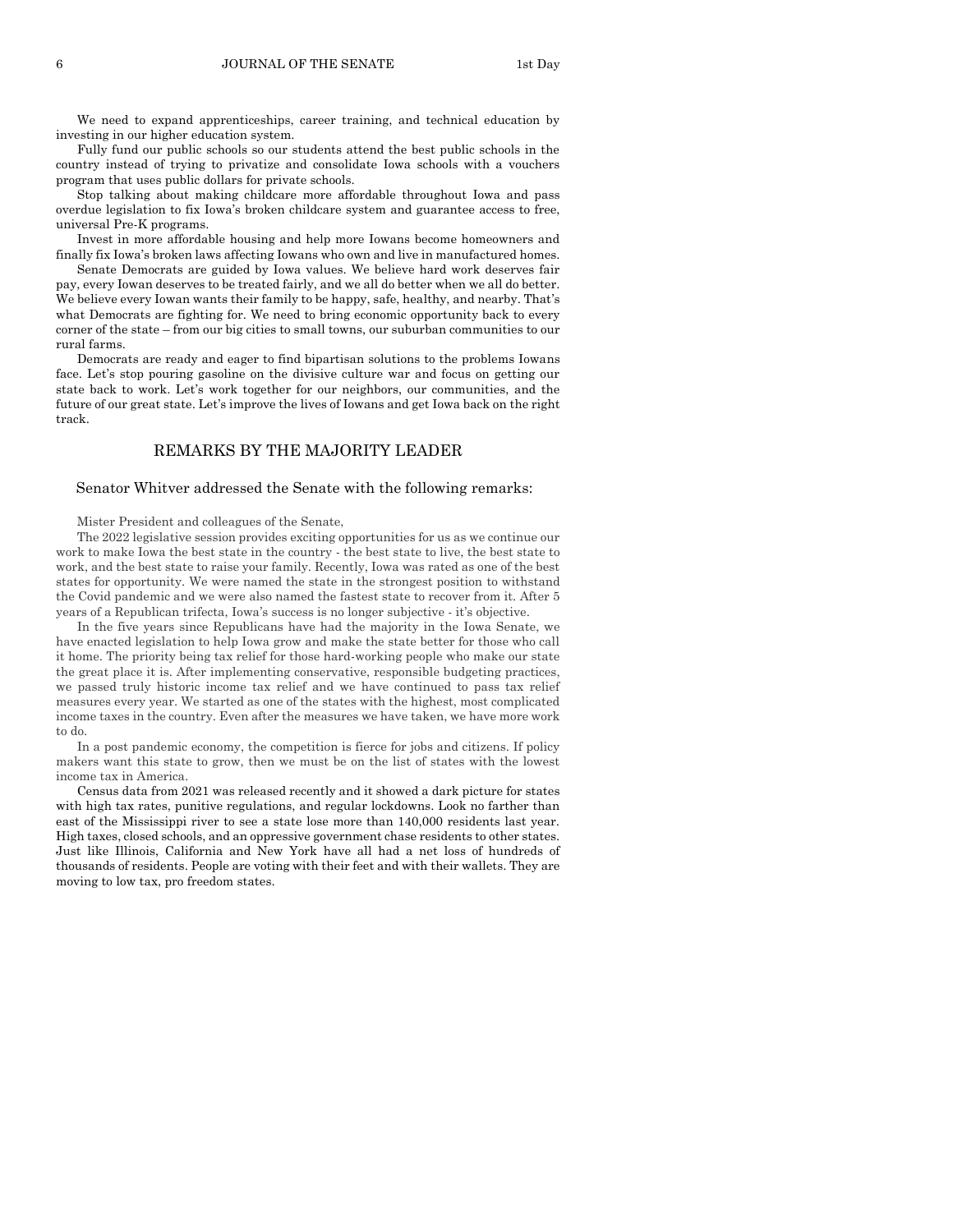We need to expand apprenticeships, career training, and technical education by investing in our higher education system.

Fully fund our public schools so our students attend the best public schools in the country instead of trying to privatize and consolidate Iowa schools with a vouchers program that uses public dollars for private schools.

Stop talking about making childcare more affordable throughout Iowa and pass overdue legislation to fix Iowa's broken childcare system and guarantee access to free, universal Pre-K programs.

Invest in more affordable housing and help more Iowans become homeowners and finally fix Iowa's broken laws affecting Iowans who own and live in manufactured homes.

Senate Democrats are guided by Iowa values. We believe hard work deserves fair pay, every Iowan deserves to be treated fairly, and we all do better when we all do better. We believe every Iowan wants their family to be happy, safe, healthy, and nearby. That's what Democrats are fighting for. We need to bring economic opportunity back to every corner of the state – from our big cities to small towns, our suburban communities to our rural farms.

Democrats are ready and eager to find bipartisan solutions to the problems Iowans face. Let's stop pouring gasoline on the divisive culture war and focus on getting our state back to work. Let's work together for our neighbors, our communities, and the future of our great state. Let's improve the lives of Iowans and get Iowa back on the right track.

## REMARKS BY THE MAJORITY LEADER

Senator Whitver addressed the Senate with the following remarks:

Mister President and colleagues of the Senate,

The 2022 legislative session provides exciting opportunities for us as we continue our work to make Iowa the best state in the country - the best state to live, the best state to work, and the best state to raise your family. Recently, Iowa was rated as one of the best states for opportunity. We were named the state in the strongest position to withstand the Covid pandemic and we were also named the fastest state to recover from it. After 5 years of a Republican trifecta, Iowa's success is no longer subjective - it's objective.

In the five years since Republicans have had the majority in the Iowa Senate, we have enacted legislation to help Iowa grow and make the state better for those who call it home. The priority being tax relief for those hard-working people who make our state the great place it is. After implementing conservative, responsible budgeting practices, we passed truly historic income tax relief and we have continued to pass tax relief measures every year. We started as one of the states with the highest, most complicated income taxes in the country. Even after the measures we have taken, we have more work to do.

In a post pandemic economy, the competition is fierce for jobs and citizens. If policy makers want this state to grow, then we must be on the list of states with the lowest income tax in America.

Census data from 2021 was released recently and it showed a dark picture for states with high tax rates, punitive regulations, and regular lockdowns. Look no farther than east of the Mississippi river to see a state lose more than 140,000 residents last year. High taxes, closed schools, and an oppressive government chase residents to other states. Just like Illinois, California and New York have all had a net loss of hundreds of thousands of residents. People are voting with their feet and with their wallets. They are moving to low tax, pro freedom states.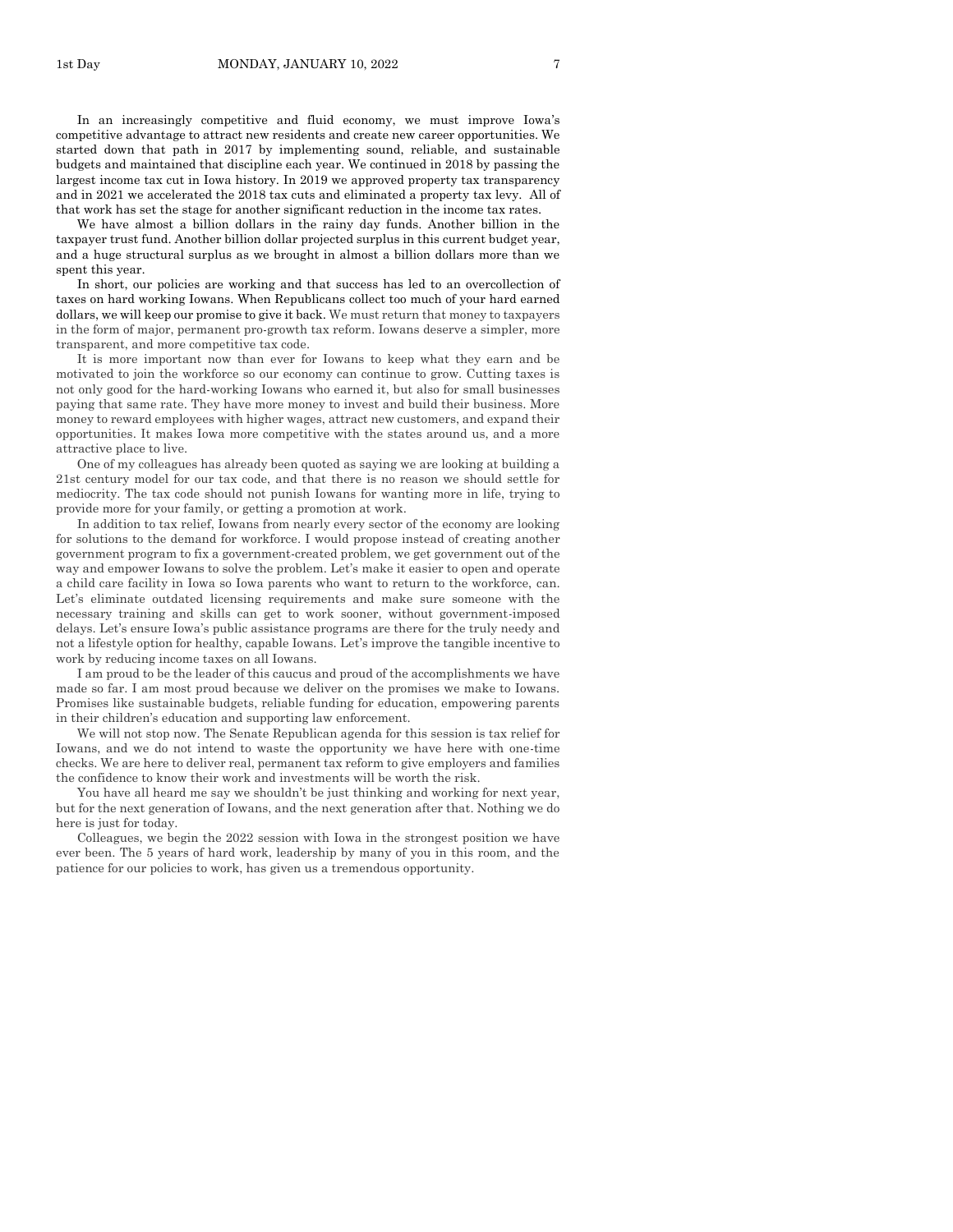In an increasingly competitive and fluid economy, we must improve Iowa's competitive advantage to attract new residents and create new career opportunities. We started down that path in 2017 by implementing sound, reliable, and sustainable budgets and maintained that discipline each year. We continued in 2018 by passing the largest income tax cut in Iowa history. In 2019 we approved property tax transparency and in 2021 we accelerated the 2018 tax cuts and eliminated a property tax levy. All of that work has set the stage for another significant reduction in the income tax rates.

We have almost a billion dollars in the rainy day funds. Another billion in the taxpayer trust fund. Another billion dollar projected surplus in this current budget year, and a huge structural surplus as we brought in almost a billion dollars more than we spent this year.

In short, our policies are working and that success has led to an overcollection of taxes on hard working Iowans. When Republicans collect too much of your hard earned dollars, we will keep our promise to give it back. We must return that money to taxpayers in the form of major, permanent pro-growth tax reform. Iowans deserve a simpler, more transparent, and more competitive tax code.

It is more important now than ever for Iowans to keep what they earn and be motivated to join the workforce so our economy can continue to grow. Cutting taxes is not only good for the hard-working Iowans who earned it, but also for small businesses paying that same rate. They have more money to invest and build their business. More money to reward employees with higher wages, attract new customers, and expand their opportunities. It makes Iowa more competitive with the states around us, and a more attractive place to live.

One of my colleagues has already been quoted as saying we are looking at building a 21st century model for our tax code, and that there is no reason we should settle for mediocrity. The tax code should not punish Iowans for wanting more in life, trying to provide more for your family, or getting a promotion at work.

In addition to tax relief, Iowans from nearly every sector of the economy are looking for solutions to the demand for workforce. I would propose instead of creating another government program to fix a government-created problem, we get government out of the way and empower Iowans to solve the problem. Let's make it easier to open and operate a child care facility in Iowa so Iowa parents who want to return to the workforce, can. Let's eliminate outdated licensing requirements and make sure someone with the necessary training and skills can get to work sooner, without government-imposed delays. Let's ensure Iowa's public assistance programs are there for the truly needy and not a lifestyle option for healthy, capable Iowans. Let's improve the tangible incentive to work by reducing income taxes on all Iowans.

I am proud to be the leader of this caucus and proud of the accomplishments we have made so far. I am most proud because we deliver on the promises we make to Iowans. Promises like sustainable budgets, reliable funding for education, empowering parents in their children's education and supporting law enforcement.

We will not stop now. The Senate Republican agenda for this session is tax relief for Iowans, and we do not intend to waste the opportunity we have here with one-time checks. We are here to deliver real, permanent tax reform to give employers and families the confidence to know their work and investments will be worth the risk.

You have all heard me say we shouldn't be just thinking and working for next year, but for the next generation of Iowans, and the next generation after that. Nothing we do here is just for today.

Colleagues, we begin the 2022 session with Iowa in the strongest position we have ever been. The 5 years of hard work, leadership by many of you in this room, and the patience for our policies to work, has given us a tremendous opportunity.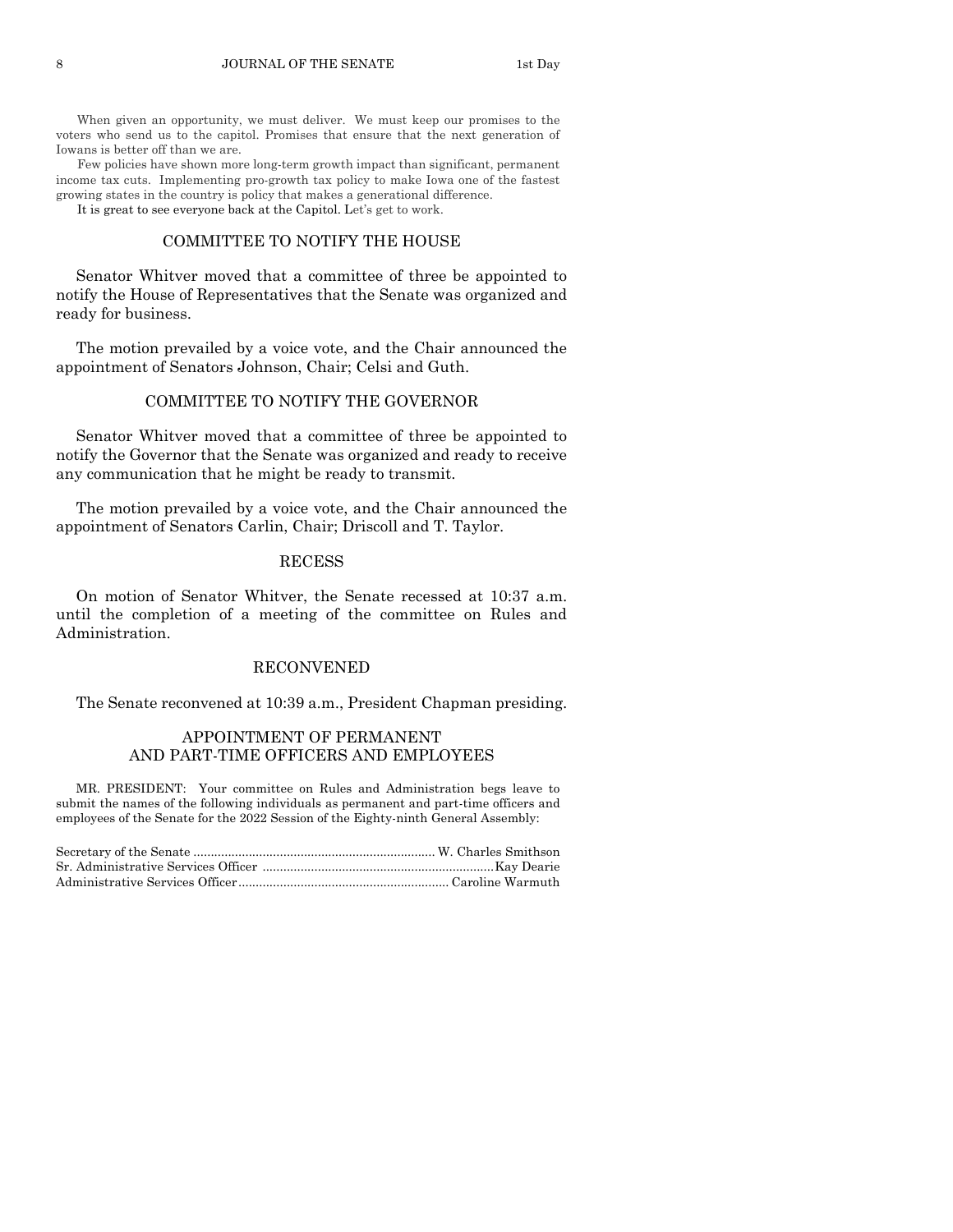When given an opportunity, we must deliver. We must keep our promises to the voters who send us to the capitol. Promises that ensure that the next generation of Iowans is better off than we are.

Few policies have shown more long-term growth impact than significant, permanent income tax cuts. Implementing pro-growth tax policy to make Iowa one of the fastest growing states in the country is policy that makes a generational difference.

It is great to see everyone back at the Capitol. Let's get to work.

## COMMITTEE TO NOTIFY THE HOUSE

Senator Whitver moved that a committee of three be appointed to notify the House of Representatives that the Senate was organized and ready for business.

The motion prevailed by a voice vote, and the Chair announced the appointment of Senators Johnson, Chair; Celsi and Guth.

## COMMITTEE TO NOTIFY THE GOVERNOR

Senator Whitver moved that a committee of three be appointed to notify the Governor that the Senate was organized and ready to receive any communication that he might be ready to transmit.

The motion prevailed by a voice vote, and the Chair announced the appointment of Senators Carlin, Chair; Driscoll and T. Taylor.

## RECESS

On motion of Senator Whitver, the Senate recessed at 10:37 a.m. until the completion of a meeting of the committee on Rules and Administration.

## RECONVENED

The Senate reconvened at 10:39 a.m., President Chapman presiding.

## APPOINTMENT OF PERMANENT AND PART-TIME OFFICERS AND EMPLOYEES

MR. PRESIDENT: Your committee on Rules and Administration begs leave to submit the names of the following individuals as permanent and part-time officers and employees of the Senate for the 2022 Session of the Eighty-ninth General Assembly:

Secretary of the Senate ..................................................................... W. Charles Smithson
Sr. Administrative Services Officer .................................................................. Kay Dearie
Administrative Services Officer ............................................................ Caroline Warmuth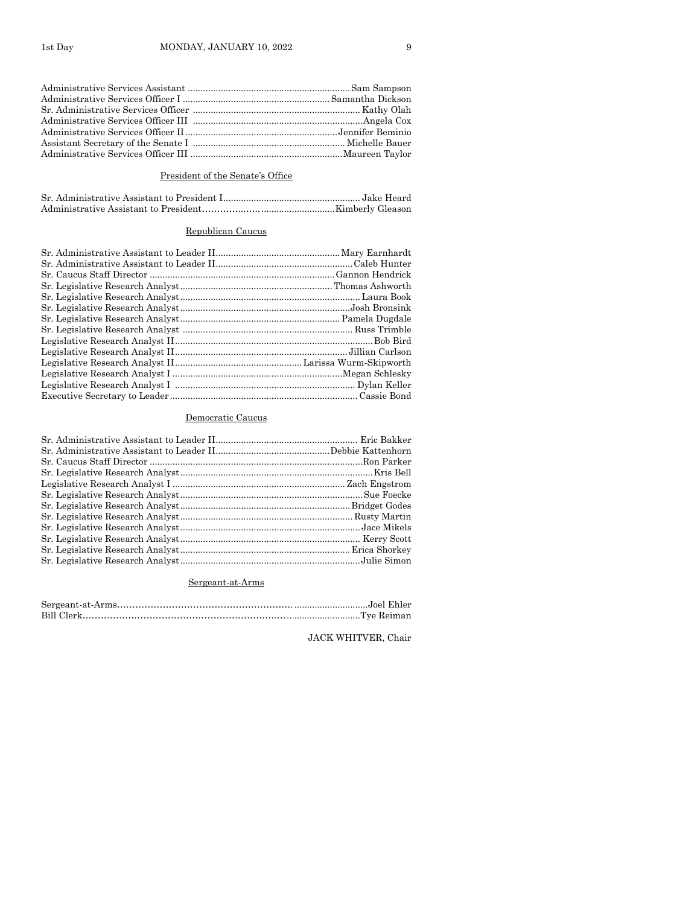Administrative Services Assistant ............................................................... Sam Sampson
Administrative Services Officer I ......................................................... Samantha Dickson
Sr. Administrative Services Officer ................................................................. Kathy Olah
Administrative Services Officer III ...................................................................Angela Cox
Administrative Services Officer II ...........................................................Jennifer Beminio
Assistant Secretary of the Senate I ........................................................... Michelle Bauer
Administrative Services Officer III ...........................................................Maureen Taylor

President of the Senate's Office

Sr. Administrative Assistant to President I...................................................... Jake Heard
Administrative Assistant to President.............................................................Kimberly Gleason

Republican Caucus

Sr. Administrative Assistant to Leader II................................................ Mary Earnhardt
Sr. Administrative Assistant to Leader II..................................................... Caleb Hunter
Sr. Caucus Staff Director ......................................................................... Gannon Hendrick
Sr. Legislative Research Analyst ........................................................... Thomas Ashworth
Sr. Legislative Research Analyst ...................................................................... Laura Book
Sr. Legislative Research Analyst ...................................................................Josh Bronsink
Sr. Legislative Research Analyst ............................................................... Pamela Dugdale
Sr. Legislative Research Analyst .................................................................. Russ Trimble
Legislative Research Analyst II ............................................................................. Bob Bird
Legislative Research Analyst II ...................................................................Jillian Carlson
Legislative Research Analyst II ................................................. Larissa Wurm-Skipworth
Legislative Research Analyst I ..................................................................Megan Schlesky
Legislative Research Analyst I ...................................................................... Dylan Keller
Executive Secretary to Leader ......................................................................... Cassie Bond

Democratic Caucus

Sr. Administrative Assistant to Leader II....................................................... Eric Bakker
Sr. Administrative Assistant to Leader II............................................Debbie Kattenhorn
Sr. Caucus Staff Director ....................................................................................Ron Parker
Sr. Legislative Research Analyst ...........................................................................Kris Bell
Legislative Research Analyst I .................................................................... Zach Engstrom
Sr. Legislative Research Analyst .......................................................................Sue Foecke
Sr. Legislative Research Analyst .................................................................. Bridget Godes
Sr. Legislative Research Analyst ................................................................... Rusty Martin
Sr. Legislative Research Analyst ...................................................................... Jace Mikels
Sr. Legislative Research Analyst ...................................................................... Kerry Scott
Sr. Legislative Research Analyst .................................................................. Erica Shorkey
Sr. Legislative Research Analyst ......................................................................Julie Simon

Sergeant-at-Arms

Sergeant-at-Arms.........................................................................................Joel Ehler
Bill Clerk.......................................................................................................Tye Reiman

JACK WHITVER, Chair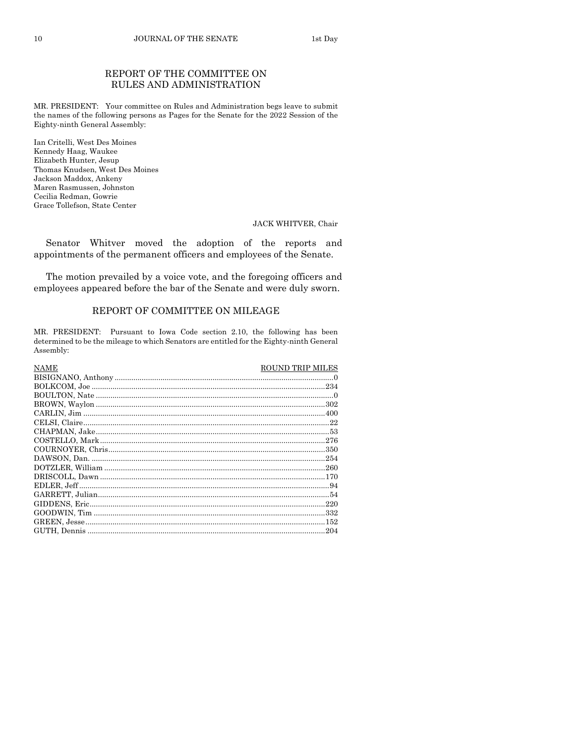## REPORT OF THE COMMITTEE ON RULES AND ADMINISTRATION

MR. PRESIDENT: Your committee on Rules and Administration begs leave to submit the names of the following persons as Pages for the Senate for the 2022 Session of the Eighty-ninth General Assembly:

Ian Critelli, West Des Moines
Kennedy Haag, Waukee
Elizabeth Hunter, Jesup
Thomas Knudsen, West Des Moines
Jackson Maddox, Ankeny
Maren Rasmussen, Johnston
Cecilia Redman, Gowrie
Grace Tollefson, State Center

JACK WHITVER, Chair

Senator Whitver moved the adoption of the reports and appointments of the permanent officers and employees of the Senate.

The motion prevailed by a voice vote, and the foregoing officers and employees appeared before the bar of the Senate and were duly sworn.

## REPORT OF COMMITTEE ON MILEAGE

MR. PRESIDENT: Pursuant to Iowa Code section 2.10, the following has been determined to be the mileage to which Senators are entitled for the Eighty-ninth General Assembly:

| NAME | ROUND TRIP MILES |
|---|---|
| BISIGNANO, Anthony | 0 |
| BOLKCOM, Joe | 234 |
| BOULTON, Nate | 0 |
| BROWN, Waylon | 302 |
| CARLIN, Jim | 400 |
| CELSI, Claire | 22 |
| CHAPMAN, Jake | 53 |
| COSTELLO, Mark | 276 |
| COURNOYER, Chris | 350 |
| DAWSON, Dan. | 254 |
| DOTZLER, William | 260 |
| DRISCOLL, Dawn | 170 |
| EDLER, Jeff | 94 |
| GARRETT, Julian | 54 |
| GIDDENS, Eric | 220 |
| GOODWIN, Tim | 332 |
| GREEN, Jesse | 152 |
| GUTH, Dennis | 204 |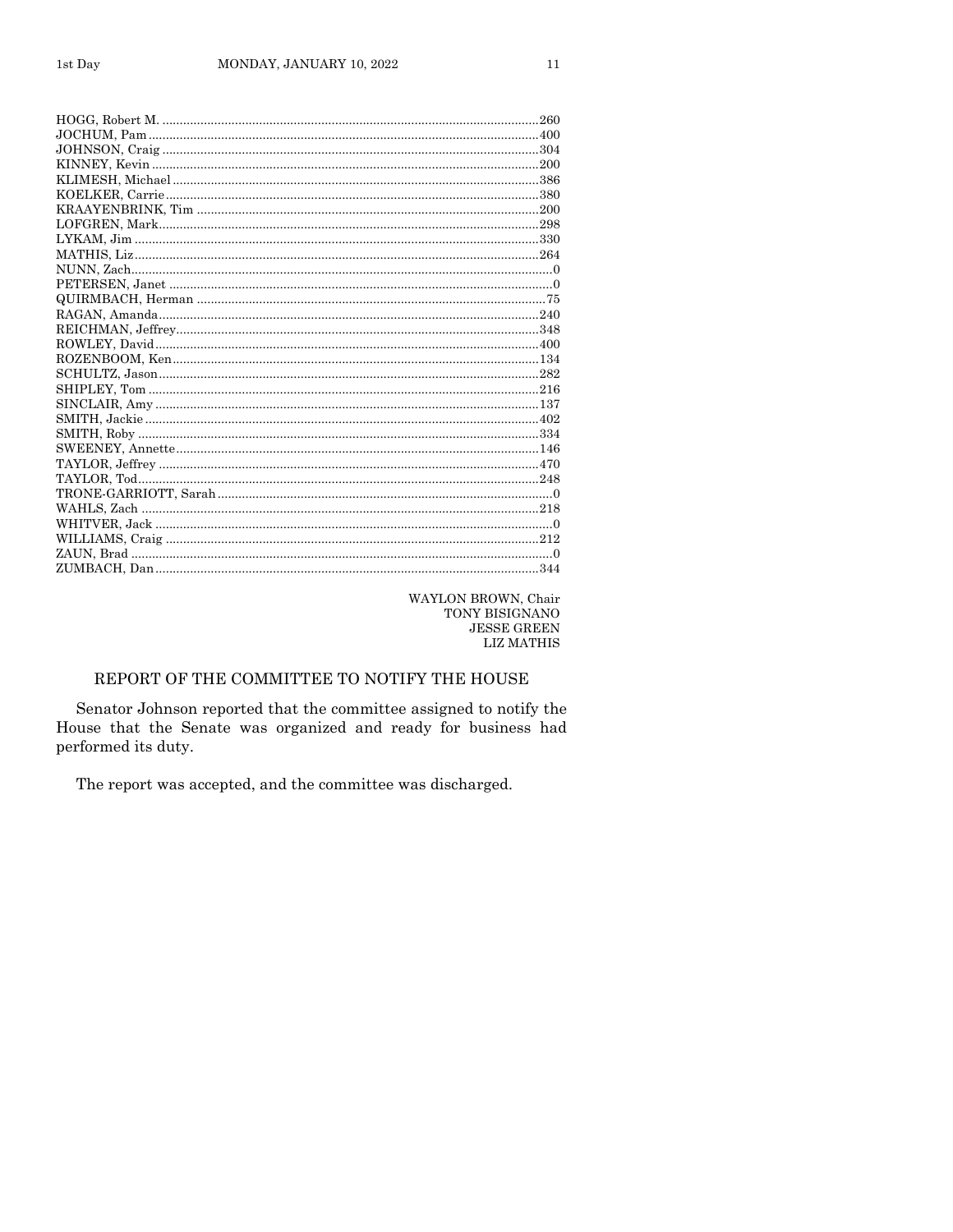HOGG, Robert M. ............................................................................................260
JOCHUM, Pam ...............................................................................................400
JOHNSON, Craig ............................................................................................304
KINNEY, Kevin ...............................................................................................200
KLIMESH, Michael .........................................................................................386
KOELKER, Carrie ...........................................................................................380
KRAAYENBRINK, Tim ..................................................................................200
LOFGREN, Mark.............................................................................................298
LYKAM, Jim ....................................................................................................330
MATHIS, Liz....................................................................................................264
NUNN, Zach.........................................................................................................0
PETERSEN, Janet ..............................................................................................0
QUIRMBACH, Herman ....................................................................................75
RAGAN, Amanda.............................................................................................240
REICHMAN, Jeffrey.........................................................................................348
ROWLEY, David ..............................................................................................400
ROZENBOOM, Ken.........................................................................................134
SCHULTZ, Jason.............................................................................................282
SHIPLEY, Tom ................................................................................................216
SINCLAIR, Amy .............................................................................................137
SMITH, Jackie .................................................................................................402
SMITH, Roby ...................................................................................................334
SWEENEY, Annette........................................................................................146
TAYLOR, Jeffrey .............................................................................................470
TAYLOR, Tod...................................................................................................248
TRONE-GARRIOTT, Sarah ...............................................................................0
WAHLS, Zach ..................................................................................................218
WHITVER, Jack .................................................................................................0
WILLIAMS, Craig ............................................................................................212
ZAUN, Brad ........................................................................................................0
ZUMBACH, Dan ..............................................................................................344

WAYLON BROWN, Chair
TONY BISIGNANO
JESSE GREEN
LIZ MATHIS

## REPORT OF THE COMMITTEE TO NOTIFY THE HOUSE

Senator Johnson reported that the committee assigned to notify the House that the Senate was organized and ready for business had performed its duty.

The report was accepted, and the committee was discharged.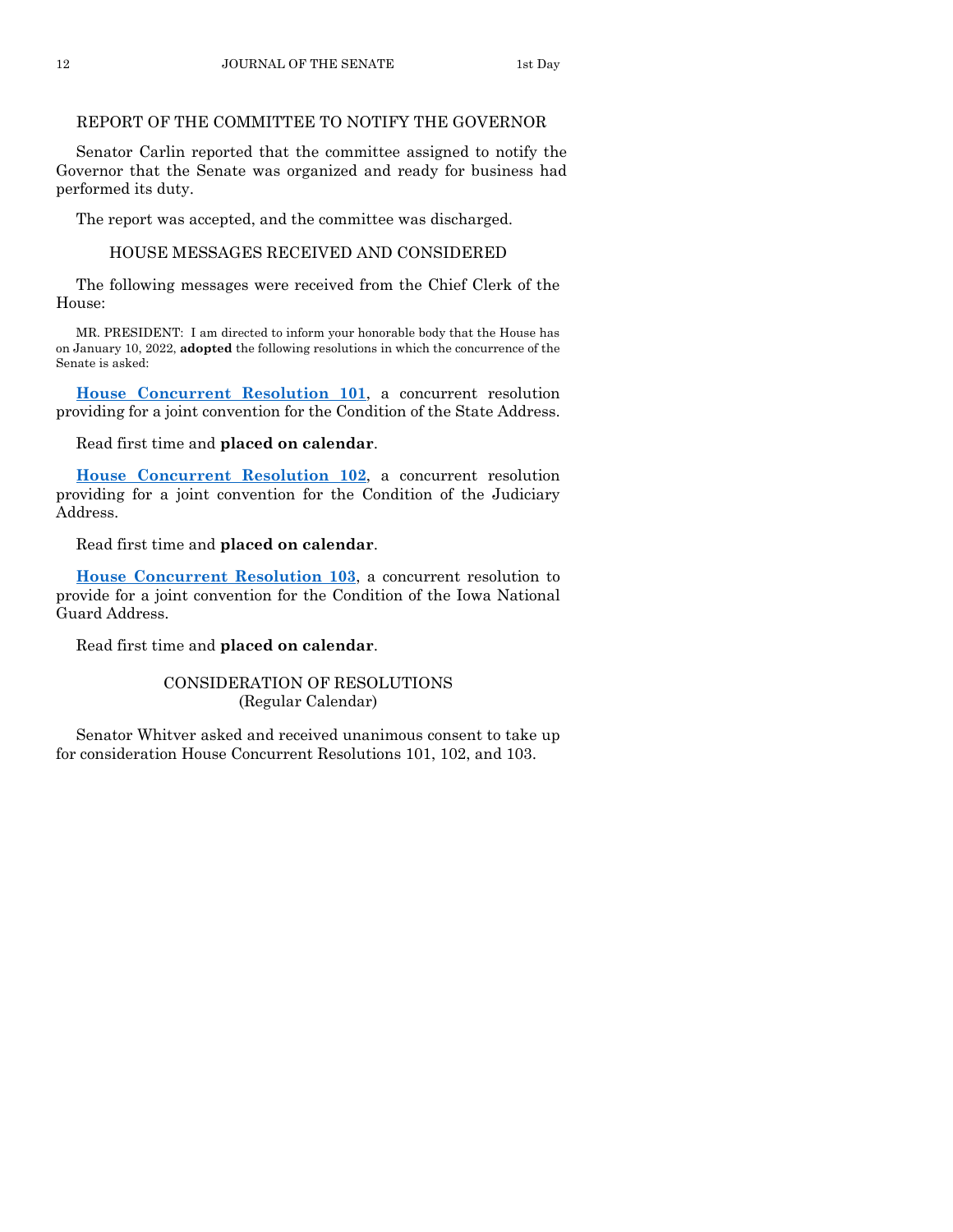## REPORT OF THE COMMITTEE TO NOTIFY THE GOVERNOR

Senator Carlin reported that the committee assigned to notify the Governor that the Senate was organized and ready for business had performed its duty.

The report was accepted, and the committee was discharged.

## HOUSE MESSAGES RECEIVED AND CONSIDERED

The following messages were received from the Chief Clerk of the House:

MR. PRESIDENT: I am directed to inform your honorable body that the House has on January 10, 2022, **adopted** the following resolutions in which the concurrence of the Senate is asked:

**House Concurrent Resolution 101**, a concurrent resolution providing for a joint convention for the Condition of the State Address.

Read first time and **placed on calendar**.

**House Concurrent Resolution 102**, a concurrent resolution providing for a joint convention for the Condition of the Judiciary Address.

Read first time and **placed on calendar**.

**House Concurrent Resolution 103**, a concurrent resolution to provide for a joint convention for the Condition of the Iowa National Guard Address.

Read first time and **placed on calendar**.

## CONSIDERATION OF RESOLUTIONS
(Regular Calendar)

Senator Whitver asked and received unanimous consent to take up for consideration House Concurrent Resolutions 101, 102, and 103.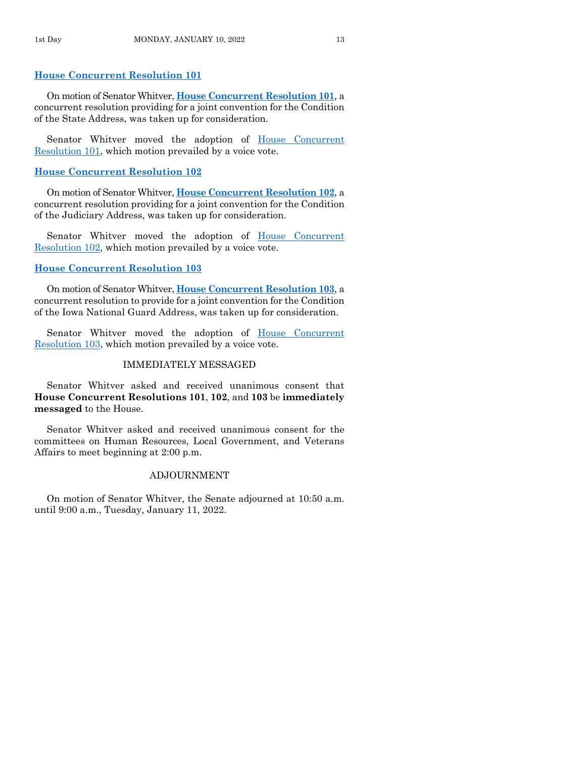### House Concurrent Resolution 101

On motion of Senator Whitver, **House Concurrent Resolution 101**, a concurrent resolution providing for a joint convention for the Condition of the State Address, was taken up for consideration.

Senator Whitver moved the adoption of House Concurrent Resolution 101, which motion prevailed by a voice vote.

### House Concurrent Resolution 102

On motion of Senator Whitver, **House Concurrent Resolution 102**, a concurrent resolution providing for a joint convention for the Condition of the Judiciary Address, was taken up for consideration.

Senator Whitver moved the adoption of House Concurrent Resolution 102, which motion prevailed by a voice vote.

### House Concurrent Resolution 103

On motion of Senator Whitver, **House Concurrent Resolution 103**, a concurrent resolution to provide for a joint convention for the Condition of the Iowa National Guard Address, was taken up for consideration.

Senator Whitver moved the adoption of House Concurrent Resolution 103, which motion prevailed by a voice vote.

IMMEDIATELY MESSAGED

Senator Whitver asked and received unanimous consent that **House Concurrent Resolutions 101**, **102**, and **103** be **immediately messaged** to the House.

Senator Whitver asked and received unanimous consent for the committees on Human Resources, Local Government, and Veterans Affairs to meet beginning at 2:00 p.m.

ADJOURNMENT

On motion of Senator Whitver, the Senate adjourned at 10:50 a.m. until 9:00 a.m., Tuesday, January 11, 2022.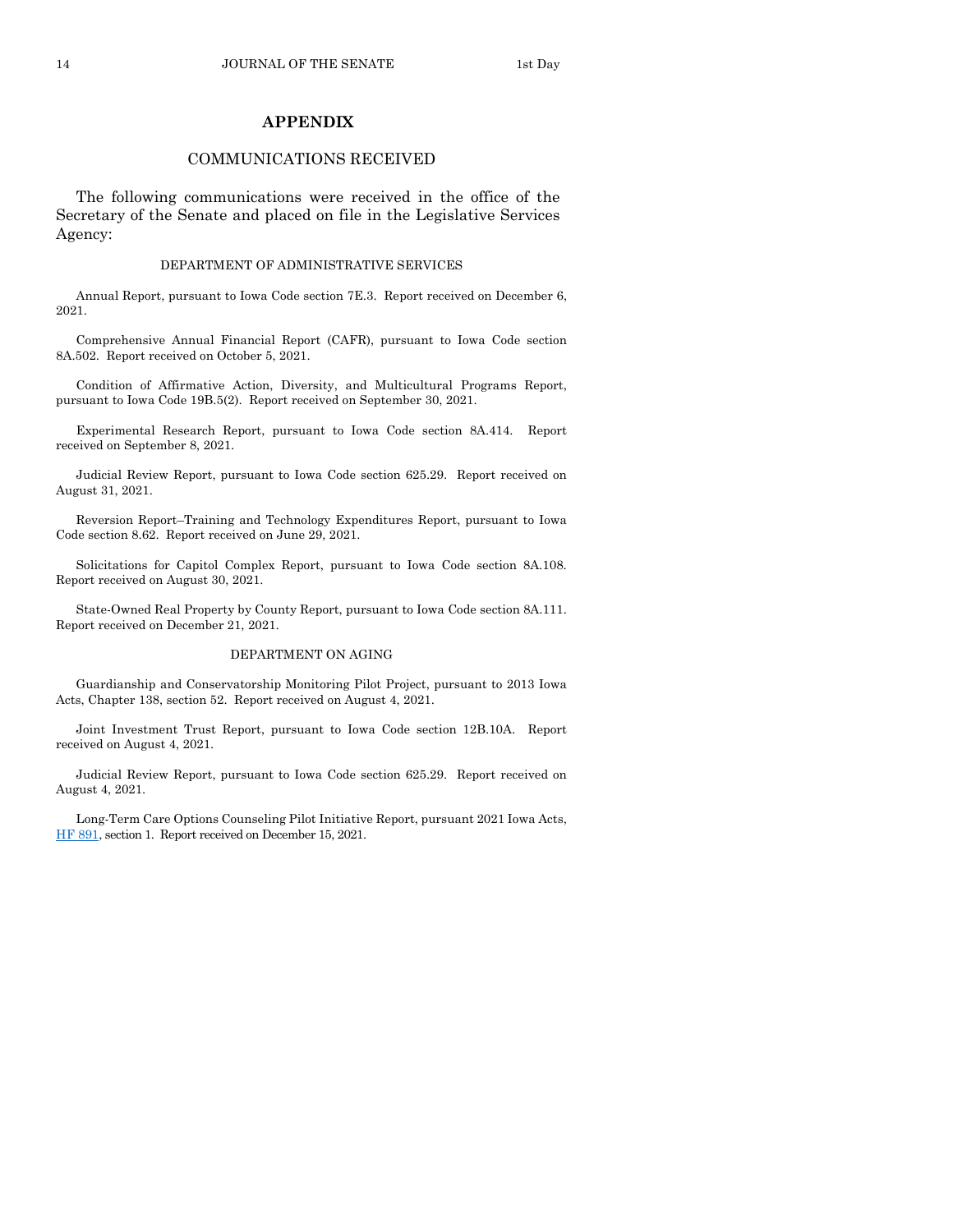## APPENDIX

### COMMUNICATIONS RECEIVED

The following communications were received in the office of the Secretary of the Senate and placed on file in the Legislative Services Agency:

#### DEPARTMENT OF ADMINISTRATIVE SERVICES

Annual Report, pursuant to Iowa Code section 7E.3. Report received on December 6, 2021.

Comprehensive Annual Financial Report (CAFR), pursuant to Iowa Code section 8A.502. Report received on October 5, 2021.

Condition of Affirmative Action, Diversity, and Multicultural Programs Report, pursuant to Iowa Code 19B.5(2). Report received on September 30, 2021.

Experimental Research Report, pursuant to Iowa Code section 8A.414. Report received on September 8, 2021.

Judicial Review Report, pursuant to Iowa Code section 625.29. Report received on August 31, 2021.

Reversion Report–Training and Technology Expenditures Report, pursuant to Iowa Code section 8.62. Report received on June 29, 2021.

Solicitations for Capitol Complex Report, pursuant to Iowa Code section 8A.108. Report received on August 30, 2021.

State-Owned Real Property by County Report, pursuant to Iowa Code section 8A.111. Report received on December 21, 2021.

#### DEPARTMENT ON AGING

Guardianship and Conservatorship Monitoring Pilot Project, pursuant to 2013 Iowa Acts, Chapter 138, section 52. Report received on August 4, 2021.

Joint Investment Trust Report, pursuant to Iowa Code section 12B.10A. Report received on August 4, 2021.

Judicial Review Report, pursuant to Iowa Code section 625.29. Report received on August 4, 2021.

Long-Term Care Options Counseling Pilot Initiative Report, pursuant 2021 Iowa Acts, HF 891, section 1. Report received on December 15, 2021.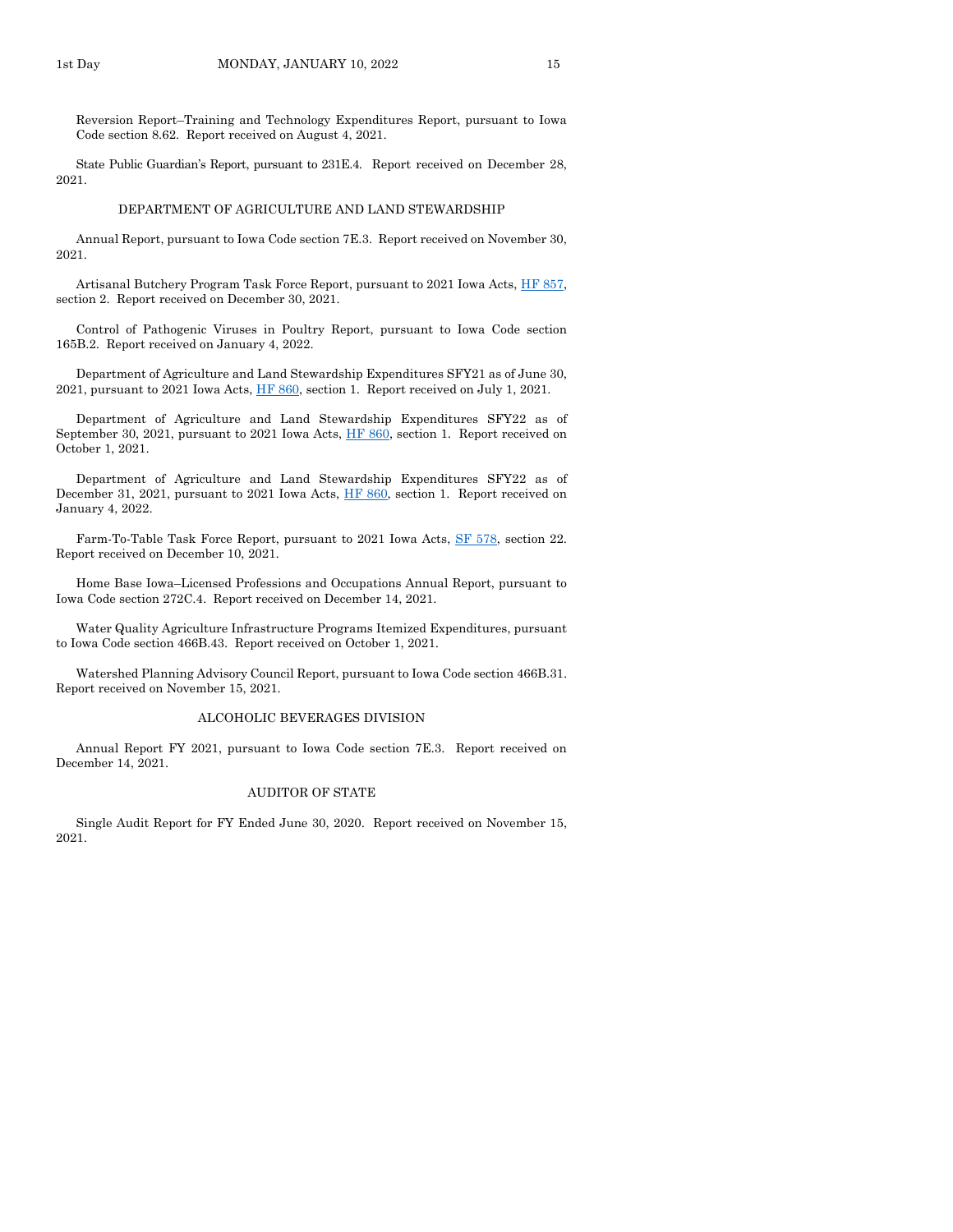Reversion Report–Training and Technology Expenditures Report, pursuant to Iowa Code section 8.62. Report received on August 4, 2021.

State Public Guardian's Report, pursuant to 231E.4. Report received on December 28, 2021.

DEPARTMENT OF AGRICULTURE AND LAND STEWARDSHIP

Annual Report, pursuant to Iowa Code section 7E.3. Report received on November 30, 2021.

Artisanal Butchery Program Task Force Report, pursuant to 2021 Iowa Acts, HF 857, section 2. Report received on December 30, 2021.

Control of Pathogenic Viruses in Poultry Report, pursuant to Iowa Code section 165B.2. Report received on January 4, 2022.

Department of Agriculture and Land Stewardship Expenditures SFY21 as of June 30, 2021, pursuant to 2021 Iowa Acts, HF 860, section 1. Report received on July 1, 2021.

Department of Agriculture and Land Stewardship Expenditures SFY22 as of September 30, 2021, pursuant to 2021 Iowa Acts, HF 860, section 1. Report received on October 1, 2021.

Department of Agriculture and Land Stewardship Expenditures SFY22 as of December 31, 2021, pursuant to 2021 Iowa Acts, HF 860, section 1. Report received on January 4, 2022.

Farm-To-Table Task Force Report, pursuant to 2021 Iowa Acts, SF 578, section 22. Report received on December 10, 2021.

Home Base Iowa–Licensed Professions and Occupations Annual Report, pursuant to Iowa Code section 272C.4. Report received on December 14, 2021.

Water Quality Agriculture Infrastructure Programs Itemized Expenditures, pursuant to Iowa Code section 466B.43. Report received on October 1, 2021.

Watershed Planning Advisory Council Report, pursuant to Iowa Code section 466B.31. Report received on November 15, 2021.

ALCOHOLIC BEVERAGES DIVISION

Annual Report FY 2021, pursuant to Iowa Code section 7E.3. Report received on December 14, 2021.

AUDITOR OF STATE

Single Audit Report for FY Ended June 30, 2020. Report received on November 15, 2021.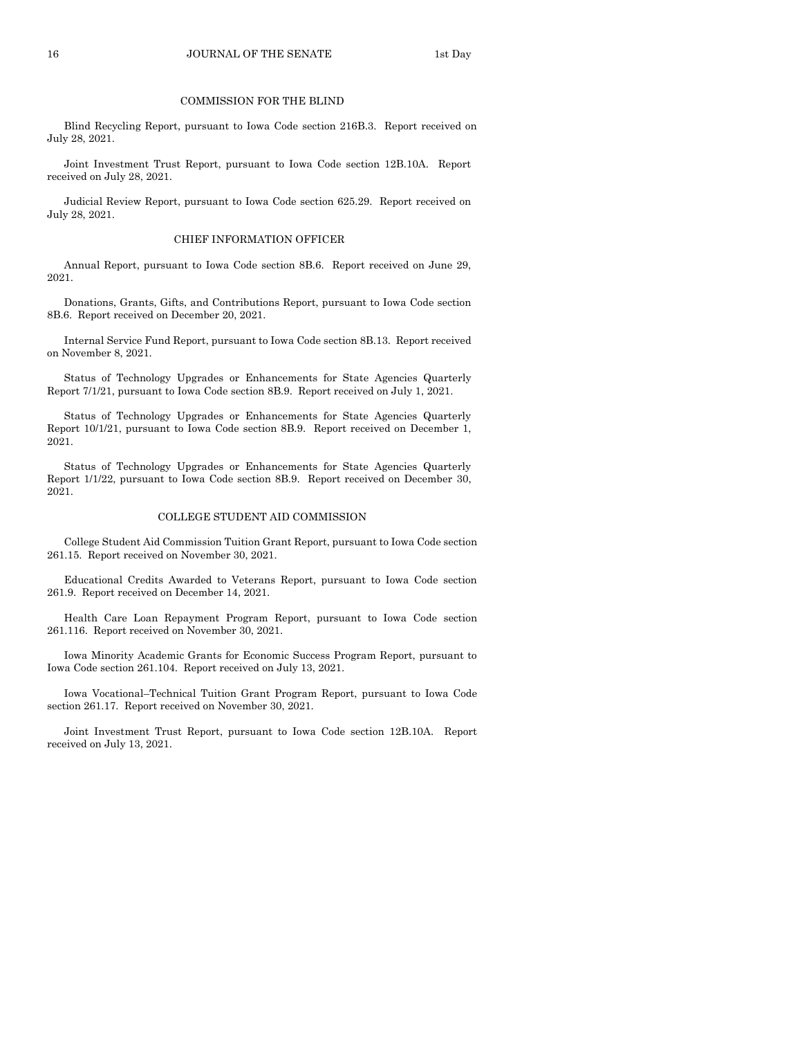### COMMISSION FOR THE BLIND

Blind Recycling Report, pursuant to Iowa Code section 216B.3. Report received on July 28, 2021.

Joint Investment Trust Report, pursuant to Iowa Code section 12B.10A. Report received on July 28, 2021.

Judicial Review Report, pursuant to Iowa Code section 625.29. Report received on July 28, 2021.

### CHIEF INFORMATION OFFICER

Annual Report, pursuant to Iowa Code section 8B.6. Report received on June 29, 2021.

Donations, Grants, Gifts, and Contributions Report, pursuant to Iowa Code section 8B.6. Report received on December 20, 2021.

Internal Service Fund Report, pursuant to Iowa Code section 8B.13. Report received on November 8, 2021.

Status of Technology Upgrades or Enhancements for State Agencies Quarterly Report 7/1/21, pursuant to Iowa Code section 8B.9. Report received on July 1, 2021.

Status of Technology Upgrades or Enhancements for State Agencies Quarterly Report 10/1/21, pursuant to Iowa Code section 8B.9. Report received on December 1, 2021.

Status of Technology Upgrades or Enhancements for State Agencies Quarterly Report 1/1/22, pursuant to Iowa Code section 8B.9. Report received on December 30, 2021.

### COLLEGE STUDENT AID COMMISSION

College Student Aid Commission Tuition Grant Report, pursuant to Iowa Code section 261.15. Report received on November 30, 2021.

Educational Credits Awarded to Veterans Report, pursuant to Iowa Code section 261.9. Report received on December 14, 2021.

Health Care Loan Repayment Program Report, pursuant to Iowa Code section 261.116. Report received on November 30, 2021.

Iowa Minority Academic Grants for Economic Success Program Report, pursuant to Iowa Code section 261.104. Report received on July 13, 2021.

Iowa Vocational–Technical Tuition Grant Program Report, pursuant to Iowa Code section 261.17. Report received on November 30, 2021.

Joint Investment Trust Report, pursuant to Iowa Code section 12B.10A. Report received on July 13, 2021.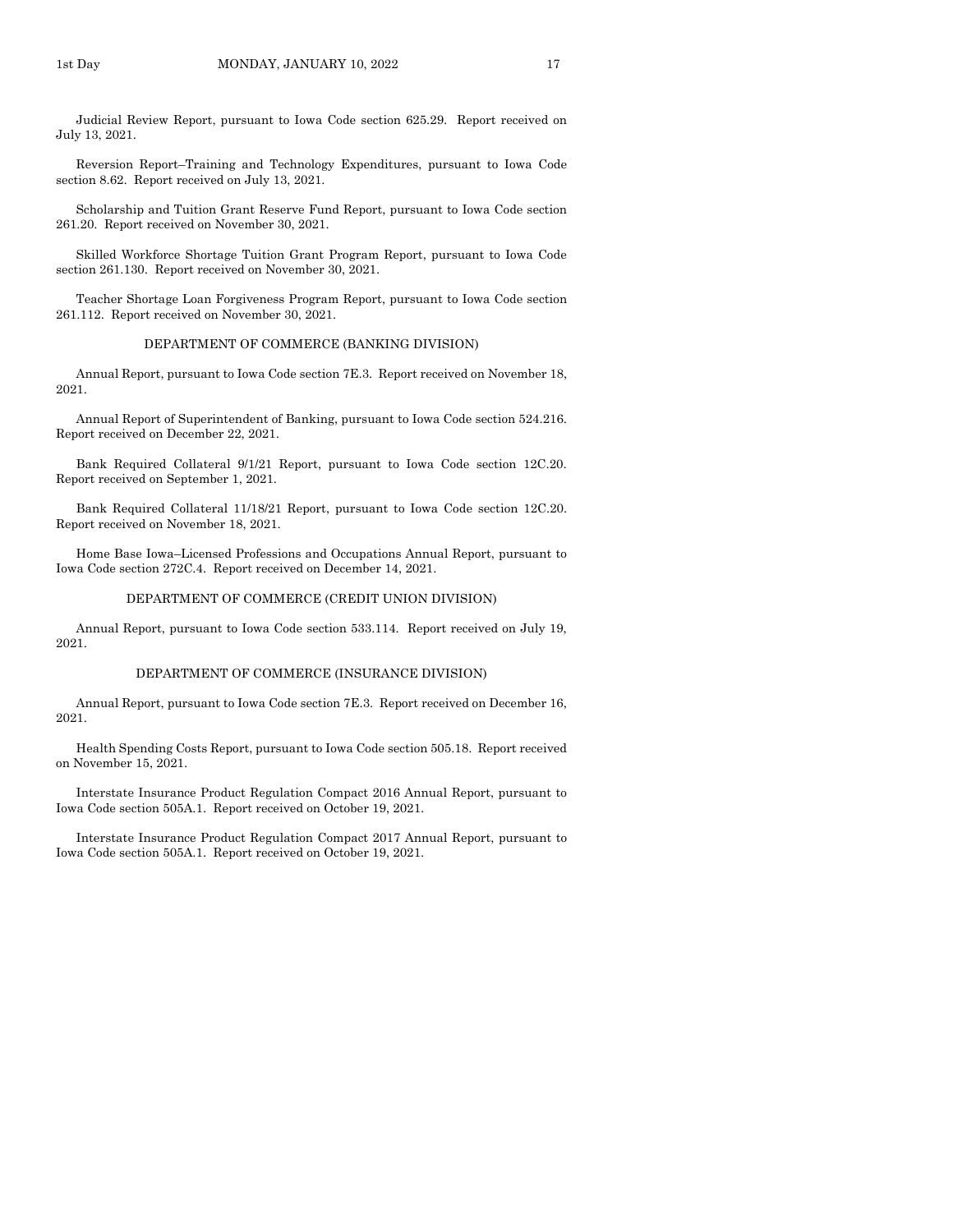Judicial Review Report, pursuant to Iowa Code section 625.29. Report received on July 13, 2021.

Reversion Report–Training and Technology Expenditures, pursuant to Iowa Code section 8.62. Report received on July 13, 2021.

Scholarship and Tuition Grant Reserve Fund Report, pursuant to Iowa Code section 261.20. Report received on November 30, 2021.

Skilled Workforce Shortage Tuition Grant Program Report, pursuant to Iowa Code section 261.130. Report received on November 30, 2021.

Teacher Shortage Loan Forgiveness Program Report, pursuant to Iowa Code section 261.112. Report received on November 30, 2021.

DEPARTMENT OF COMMERCE (BANKING DIVISION)

Annual Report, pursuant to Iowa Code section 7E.3. Report received on November 18, 2021.

Annual Report of Superintendent of Banking, pursuant to Iowa Code section 524.216. Report received on December 22, 2021.

Bank Required Collateral 9/1/21 Report, pursuant to Iowa Code section 12C.20. Report received on September 1, 2021.

Bank Required Collateral 11/18/21 Report, pursuant to Iowa Code section 12C.20. Report received on November 18, 2021.

Home Base Iowa–Licensed Professions and Occupations Annual Report, pursuant to Iowa Code section 272C.4. Report received on December 14, 2021.

DEPARTMENT OF COMMERCE (CREDIT UNION DIVISION)

Annual Report, pursuant to Iowa Code section 533.114. Report received on July 19, 2021.

DEPARTMENT OF COMMERCE (INSURANCE DIVISION)

Annual Report, pursuant to Iowa Code section 7E.3. Report received on December 16, 2021.

Health Spending Costs Report, pursuant to Iowa Code section 505.18. Report received on November 15, 2021.

Interstate Insurance Product Regulation Compact 2016 Annual Report, pursuant to Iowa Code section 505A.1. Report received on October 19, 2021.

Interstate Insurance Product Regulation Compact 2017 Annual Report, pursuant to Iowa Code section 505A.1. Report received on October 19, 2021.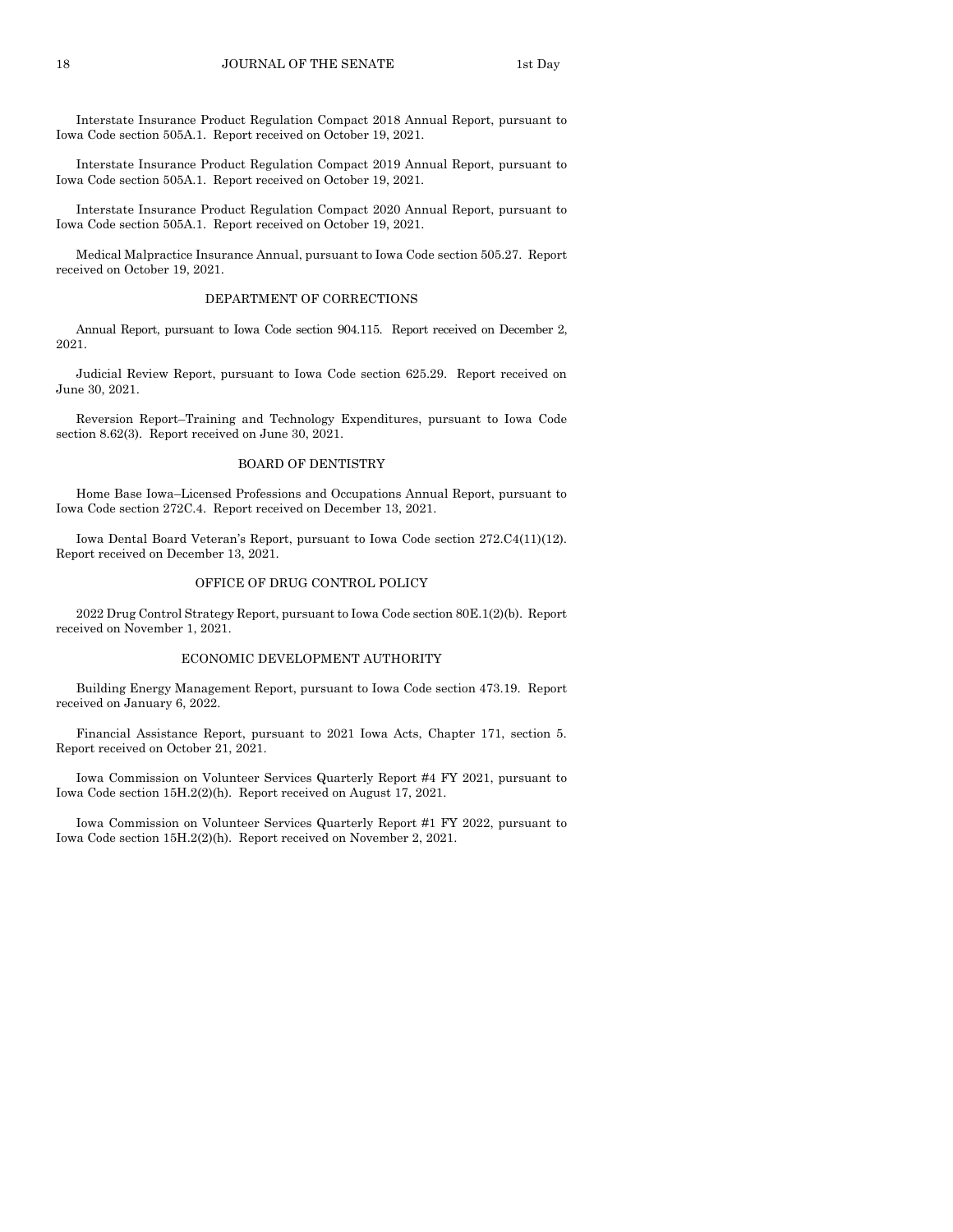Interstate Insurance Product Regulation Compact 2018 Annual Report, pursuant to Iowa Code section 505A.1. Report received on October 19, 2021.

Interstate Insurance Product Regulation Compact 2019 Annual Report, pursuant to Iowa Code section 505A.1. Report received on October 19, 2021.

Interstate Insurance Product Regulation Compact 2020 Annual Report, pursuant to Iowa Code section 505A.1. Report received on October 19, 2021.

Medical Malpractice Insurance Annual, pursuant to Iowa Code section 505.27. Report received on October 19, 2021.

### DEPARTMENT OF CORRECTIONS

Annual Report, pursuant to Iowa Code section 904.115. Report received on December 2, 2021.

Judicial Review Report, pursuant to Iowa Code section 625.29. Report received on June 30, 2021.

Reversion Report–Training and Technology Expenditures, pursuant to Iowa Code section 8.62(3). Report received on June 30, 2021.

### BOARD OF DENTISTRY

Home Base Iowa–Licensed Professions and Occupations Annual Report, pursuant to Iowa Code section 272C.4. Report received on December 13, 2021.

Iowa Dental Board Veteran's Report, pursuant to Iowa Code section 272.C4(11)(12). Report received on December 13, 2021.

### OFFICE OF DRUG CONTROL POLICY

2022 Drug Control Strategy Report, pursuant to Iowa Code section 80E.1(2)(b). Report received on November 1, 2021.

### ECONOMIC DEVELOPMENT AUTHORITY

Building Energy Management Report, pursuant to Iowa Code section 473.19. Report received on January 6, 2022.

Financial Assistance Report, pursuant to 2021 Iowa Acts, Chapter 171, section 5. Report received on October 21, 2021.

Iowa Commission on Volunteer Services Quarterly Report #4 FY 2021, pursuant to Iowa Code section 15H.2(2)(h). Report received on August 17, 2021.

Iowa Commission on Volunteer Services Quarterly Report #1 FY 2022, pursuant to Iowa Code section 15H.2(2)(h). Report received on November 2, 2021.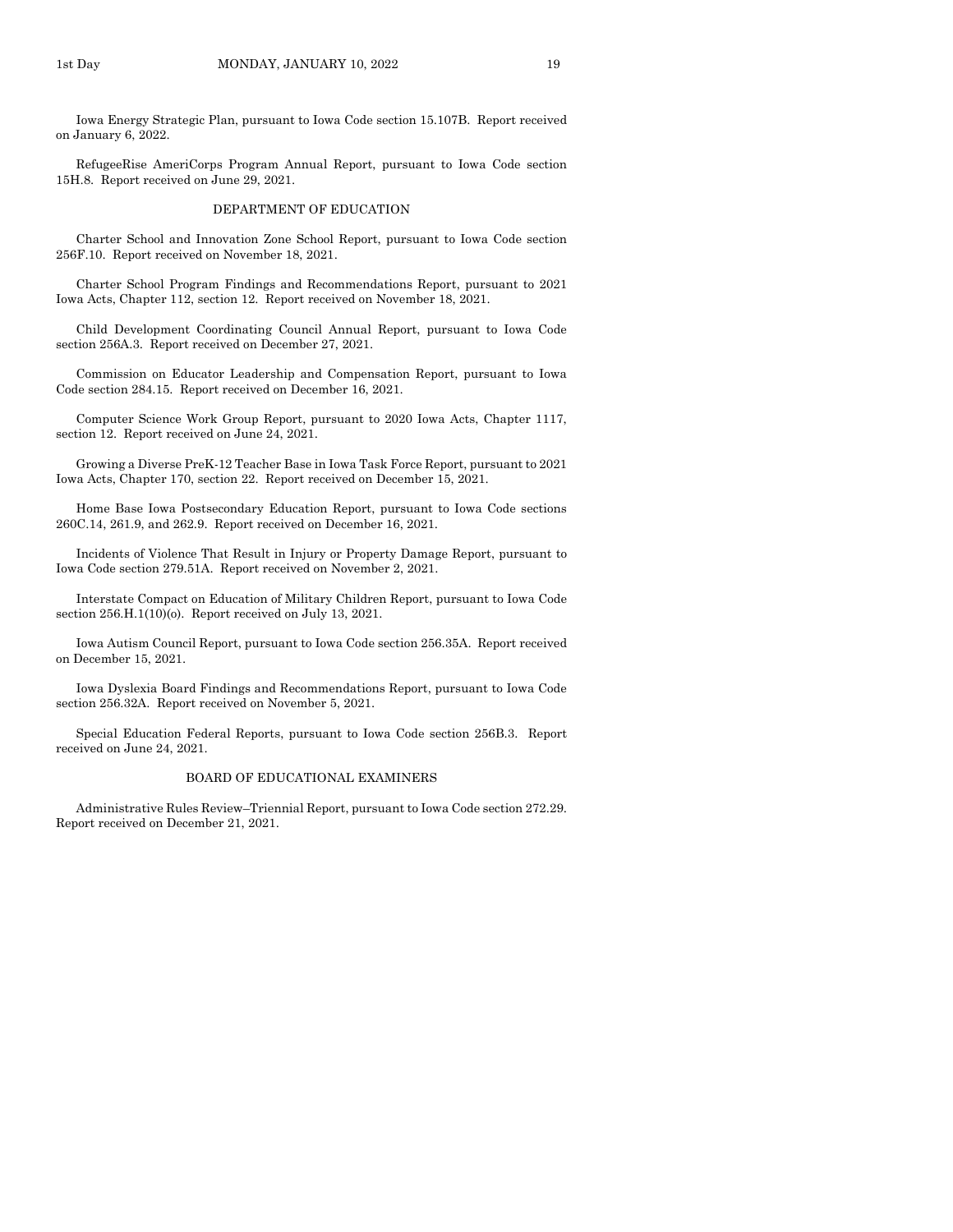Iowa Energy Strategic Plan, pursuant to Iowa Code section 15.107B. Report received on January 6, 2022.

RefugeeRise AmeriCorps Program Annual Report, pursuant to Iowa Code section 15H.8. Report received on June 29, 2021.

## DEPARTMENT OF EDUCATION

Charter School and Innovation Zone School Report, pursuant to Iowa Code section 256F.10. Report received on November 18, 2021.

Charter School Program Findings and Recommendations Report, pursuant to 2021 Iowa Acts, Chapter 112, section 12. Report received on November 18, 2021.

Child Development Coordinating Council Annual Report, pursuant to Iowa Code section 256A.3. Report received on December 27, 2021.

Commission on Educator Leadership and Compensation Report, pursuant to Iowa Code section 284.15. Report received on December 16, 2021.

Computer Science Work Group Report, pursuant to 2020 Iowa Acts, Chapter 1117, section 12. Report received on June 24, 2021.

Growing a Diverse PreK-12 Teacher Base in Iowa Task Force Report, pursuant to 2021 Iowa Acts, Chapter 170, section 22. Report received on December 15, 2021.

Home Base Iowa Postsecondary Education Report, pursuant to Iowa Code sections 260C.14, 261.9, and 262.9. Report received on December 16, 2021.

Incidents of Violence That Result in Injury or Property Damage Report, pursuant to Iowa Code section 279.51A. Report received on November 2, 2021.

Interstate Compact on Education of Military Children Report, pursuant to Iowa Code section 256.H.1(10)(o). Report received on July 13, 2021.

Iowa Autism Council Report, pursuant to Iowa Code section 256.35A. Report received on December 15, 2021.

Iowa Dyslexia Board Findings and Recommendations Report, pursuant to Iowa Code section 256.32A. Report received on November 5, 2021.

Special Education Federal Reports, pursuant to Iowa Code section 256B.3. Report received on June 24, 2021.

## BOARD OF EDUCATIONAL EXAMINERS

Administrative Rules Review–Triennial Report, pursuant to Iowa Code section 272.29. Report received on December 21, 2021.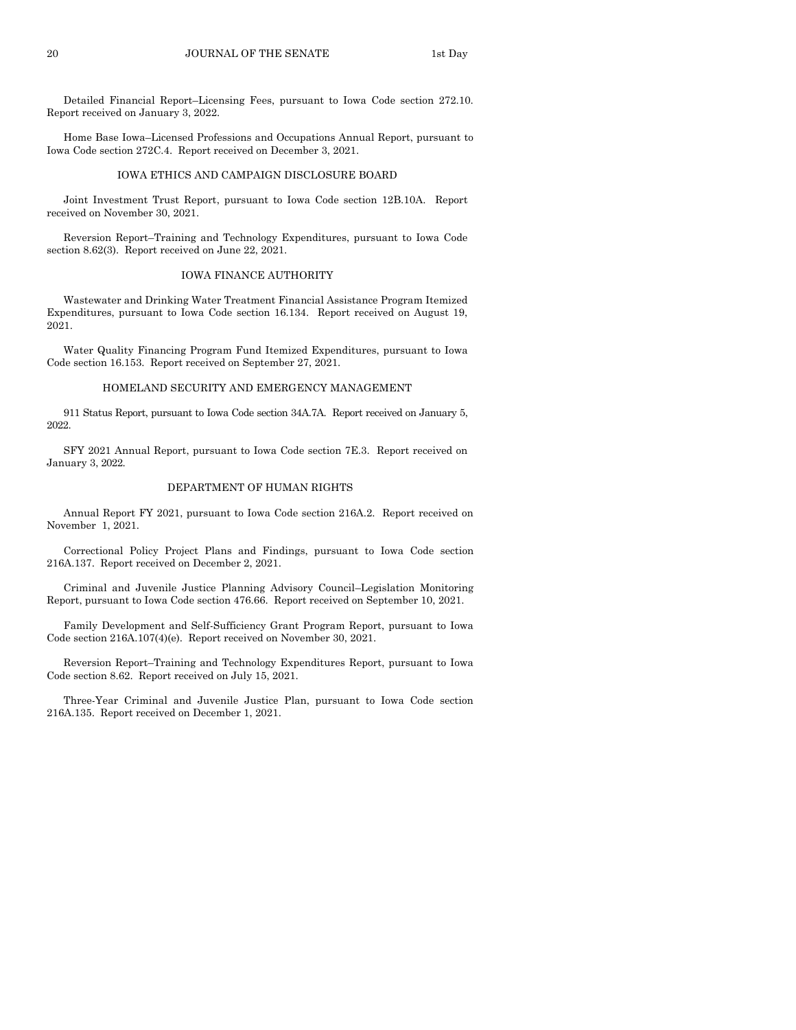Detailed Financial Report–Licensing Fees, pursuant to Iowa Code section 272.10. Report received on January 3, 2022.

Home Base Iowa–Licensed Professions and Occupations Annual Report, pursuant to Iowa Code section 272C.4. Report received on December 3, 2021.

### IOWA ETHICS AND CAMPAIGN DISCLOSURE BOARD

Joint Investment Trust Report, pursuant to Iowa Code section 12B.10A. Report received on November 30, 2021.

Reversion Report–Training and Technology Expenditures, pursuant to Iowa Code section 8.62(3). Report received on June 22, 2021.

### IOWA FINANCE AUTHORITY

Wastewater and Drinking Water Treatment Financial Assistance Program Itemized Expenditures, pursuant to Iowa Code section 16.134. Report received on August 19, 2021.

Water Quality Financing Program Fund Itemized Expenditures, pursuant to Iowa Code section 16.153. Report received on September 27, 2021.

### HOMELAND SECURITY AND EMERGENCY MANAGEMENT

911 Status Report, pursuant to Iowa Code section 34A.7A. Report received on January 5, 2022.

SFY 2021 Annual Report, pursuant to Iowa Code section 7E.3. Report received on January 3, 2022.

### DEPARTMENT OF HUMAN RIGHTS

Annual Report FY 2021, pursuant to Iowa Code section 216A.2. Report received on November 1, 2021.

Correctional Policy Project Plans and Findings, pursuant to Iowa Code section 216A.137. Report received on December 2, 2021.

Criminal and Juvenile Justice Planning Advisory Council–Legislation Monitoring Report, pursuant to Iowa Code section 476.66. Report received on September 10, 2021.

Family Development and Self-Sufficiency Grant Program Report, pursuant to Iowa Code section 216A.107(4)(e). Report received on November 30, 2021.

Reversion Report–Training and Technology Expenditures Report, pursuant to Iowa Code section 8.62. Report received on July 15, 2021.

Three-Year Criminal and Juvenile Justice Plan, pursuant to Iowa Code section 216A.135. Report received on December 1, 2021.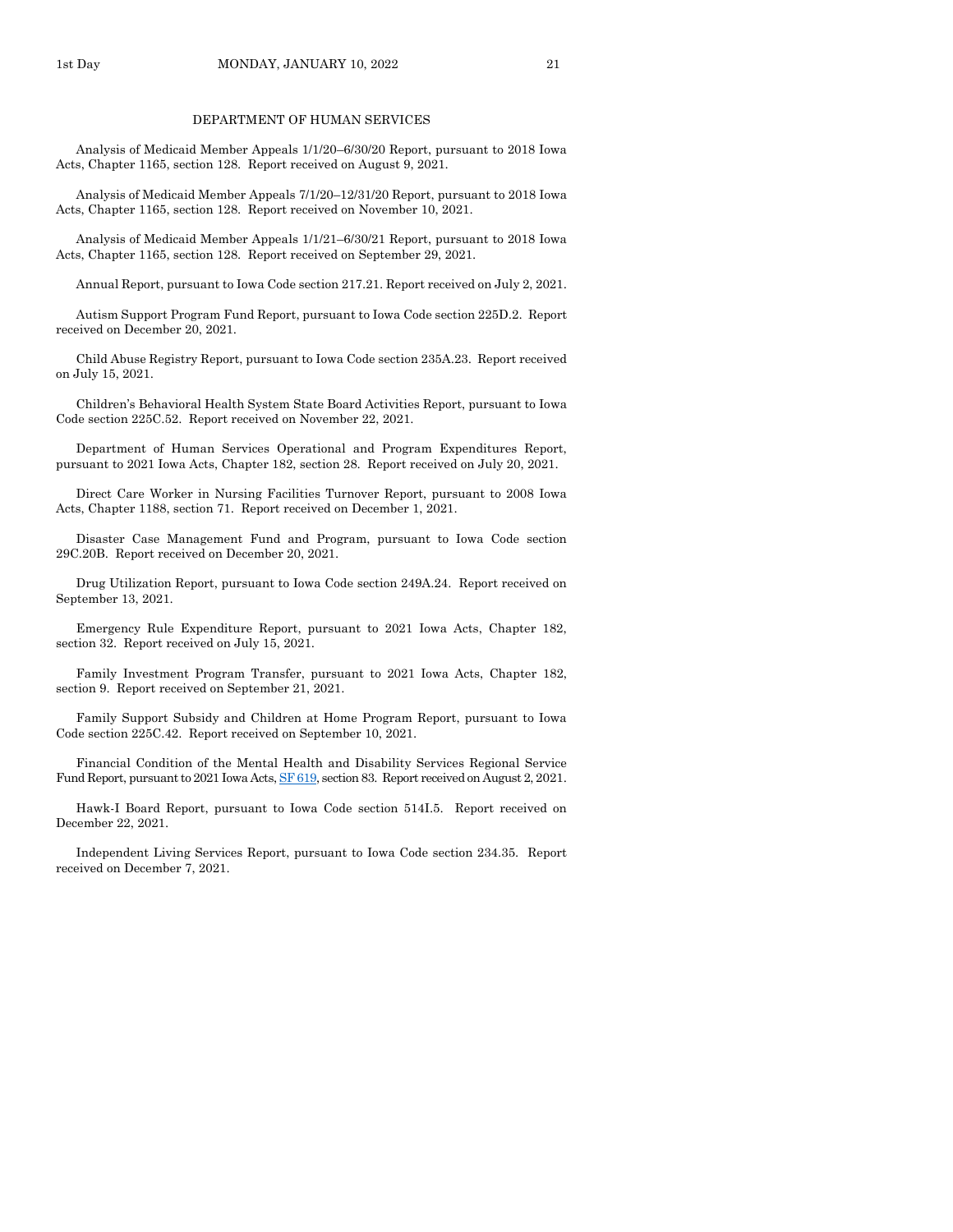## DEPARTMENT OF HUMAN SERVICES

Analysis of Medicaid Member Appeals 1/1/20–6/30/20 Report, pursuant to 2018 Iowa Acts, Chapter 1165, section 128. Report received on August 9, 2021.

Analysis of Medicaid Member Appeals 7/1/20–12/31/20 Report, pursuant to 2018 Iowa Acts, Chapter 1165, section 128. Report received on November 10, 2021.

Analysis of Medicaid Member Appeals 1/1/21–6/30/21 Report, pursuant to 2018 Iowa Acts, Chapter 1165, section 128. Report received on September 29, 2021.

Annual Report, pursuant to Iowa Code section 217.21. Report received on July 2, 2021.

Autism Support Program Fund Report, pursuant to Iowa Code section 225D.2. Report received on December 20, 2021.

Child Abuse Registry Report, pursuant to Iowa Code section 235A.23. Report received on July 15, 2021.

Children's Behavioral Health System State Board Activities Report, pursuant to Iowa Code section 225C.52. Report received on November 22, 2021.

Department of Human Services Operational and Program Expenditures Report, pursuant to 2021 Iowa Acts, Chapter 182, section 28. Report received on July 20, 2021.

Direct Care Worker in Nursing Facilities Turnover Report, pursuant to 2008 Iowa Acts, Chapter 1188, section 71. Report received on December 1, 2021.

Disaster Case Management Fund and Program, pursuant to Iowa Code section 29C.20B. Report received on December 20, 2021.

Drug Utilization Report, pursuant to Iowa Code section 249A.24. Report received on September 13, 2021.

Emergency Rule Expenditure Report, pursuant to 2021 Iowa Acts, Chapter 182, section 32. Report received on July 15, 2021.

Family Investment Program Transfer, pursuant to 2021 Iowa Acts, Chapter 182, section 9. Report received on September 21, 2021.

Family Support Subsidy and Children at Home Program Report, pursuant to Iowa Code section 225C.42. Report received on September 10, 2021.

Financial Condition of the Mental Health and Disability Services Regional Service Fund Report, pursuant to 2021 Iowa Acts, SF 619, section 83. Report received on August 2, 2021.

Hawk-I Board Report, pursuant to Iowa Code section 514I.5. Report received on December 22, 2021.

Independent Living Services Report, pursuant to Iowa Code section 234.35. Report received on December 7, 2021.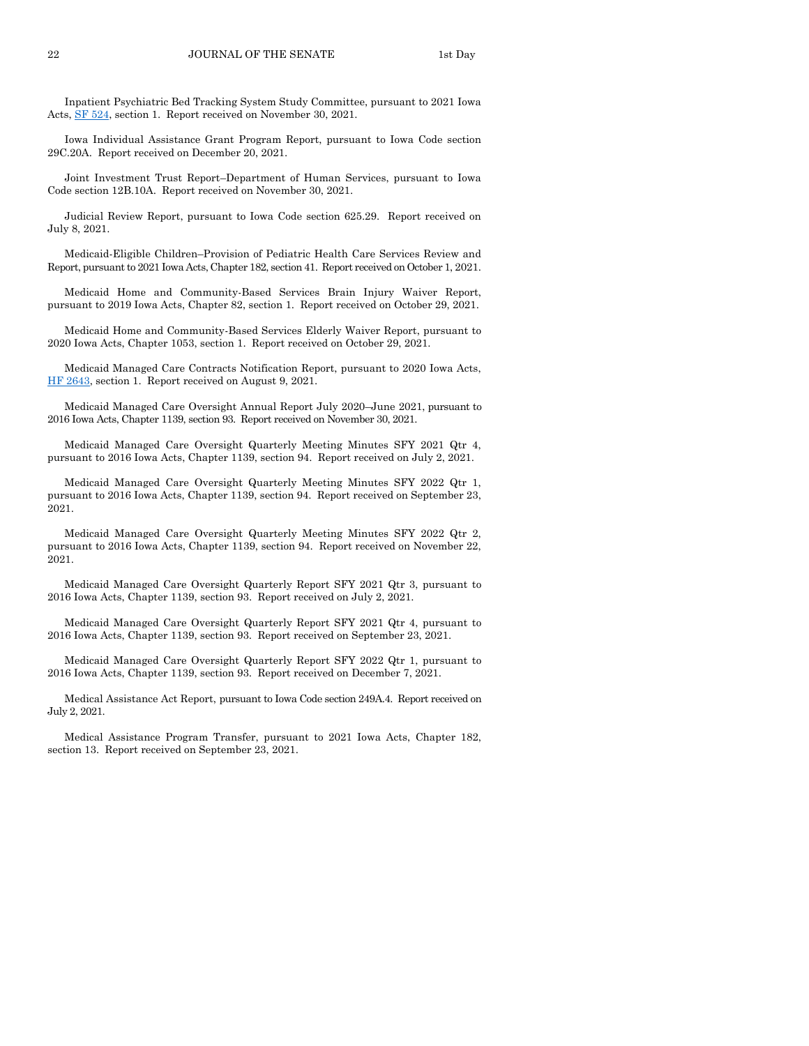Inpatient Psychiatric Bed Tracking System Study Committee, pursuant to 2021 Iowa Acts, SF 524, section 1. Report received on November 30, 2021.

Iowa Individual Assistance Grant Program Report, pursuant to Iowa Code section 29C.20A. Report received on December 20, 2021.

Joint Investment Trust Report–Department of Human Services, pursuant to Iowa Code section 12B.10A. Report received on November 30, 2021.

Judicial Review Report, pursuant to Iowa Code section 625.29. Report received on July 8, 2021.

Medicaid-Eligible Children–Provision of Pediatric Health Care Services Review and Report, pursuant to 2021 Iowa Acts, Chapter 182, section 41. Report received on October 1, 2021.

Medicaid Home and Community-Based Services Brain Injury Waiver Report, pursuant to 2019 Iowa Acts, Chapter 82, section 1. Report received on October 29, 2021.

Medicaid Home and Community-Based Services Elderly Waiver Report, pursuant to 2020 Iowa Acts, Chapter 1053, section 1. Report received on October 29, 2021.

Medicaid Managed Care Contracts Notification Report, pursuant to 2020 Iowa Acts, HF 2643, section 1. Report received on August 9, 2021.

Medicaid Managed Care Oversight Annual Report July 2020–June 2021, pursuant to 2016 Iowa Acts, Chapter 1139, section 93. Report received on November 30, 2021.

Medicaid Managed Care Oversight Quarterly Meeting Minutes SFY 2021 Qtr 4, pursuant to 2016 Iowa Acts, Chapter 1139, section 94. Report received on July 2, 2021.

Medicaid Managed Care Oversight Quarterly Meeting Minutes SFY 2022 Qtr 1, pursuant to 2016 Iowa Acts, Chapter 1139, section 94. Report received on September 23, 2021.

Medicaid Managed Care Oversight Quarterly Meeting Minutes SFY 2022 Qtr 2, pursuant to 2016 Iowa Acts, Chapter 1139, section 94. Report received on November 22, 2021.

Medicaid Managed Care Oversight Quarterly Report SFY 2021 Qtr 3, pursuant to 2016 Iowa Acts, Chapter 1139, section 93. Report received on July 2, 2021.

Medicaid Managed Care Oversight Quarterly Report SFY 2021 Qtr 4, pursuant to 2016 Iowa Acts, Chapter 1139, section 93. Report received on September 23, 2021.

Medicaid Managed Care Oversight Quarterly Report SFY 2022 Qtr 1, pursuant to 2016 Iowa Acts, Chapter 1139, section 93. Report received on December 7, 2021.

Medical Assistance Act Report, pursuant to Iowa Code section 249A.4. Report received on July 2, 2021.

Medical Assistance Program Transfer, pursuant to 2021 Iowa Acts, Chapter 182, section 13. Report received on September 23, 2021.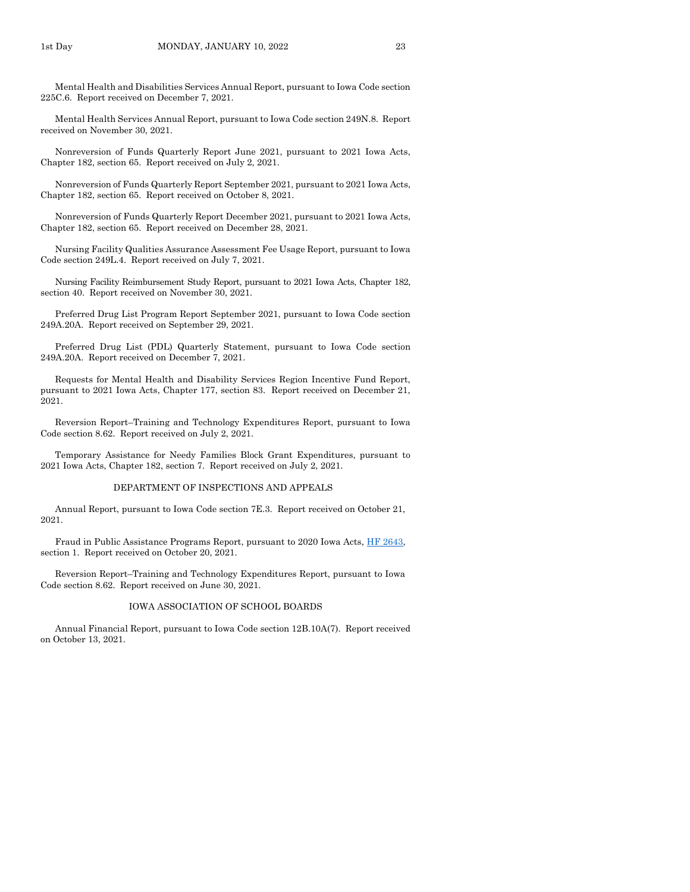Mental Health and Disabilities Services Annual Report, pursuant to Iowa Code section 225C.6. Report received on December 7, 2021.

Mental Health Services Annual Report, pursuant to Iowa Code section 249N.8. Report received on November 30, 2021.

Nonreversion of Funds Quarterly Report June 2021, pursuant to 2021 Iowa Acts, Chapter 182, section 65. Report received on July 2, 2021.

Nonreversion of Funds Quarterly Report September 2021, pursuant to 2021 Iowa Acts, Chapter 182, section 65. Report received on October 8, 2021.

Nonreversion of Funds Quarterly Report December 2021, pursuant to 2021 Iowa Acts, Chapter 182, section 65. Report received on December 28, 2021.

Nursing Facility Qualities Assurance Assessment Fee Usage Report, pursuant to Iowa Code section 249L.4. Report received on July 7, 2021.

Nursing Facility Reimbursement Study Report, pursuant to 2021 Iowa Acts, Chapter 182, section 40. Report received on November 30, 2021.

Preferred Drug List Program Report September 2021, pursuant to Iowa Code section 249A.20A. Report received on September 29, 2021.

Preferred Drug List (PDL) Quarterly Statement, pursuant to Iowa Code section 249A.20A. Report received on December 7, 2021.

Requests for Mental Health and Disability Services Region Incentive Fund Report, pursuant to 2021 Iowa Acts, Chapter 177, section 83. Report received on December 21, 2021.

Reversion Report–Training and Technology Expenditures Report, pursuant to Iowa Code section 8.62. Report received on July 2, 2021.

Temporary Assistance for Needy Families Block Grant Expenditures, pursuant to 2021 Iowa Acts, Chapter 182, section 7. Report received on July 2, 2021.

DEPARTMENT OF INSPECTIONS AND APPEALS

Annual Report, pursuant to Iowa Code section 7E.3. Report received on October 21, 2021.

Fraud in Public Assistance Programs Report, pursuant to 2020 Iowa Acts, HF 2643, section 1. Report received on October 20, 2021.

Reversion Report–Training and Technology Expenditures Report, pursuant to Iowa Code section 8.62. Report received on June 30, 2021.

IOWA ASSOCIATION OF SCHOOL BOARDS

Annual Financial Report, pursuant to Iowa Code section 12B.10A(7). Report received on October 13, 2021.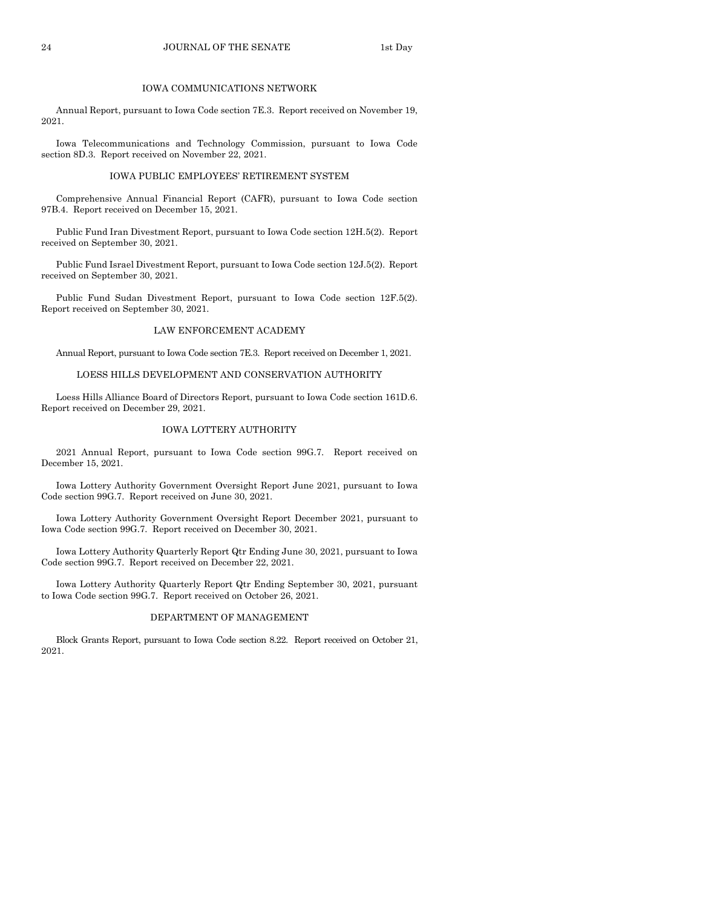IOWA COMMUNICATIONS NETWORK

Annual Report, pursuant to Iowa Code section 7E.3. Report received on November 19, 2021.

Iowa Telecommunications and Technology Commission, pursuant to Iowa Code section 8D.3. Report received on November 22, 2021.

IOWA PUBLIC EMPLOYEES' RETIREMENT SYSTEM

Comprehensive Annual Financial Report (CAFR), pursuant to Iowa Code section 97B.4. Report received on December 15, 2021.

Public Fund Iran Divestment Report, pursuant to Iowa Code section 12H.5(2). Report received on September 30, 2021.

Public Fund Israel Divestment Report, pursuant to Iowa Code section 12J.5(2). Report received on September 30, 2021.

Public Fund Sudan Divestment Report, pursuant to Iowa Code section 12F.5(2). Report received on September 30, 2021.

LAW ENFORCEMENT ACADEMY

Annual Report, pursuant to Iowa Code section 7E.3. Report received on December 1, 2021.

LOESS HILLS DEVELOPMENT AND CONSERVATION AUTHORITY

Loess Hills Alliance Board of Directors Report, pursuant to Iowa Code section 161D.6. Report received on December 29, 2021.

IOWA LOTTERY AUTHORITY

2021 Annual Report, pursuant to Iowa Code section 99G.7. Report received on December 15, 2021.

Iowa Lottery Authority Government Oversight Report June 2021, pursuant to Iowa Code section 99G.7. Report received on June 30, 2021.

Iowa Lottery Authority Government Oversight Report December 2021, pursuant to Iowa Code section 99G.7. Report received on December 30, 2021.

Iowa Lottery Authority Quarterly Report Qtr Ending June 30, 2021, pursuant to Iowa Code section 99G.7. Report received on December 22, 2021.

Iowa Lottery Authority Quarterly Report Qtr Ending September 30, 2021, pursuant to Iowa Code section 99G.7. Report received on October 26, 2021.

DEPARTMENT OF MANAGEMENT

Block Grants Report, pursuant to Iowa Code section 8.22. Report received on October 21, 2021.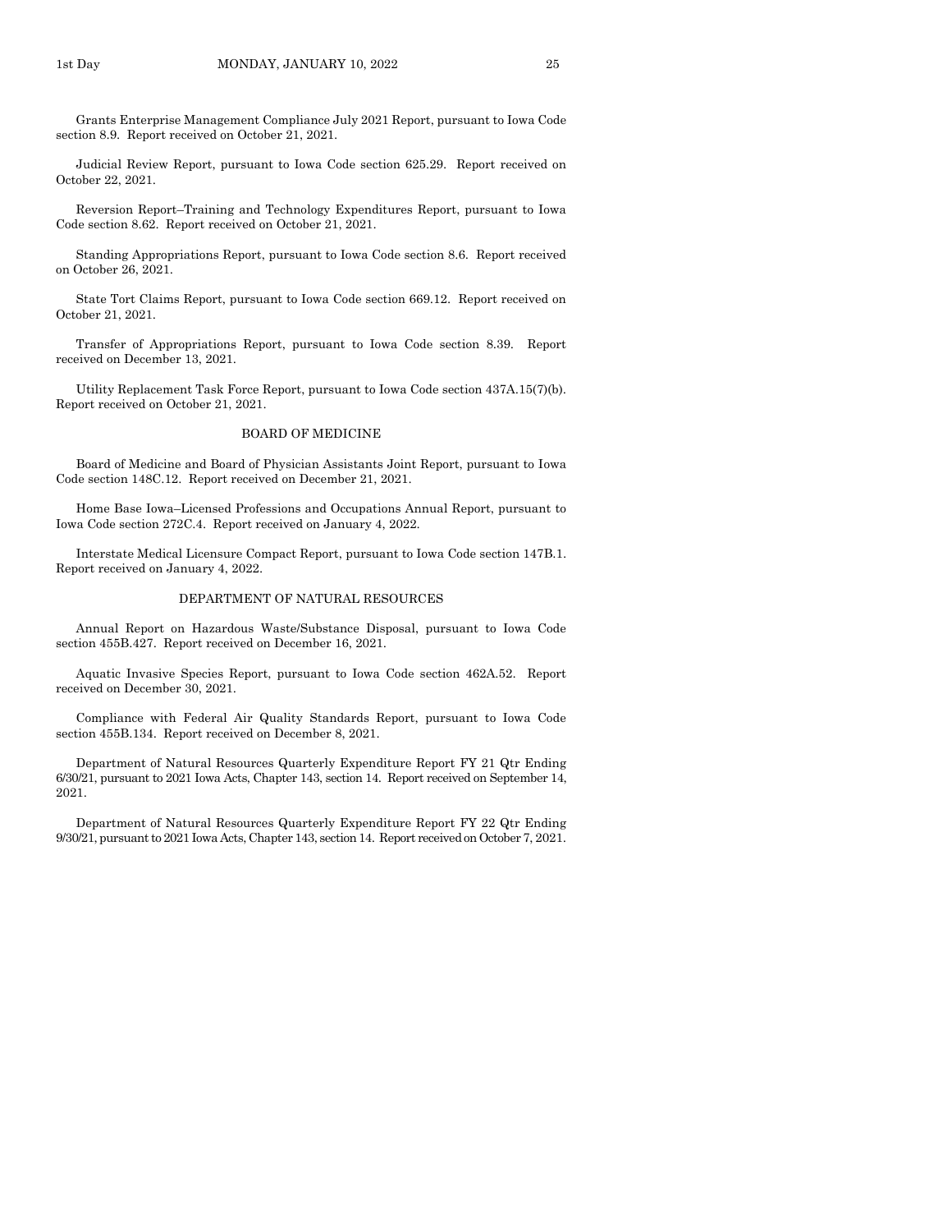Grants Enterprise Management Compliance July 2021 Report, pursuant to Iowa Code section 8.9. Report received on October 21, 2021.

Judicial Review Report, pursuant to Iowa Code section 625.29. Report received on October 22, 2021.

Reversion Report–Training and Technology Expenditures Report, pursuant to Iowa Code section 8.62. Report received on October 21, 2021.

Standing Appropriations Report, pursuant to Iowa Code section 8.6. Report received on October 26, 2021.

State Tort Claims Report, pursuant to Iowa Code section 669.12. Report received on October 21, 2021.

Transfer of Appropriations Report, pursuant to Iowa Code section 8.39. Report received on December 13, 2021.

Utility Replacement Task Force Report, pursuant to Iowa Code section 437A.15(7)(b). Report received on October 21, 2021.

## BOARD OF MEDICINE

Board of Medicine and Board of Physician Assistants Joint Report, pursuant to Iowa Code section 148C.12. Report received on December 21, 2021.

Home Base Iowa–Licensed Professions and Occupations Annual Report, pursuant to Iowa Code section 272C.4. Report received on January 4, 2022.

Interstate Medical Licensure Compact Report, pursuant to Iowa Code section 147B.1. Report received on January 4, 2022.

## DEPARTMENT OF NATURAL RESOURCES

Annual Report on Hazardous Waste/Substance Disposal, pursuant to Iowa Code section 455B.427. Report received on December 16, 2021.

Aquatic Invasive Species Report, pursuant to Iowa Code section 462A.52. Report received on December 30, 2021.

Compliance with Federal Air Quality Standards Report, pursuant to Iowa Code section 455B.134. Report received on December 8, 2021.

Department of Natural Resources Quarterly Expenditure Report FY 21 Qtr Ending 6/30/21, pursuant to 2021 Iowa Acts, Chapter 143, section 14. Report received on September 14, 2021.

Department of Natural Resources Quarterly Expenditure Report FY 22 Qtr Ending 9/30/21, pursuant to 2021 Iowa Acts, Chapter 143, section 14. Report received on October 7, 2021.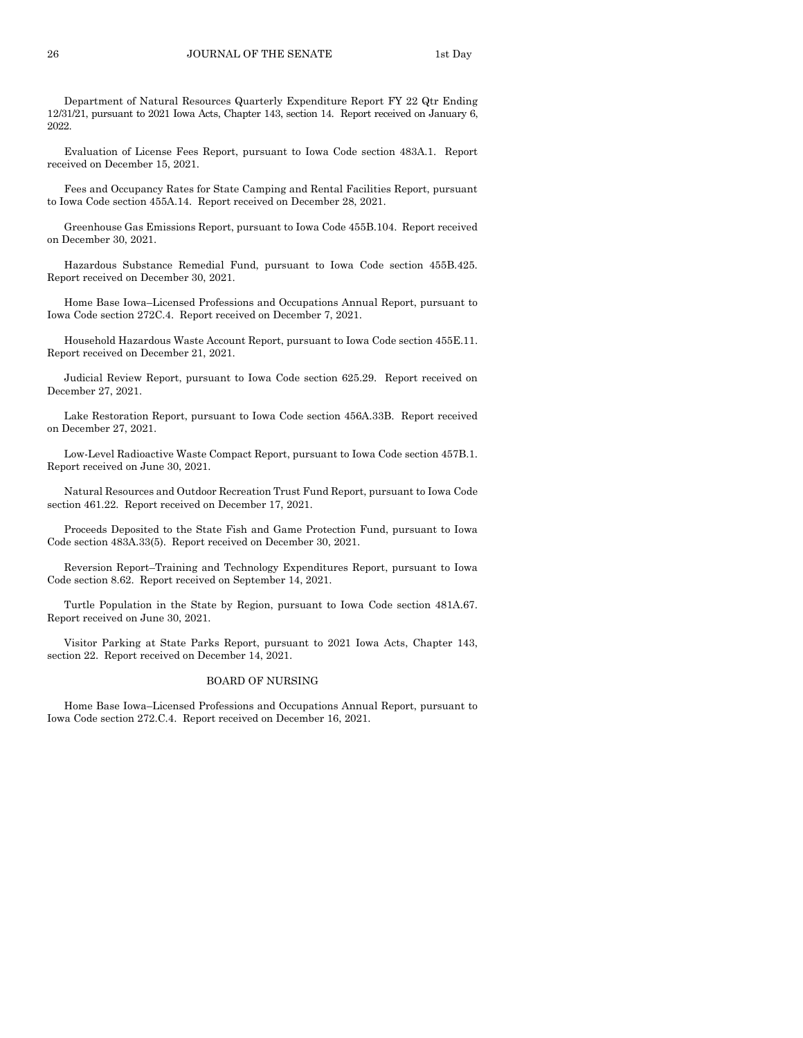Department of Natural Resources Quarterly Expenditure Report FY 22 Qtr Ending 12/31/21, pursuant to 2021 Iowa Acts, Chapter 143, section 14. Report received on January 6, 2022.

Evaluation of License Fees Report, pursuant to Iowa Code section 483A.1. Report received on December 15, 2021.

Fees and Occupancy Rates for State Camping and Rental Facilities Report, pursuant to Iowa Code section 455A.14. Report received on December 28, 2021.

Greenhouse Gas Emissions Report, pursuant to Iowa Code 455B.104. Report received on December 30, 2021.

Hazardous Substance Remedial Fund, pursuant to Iowa Code section 455B.425. Report received on December 30, 2021.

Home Base Iowa–Licensed Professions and Occupations Annual Report, pursuant to Iowa Code section 272C.4. Report received on December 7, 2021.

Household Hazardous Waste Account Report, pursuant to Iowa Code section 455E.11. Report received on December 21, 2021.

Judicial Review Report, pursuant to Iowa Code section 625.29. Report received on December 27, 2021.

Lake Restoration Report, pursuant to Iowa Code section 456A.33B. Report received on December 27, 2021.

Low-Level Radioactive Waste Compact Report, pursuant to Iowa Code section 457B.1. Report received on June 30, 2021.

Natural Resources and Outdoor Recreation Trust Fund Report, pursuant to Iowa Code section 461.22. Report received on December 17, 2021.

Proceeds Deposited to the State Fish and Game Protection Fund, pursuant to Iowa Code section 483A.33(5). Report received on December 30, 2021.

Reversion Report–Training and Technology Expenditures Report, pursuant to Iowa Code section 8.62. Report received on September 14, 2021.

Turtle Population in the State by Region, pursuant to Iowa Code section 481A.67. Report received on June 30, 2021.

Visitor Parking at State Parks Report, pursuant to 2021 Iowa Acts, Chapter 143, section 22. Report received on December 14, 2021.

## BOARD OF NURSING

Home Base Iowa–Licensed Professions and Occupations Annual Report, pursuant to Iowa Code section 272.C.4. Report received on December 16, 2021.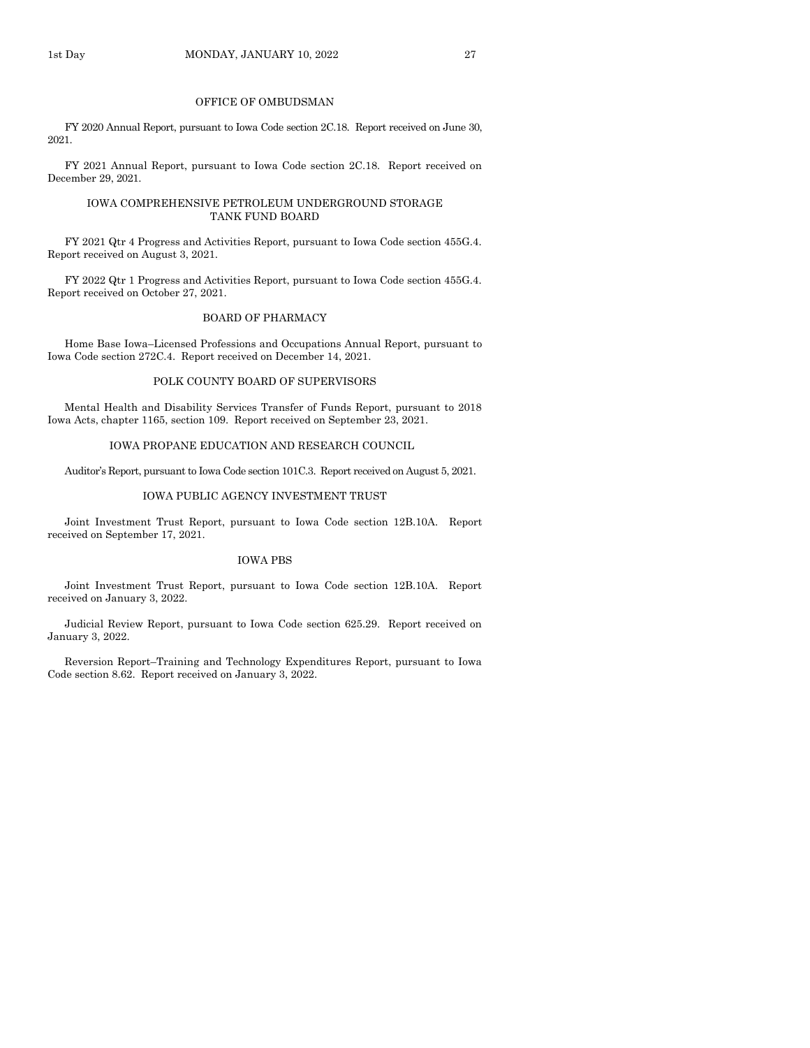## OFFICE OF OMBUDSMAN

FY 2020 Annual Report, pursuant to Iowa Code section 2C.18. Report received on June 30, 2021.

FY 2021 Annual Report, pursuant to Iowa Code section 2C.18. Report received on December 29, 2021.

## IOWA COMPREHENSIVE PETROLEUM UNDERGROUND STORAGE TANK FUND BOARD

FY 2021 Qtr 4 Progress and Activities Report, pursuant to Iowa Code section 455G.4. Report received on August 3, 2021.

FY 2022 Qtr 1 Progress and Activities Report, pursuant to Iowa Code section 455G.4. Report received on October 27, 2021.

## BOARD OF PHARMACY

Home Base Iowa–Licensed Professions and Occupations Annual Report, pursuant to Iowa Code section 272C.4. Report received on December 14, 2021.

## POLK COUNTY BOARD OF SUPERVISORS

Mental Health and Disability Services Transfer of Funds Report, pursuant to 2018 Iowa Acts, chapter 1165, section 109. Report received on September 23, 2021.

## IOWA PROPANE EDUCATION AND RESEARCH COUNCIL

Auditor's Report, pursuant to Iowa Code section 101C.3. Report received on August 5, 2021.

## IOWA PUBLIC AGENCY INVESTMENT TRUST

Joint Investment Trust Report, pursuant to Iowa Code section 12B.10A. Report received on September 17, 2021.

## IOWA PBS

Joint Investment Trust Report, pursuant to Iowa Code section 12B.10A. Report received on January 3, 2022.

Judicial Review Report, pursuant to Iowa Code section 625.29. Report received on January 3, 2022.

Reversion Report–Training and Technology Expenditures Report, pursuant to Iowa Code section 8.62. Report received on January 3, 2022.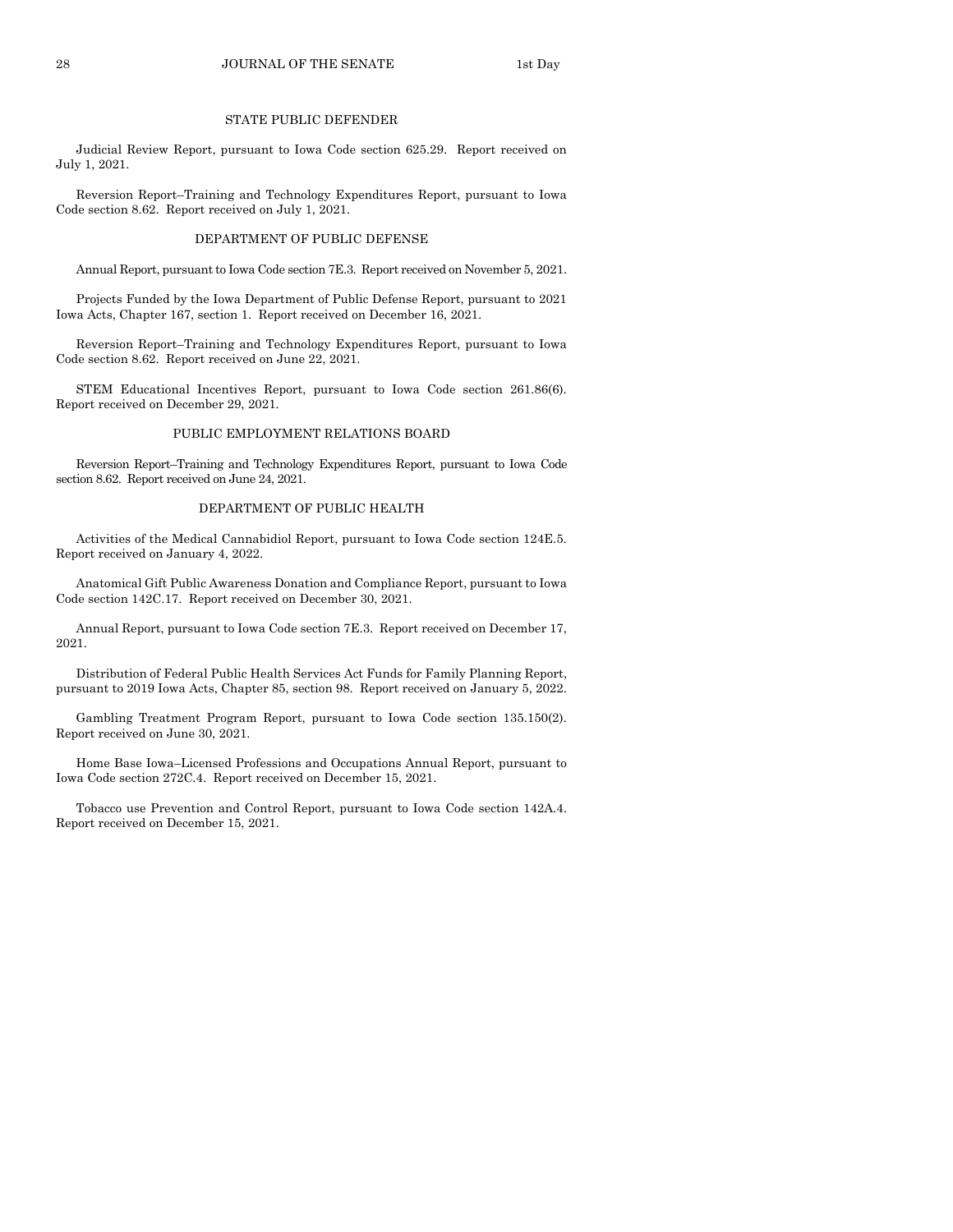### STATE PUBLIC DEFENDER

Judicial Review Report, pursuant to Iowa Code section 625.29. Report received on July 1, 2021.

Reversion Report–Training and Technology Expenditures Report, pursuant to Iowa Code section 8.62. Report received on July 1, 2021.

### DEPARTMENT OF PUBLIC DEFENSE

Annual Report, pursuant to Iowa Code section 7E.3. Report received on November 5, 2021.

Projects Funded by the Iowa Department of Public Defense Report, pursuant to 2021 Iowa Acts, Chapter 167, section 1. Report received on December 16, 2021.

Reversion Report–Training and Technology Expenditures Report, pursuant to Iowa Code section 8.62. Report received on June 22, 2021.

STEM Educational Incentives Report, pursuant to Iowa Code section 261.86(6). Report received on December 29, 2021.

### PUBLIC EMPLOYMENT RELATIONS BOARD

Reversion Report–Training and Technology Expenditures Report, pursuant to Iowa Code section 8.62. Report received on June 24, 2021.

### DEPARTMENT OF PUBLIC HEALTH

Activities of the Medical Cannabidiol Report, pursuant to Iowa Code section 124E.5. Report received on January 4, 2022.

Anatomical Gift Public Awareness Donation and Compliance Report, pursuant to Iowa Code section 142C.17. Report received on December 30, 2021.

Annual Report, pursuant to Iowa Code section 7E.3. Report received on December 17, 2021.

Distribution of Federal Public Health Services Act Funds for Family Planning Report, pursuant to 2019 Iowa Acts, Chapter 85, section 98. Report received on January 5, 2022.

Gambling Treatment Program Report, pursuant to Iowa Code section 135.150(2). Report received on June 30, 2021.

Home Base Iowa–Licensed Professions and Occupations Annual Report, pursuant to Iowa Code section 272C.4. Report received on December 15, 2021.

Tobacco use Prevention and Control Report, pursuant to Iowa Code section 142A.4. Report received on December 15, 2021.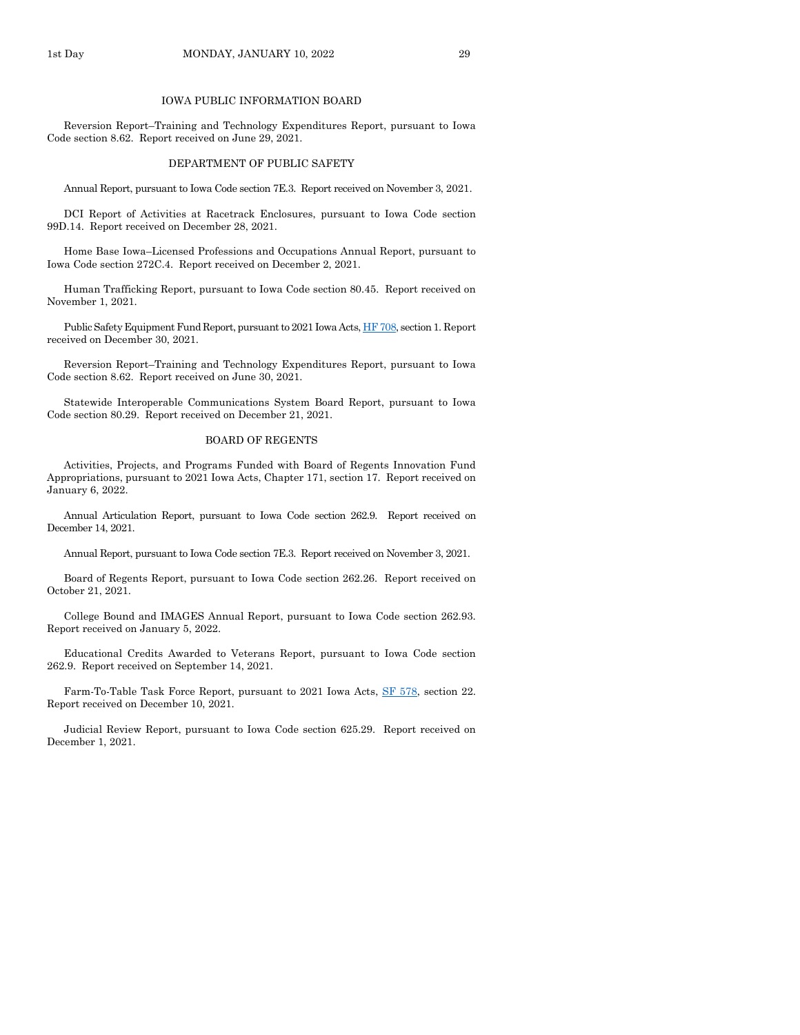## IOWA PUBLIC INFORMATION BOARD

Reversion Report–Training and Technology Expenditures Report, pursuant to Iowa Code section 8.62. Report received on June 29, 2021.

## DEPARTMENT OF PUBLIC SAFETY

Annual Report, pursuant to Iowa Code section 7E.3. Report received on November 3, 2021.

DCI Report of Activities at Racetrack Enclosures, pursuant to Iowa Code section 99D.14. Report received on December 28, 2021.

Home Base Iowa–Licensed Professions and Occupations Annual Report, pursuant to Iowa Code section 272C.4. Report received on December 2, 2021.

Human Trafficking Report, pursuant to Iowa Code section 80.45. Report received on November 1, 2021.

Public Safety Equipment Fund Report, pursuant to 2021 Iowa Acts, HF 708, section 1. Report received on December 30, 2021.

Reversion Report–Training and Technology Expenditures Report, pursuant to Iowa Code section 8.62. Report received on June 30, 2021.

Statewide Interoperable Communications System Board Report, pursuant to Iowa Code section 80.29. Report received on December 21, 2021.

## BOARD OF REGENTS

Activities, Projects, and Programs Funded with Board of Regents Innovation Fund Appropriations, pursuant to 2021 Iowa Acts, Chapter 171, section 17. Report received on January 6, 2022.

Annual Articulation Report, pursuant to Iowa Code section 262.9. Report received on December 14, 2021.

Annual Report, pursuant to Iowa Code section 7E.3. Report received on November 3, 2021.

Board of Regents Report, pursuant to Iowa Code section 262.26. Report received on October 21, 2021.

College Bound and IMAGES Annual Report, pursuant to Iowa Code section 262.93. Report received on January 5, 2022.

Educational Credits Awarded to Veterans Report, pursuant to Iowa Code section 262.9. Report received on September 14, 2021.

Farm-To-Table Task Force Report, pursuant to 2021 Iowa Acts, SF 578, section 22. Report received on December 10, 2021.

Judicial Review Report, pursuant to Iowa Code section 625.29. Report received on December 1, 2021.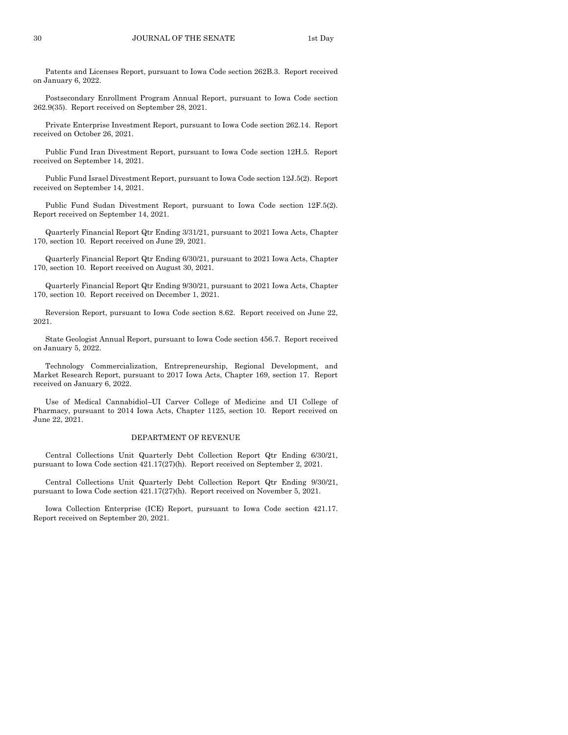Patents and Licenses Report, pursuant to Iowa Code section 262B.3. Report received on January 6, 2022.

Postsecondary Enrollment Program Annual Report, pursuant to Iowa Code section 262.9(35). Report received on September 28, 2021.

Private Enterprise Investment Report, pursuant to Iowa Code section 262.14. Report received on October 26, 2021.

Public Fund Iran Divestment Report, pursuant to Iowa Code section 12H.5. Report received on September 14, 2021.

Public Fund Israel Divestment Report, pursuant to Iowa Code section 12J.5(2). Report received on September 14, 2021.

Public Fund Sudan Divestment Report, pursuant to Iowa Code section 12F.5(2). Report received on September 14, 2021.

Quarterly Financial Report Qtr Ending 3/31/21, pursuant to 2021 Iowa Acts, Chapter 170, section 10. Report received on June 29, 2021.

Quarterly Financial Report Qtr Ending 6/30/21, pursuant to 2021 Iowa Acts, Chapter 170, section 10. Report received on August 30, 2021.

Quarterly Financial Report Qtr Ending 9/30/21, pursuant to 2021 Iowa Acts, Chapter 170, section 10. Report received on December 1, 2021.

Reversion Report, pursuant to Iowa Code section 8.62. Report received on June 22, 2021.

State Geologist Annual Report, pursuant to Iowa Code section 456.7. Report received on January 5, 2022.

Technology Commercialization, Entrepreneurship, Regional Development, and Market Research Report, pursuant to 2017 Iowa Acts, Chapter 169, section 17. Report received on January 6, 2022.

Use of Medical Cannabidiol–UI Carver College of Medicine and UI College of Pharmacy, pursuant to 2014 Iowa Acts, Chapter 1125, section 10. Report received on June 22, 2021.

## DEPARTMENT OF REVENUE

Central Collections Unit Quarterly Debt Collection Report Qtr Ending 6/30/21, pursuant to Iowa Code section 421.17(27)(h). Report received on September 2, 2021.

Central Collections Unit Quarterly Debt Collection Report Qtr Ending 9/30/21, pursuant to Iowa Code section 421.17(27)(h). Report received on November 5, 2021.

Iowa Collection Enterprise (ICE) Report, pursuant to Iowa Code section 421.17. Report received on September 20, 2021.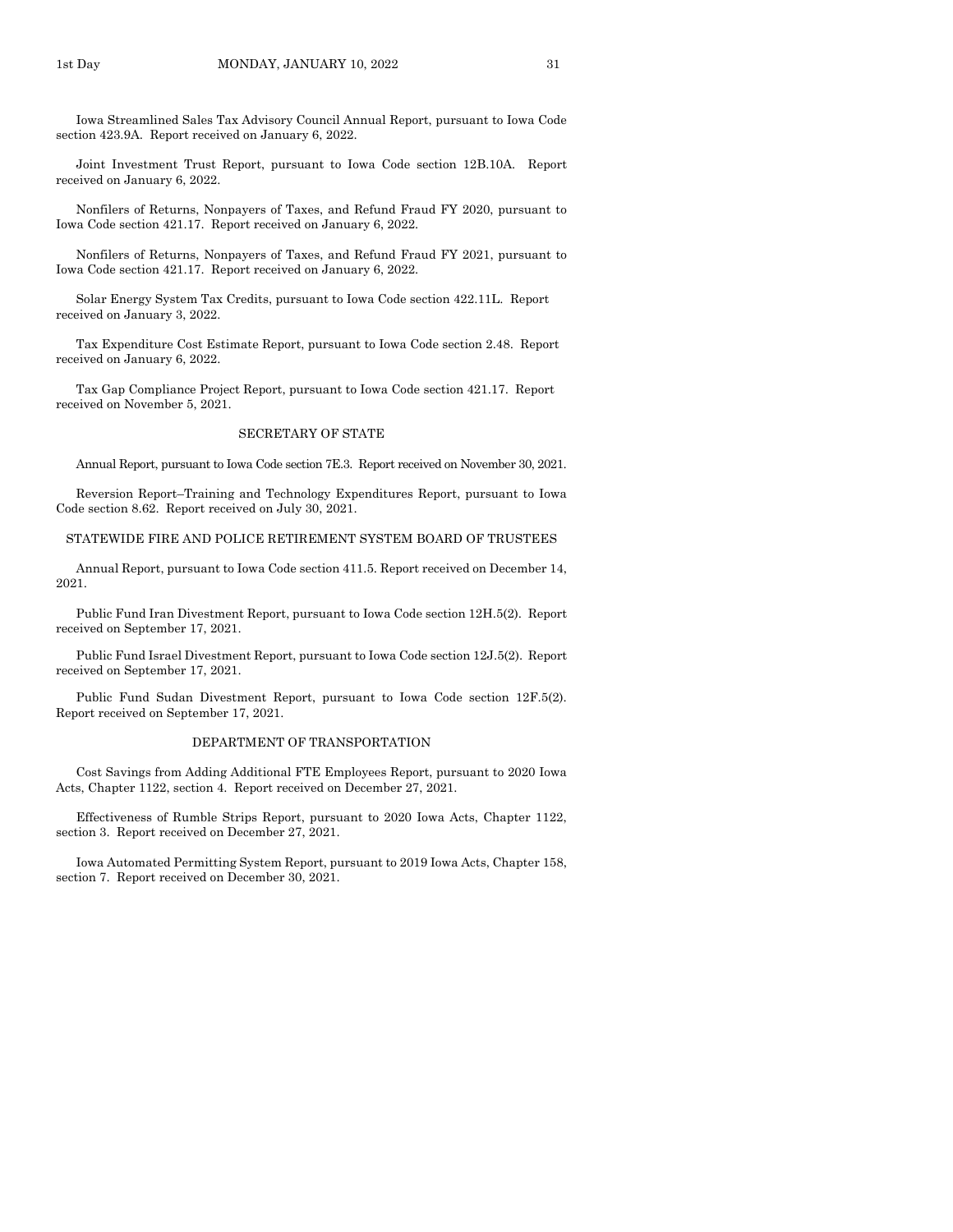Iowa Streamlined Sales Tax Advisory Council Annual Report, pursuant to Iowa Code section 423.9A. Report received on January 6, 2022.

Joint Investment Trust Report, pursuant to Iowa Code section 12B.10A. Report received on January 6, 2022.

Nonfilers of Returns, Nonpayers of Taxes, and Refund Fraud FY 2020, pursuant to Iowa Code section 421.17. Report received on January 6, 2022.

Nonfilers of Returns, Nonpayers of Taxes, and Refund Fraud FY 2021, pursuant to Iowa Code section 421.17. Report received on January 6, 2022.

Solar Energy System Tax Credits, pursuant to Iowa Code section 422.11L. Report received on January 3, 2022.

Tax Expenditure Cost Estimate Report, pursuant to Iowa Code section 2.48. Report received on January 6, 2022.

Tax Gap Compliance Project Report, pursuant to Iowa Code section 421.17. Report received on November 5, 2021.

## SECRETARY OF STATE

Annual Report, pursuant to Iowa Code section 7E.3. Report received on November 30, 2021.

Reversion Report–Training and Technology Expenditures Report, pursuant to Iowa Code section 8.62. Report received on July 30, 2021.

## STATEWIDE FIRE AND POLICE RETIREMENT SYSTEM BOARD OF TRUSTEES

Annual Report, pursuant to Iowa Code section 411.5. Report received on December 14, 2021.

Public Fund Iran Divestment Report, pursuant to Iowa Code section 12H.5(2). Report received on September 17, 2021.

Public Fund Israel Divestment Report, pursuant to Iowa Code section 12J.5(2). Report received on September 17, 2021.

Public Fund Sudan Divestment Report, pursuant to Iowa Code section 12F.5(2). Report received on September 17, 2021.

## DEPARTMENT OF TRANSPORTATION

Cost Savings from Adding Additional FTE Employees Report, pursuant to 2020 Iowa Acts, Chapter 1122, section 4. Report received on December 27, 2021.

Effectiveness of Rumble Strips Report, pursuant to 2020 Iowa Acts, Chapter 1122, section 3. Report received on December 27, 2021.

Iowa Automated Permitting System Report, pursuant to 2019 Iowa Acts, Chapter 158, section 7. Report received on December 30, 2021.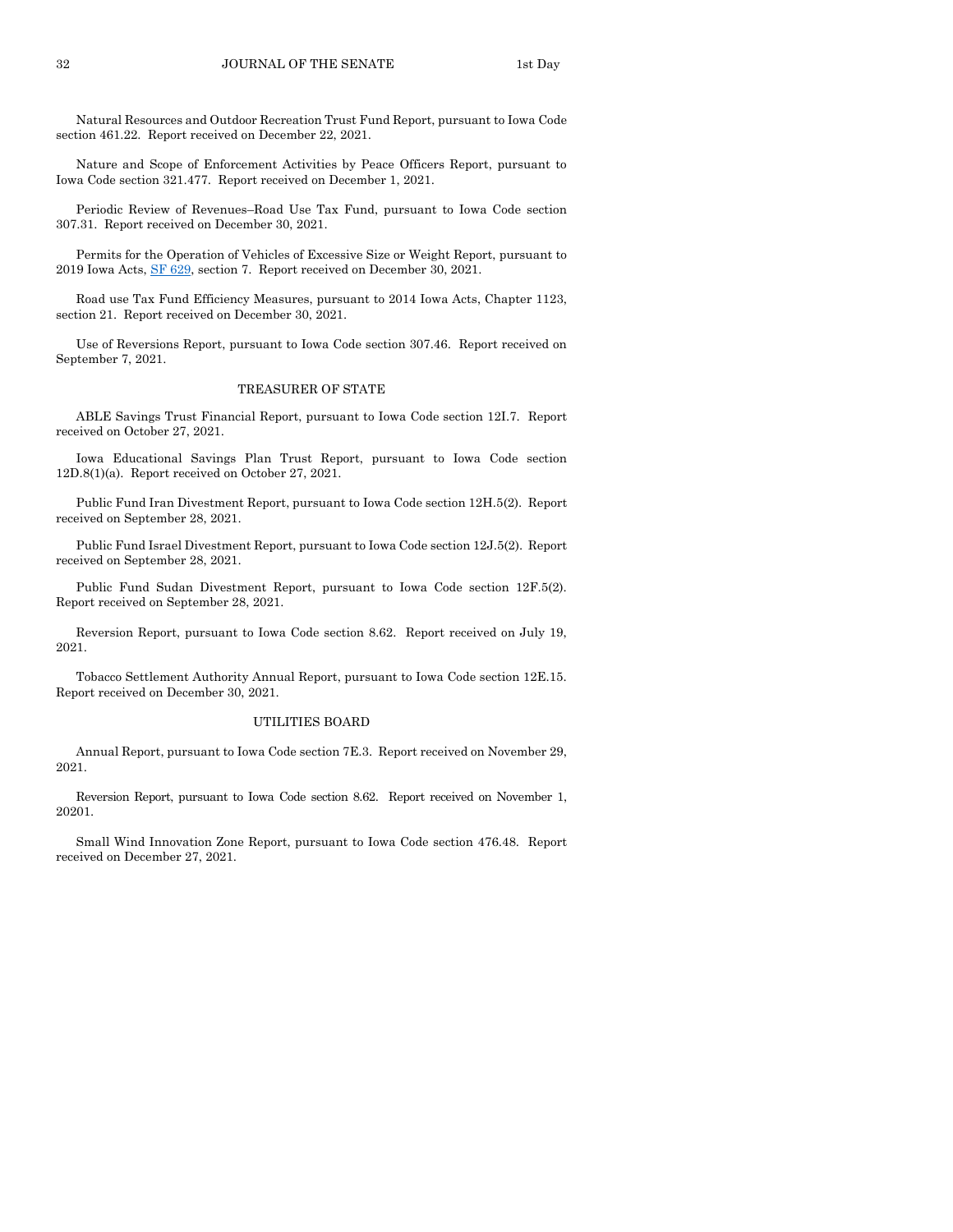Natural Resources and Outdoor Recreation Trust Fund Report, pursuant to Iowa Code section 461.22. Report received on December 22, 2021.

Nature and Scope of Enforcement Activities by Peace Officers Report, pursuant to Iowa Code section 321.477. Report received on December 1, 2021.

Periodic Review of Revenues–Road Use Tax Fund, pursuant to Iowa Code section 307.31. Report received on December 30, 2021.

Permits for the Operation of Vehicles of Excessive Size or Weight Report, pursuant to 2019 Iowa Acts, SF 629, section 7. Report received on December 30, 2021.

Road use Tax Fund Efficiency Measures, pursuant to 2014 Iowa Acts, Chapter 1123, section 21. Report received on December 30, 2021.

Use of Reversions Report, pursuant to Iowa Code section 307.46. Report received on September 7, 2021.

## TREASURER OF STATE

ABLE Savings Trust Financial Report, pursuant to Iowa Code section 12I.7. Report received on October 27, 2021.

Iowa Educational Savings Plan Trust Report, pursuant to Iowa Code section 12D.8(1)(a). Report received on October 27, 2021.

Public Fund Iran Divestment Report, pursuant to Iowa Code section 12H.5(2). Report received on September 28, 2021.

Public Fund Israel Divestment Report, pursuant to Iowa Code section 12J.5(2). Report received on September 28, 2021.

Public Fund Sudan Divestment Report, pursuant to Iowa Code section 12F.5(2). Report received on September 28, 2021.

Reversion Report, pursuant to Iowa Code section 8.62. Report received on July 19, 2021.

Tobacco Settlement Authority Annual Report, pursuant to Iowa Code section 12E.15. Report received on December 30, 2021.

## UTILITIES BOARD

Annual Report, pursuant to Iowa Code section 7E.3. Report received on November 29, 2021.

Reversion Report, pursuant to Iowa Code section 8.62. Report received on November 1, 20201.

Small Wind Innovation Zone Report, pursuant to Iowa Code section 476.48. Report received on December 27, 2021.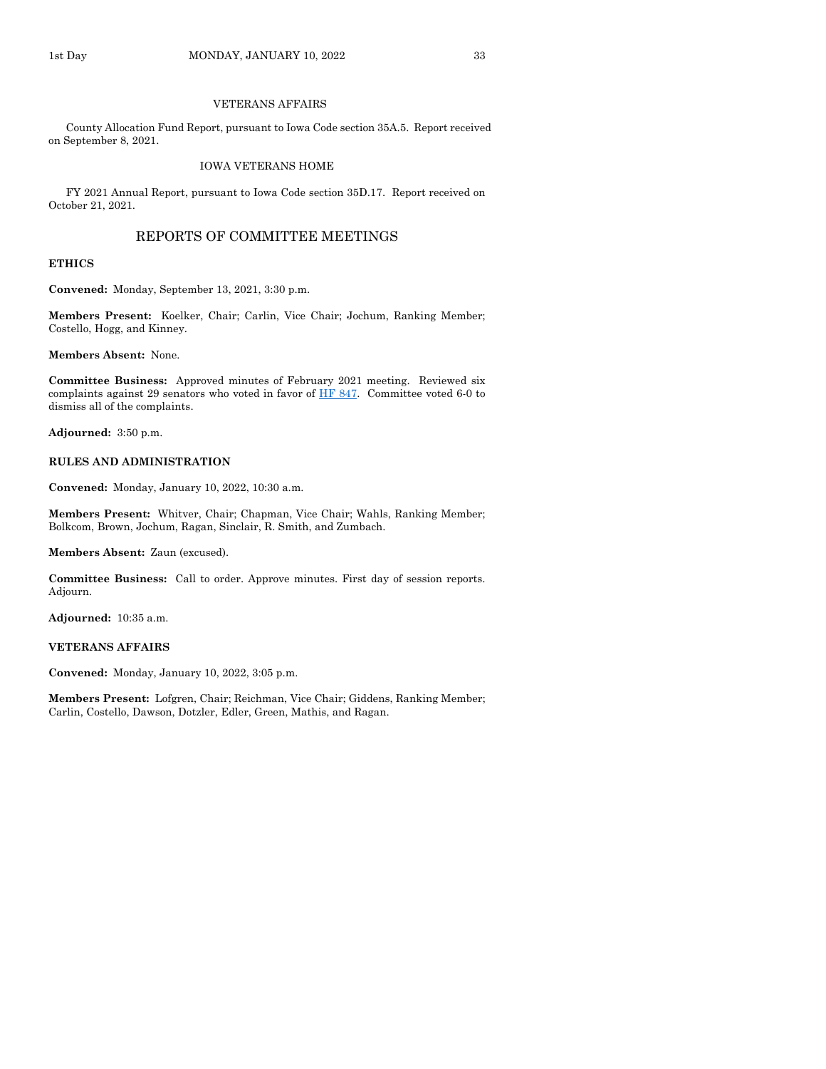VETERANS AFFAIRS

County Allocation Fund Report, pursuant to Iowa Code section 35A.5. Report received on September 8, 2021.

IOWA VETERANS HOME

FY 2021 Annual Report, pursuant to Iowa Code section 35D.17. Report received on October 21, 2021.

## REPORTS OF COMMITTEE MEETINGS

**ETHICS**

**Convened:** Monday, September 13, 2021, 3:30 p.m.

**Members Present:** Koelker, Chair; Carlin, Vice Chair; Jochum, Ranking Member; Costello, Hogg, and Kinney.

**Members Absent:** None.

**Committee Business:** Approved minutes of February 2021 meeting. Reviewed six complaints against 29 senators who voted in favor of HF 847. Committee voted 6-0 to dismiss all of the complaints.

**Adjourned:** 3:50 p.m.

**RULES AND ADMINISTRATION**

**Convened:** Monday, January 10, 2022, 10:30 a.m.

**Members Present:** Whitver, Chair; Chapman, Vice Chair; Wahls, Ranking Member; Bolkcom, Brown, Jochum, Ragan, Sinclair, R. Smith, and Zumbach.

**Members Absent:** Zaun (excused).

**Committee Business:** Call to order. Approve minutes. First day of session reports. Adjourn.

**Adjourned:** 10:35 a.m.

**VETERANS AFFAIRS**

**Convened:** Monday, January 10, 2022, 3:05 p.m.

**Members Present:** Lofgren, Chair; Reichman, Vice Chair; Giddens, Ranking Member; Carlin, Costello, Dawson, Dotzler, Edler, Green, Mathis, and Ragan.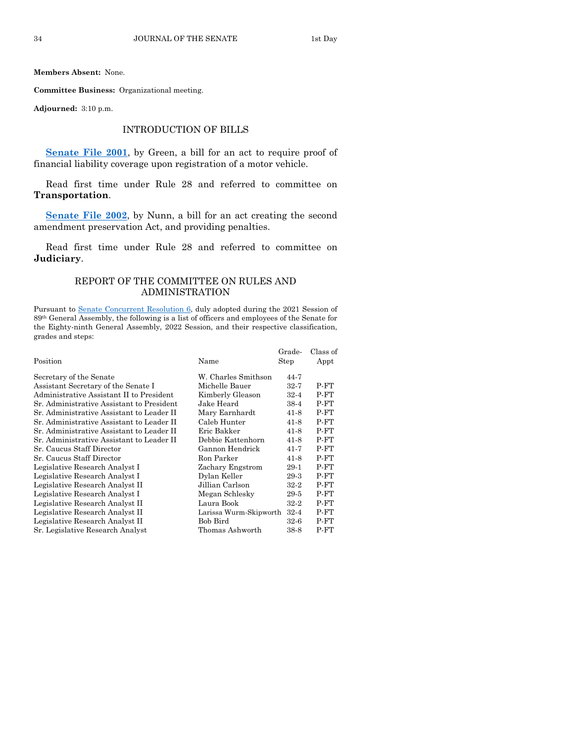**Members Absent:** None.

**Committee Business:** Organizational meeting.

**Adjourned:** 3:10 p.m.

## INTRODUCTION OF BILLS

**Senate File 2001**, by Green, a bill for an act to require proof of financial liability coverage upon registration of a motor vehicle.

Read first time under Rule 28 and referred to committee on **Transportation**.

**Senate File 2002**, by Nunn, a bill for an act creating the second amendment preservation Act, and providing penalties.

Read first time under Rule 28 and referred to committee on **Judiciary**.

## REPORT OF THE COMMITTEE ON RULES AND ADMINISTRATION

Pursuant to Senate Concurrent Resolution 6, duly adopted during the 2021 Session of 89th General Assembly, the following is a list of officers and employees of the Senate for the Eighty-ninth General Assembly, 2022 Session, and their respective classification, grades and steps:

| Position | Name | Grade-Step | Class of Appt |
|---|---|---|---|
| Secretary of the Senate | W. Charles Smithson | 44-7 | |
| Assistant Secretary of the Senate I | Michelle Bauer | 32-7 | P-FT |
| Administrative Assistant II to President | Kimberly Gleason | 32-4 | P-FT |
| Sr. Administrative Assistant to President | Jake Heard | 38-4 | P-FT |
| Sr. Administrative Assistant to Leader II | Mary Earnhardt | 41-8 | P-FT |
| Sr. Administrative Assistant to Leader II | Caleb Hunter | 41-8 | P-FT |
| Sr. Administrative Assistant to Leader II | Eric Bakker | 41-8 | P-FT |
| Sr. Administrative Assistant to Leader II | Debbie Kattenhorn | 41-8 | P-FT |
| Sr. Caucus Staff Director | Gannon Hendrick | 41-7 | P-FT |
| Sr. Caucus Staff Director | Ron Parker | 41-8 | P-FT |
| Legislative Research Analyst I | Zachary Engstrom | 29-1 | P-FT |
| Legislative Research Analyst I | Dylan Keller | 29-3 | P-FT |
| Legislative Research Analyst II | Jillian Carlson | 32-2 | P-FT |
| Legislative Research Analyst I | Megan Schlesky | 29-5 | P-FT |
| Legislative Research Analyst II | Laura Book | 32-2 | P-FT |
| Legislative Research Analyst II | Larissa Wurm-Skipworth | 32-4 | P-FT |
| Legislative Research Analyst II | Bob Bird | 32-6 | P-FT |
| Sr. Legislative Research Analyst | Thomas Ashworth | 38-8 | P-FT |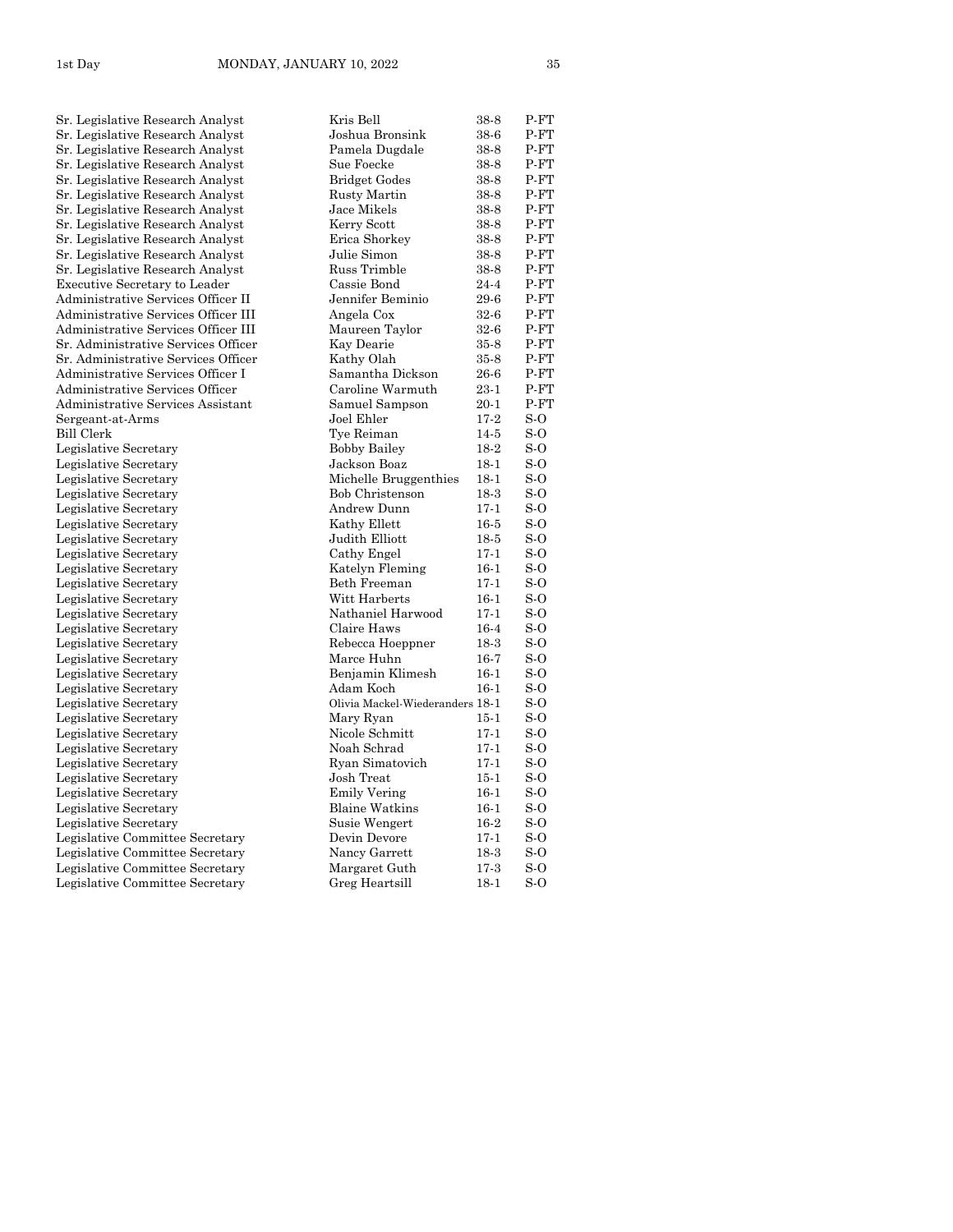| | | | |
|---|---|---|---|
| Sr. Legislative Research Analyst | Kris Bell | 38-8 | P-FT |
| Sr. Legislative Research Analyst | Joshua Bronsink | 38-6 | P-FT |
| Sr. Legislative Research Analyst | Pamela Dugdale | 38-8 | P-FT |
| Sr. Legislative Research Analyst | Sue Foecke | 38-8 | P-FT |
| Sr. Legislative Research Analyst | Bridget Godes | 38-8 | P-FT |
| Sr. Legislative Research Analyst | Rusty Martin | 38-8 | P-FT |
| Sr. Legislative Research Analyst | Jace Mikels | 38-8 | P-FT |
| Sr. Legislative Research Analyst | Kerry Scott | 38-8 | P-FT |
| Sr. Legislative Research Analyst | Erica Shorkey | 38-8 | P-FT |
| Sr. Legislative Research Analyst | Julie Simon | 38-8 | P-FT |
| Sr. Legislative Research Analyst | Russ Trimble | 38-8 | P-FT |
| Executive Secretary to Leader | Cassie Bond | 24-4 | P-FT |
| Administrative Services Officer II | Jennifer Beminio | 29-6 | P-FT |
| Administrative Services Officer III | Angela Cox | 32-6 | P-FT |
| Administrative Services Officer III | Maureen Taylor | 32-6 | P-FT |
| Sr. Administrative Services Officer | Kay Dearie | 35-8 | P-FT |
| Sr. Administrative Services Officer | Kathy Olah | 35-8 | P-FT |
| Administrative Services Officer I | Samantha Dickson | 26-6 | P-FT |
| Administrative Services Officer | Caroline Warmuth | 23-1 | P-FT |
| Administrative Services Assistant | Samuel Sampson | 20-1 | P-FT |
| Sergeant-at-Arms | Joel Ehler | 17-2 | S-O |
| Bill Clerk | Tye Reiman | 14-5 | S-O |
| Legislative Secretary | Bobby Bailey | 18-2 | S-O |
| Legislative Secretary | Jackson Boaz | 18-1 | S-O |
| Legislative Secretary | Michelle Bruggenthies | 18-1 | S-O |
| Legislative Secretary | Bob Christenson | 18-3 | S-O |
| Legislative Secretary | Andrew Dunn | 17-1 | S-O |
| Legislative Secretary | Kathy Ellett | 16-5 | S-O |
| Legislative Secretary | Judith Elliott | 18-5 | S-O |
| Legislative Secretary | Cathy Engel | 17-1 | S-O |
| Legislative Secretary | Katelyn Fleming | 16-1 | S-O |
| Legislative Secretary | Beth Freeman | 17-1 | S-O |
| Legislative Secretary | Witt Harberts | 16-1 | S-O |
| Legislative Secretary | Nathaniel Harwood | 17-1 | S-O |
| Legislative Secretary | Claire Haws | 16-4 | S-O |
| Legislative Secretary | Rebecca Hoeppner | 18-3 | S-O |
| Legislative Secretary | Marce Huhn | 16-7 | S-O |
| Legislative Secretary | Benjamin Klimesh | 16-1 | S-O |
| Legislative Secretary | Adam Koch | 16-1 | S-O |
| Legislative Secretary | Olivia Mackel-Wiederanders | 18-1 | S-O |
| Legislative Secretary | Mary Ryan | 15-1 | S-O |
| Legislative Secretary | Nicole Schmitt | 17-1 | S-O |
| Legislative Secretary | Noah Schrad | 17-1 | S-O |
| Legislative Secretary | Ryan Simatovich | 17-1 | S-O |
| Legislative Secretary | Josh Treat | 15-1 | S-O |
| Legislative Secretary | Emily Vering | 16-1 | S-O |
| Legislative Secretary | Blaine Watkins | 16-1 | S-O |
| Legislative Secretary | Susie Wengert | 16-2 | S-O |
| Legislative Committee Secretary | Devin Devore | 17-1 | S-O |
| Legislative Committee Secretary | Nancy Garrett | 18-3 | S-O |
| Legislative Committee Secretary | Margaret Guth | 17-3 | S-O |
| Legislative Committee Secretary | Greg Heartsill | 18-1 | S-O |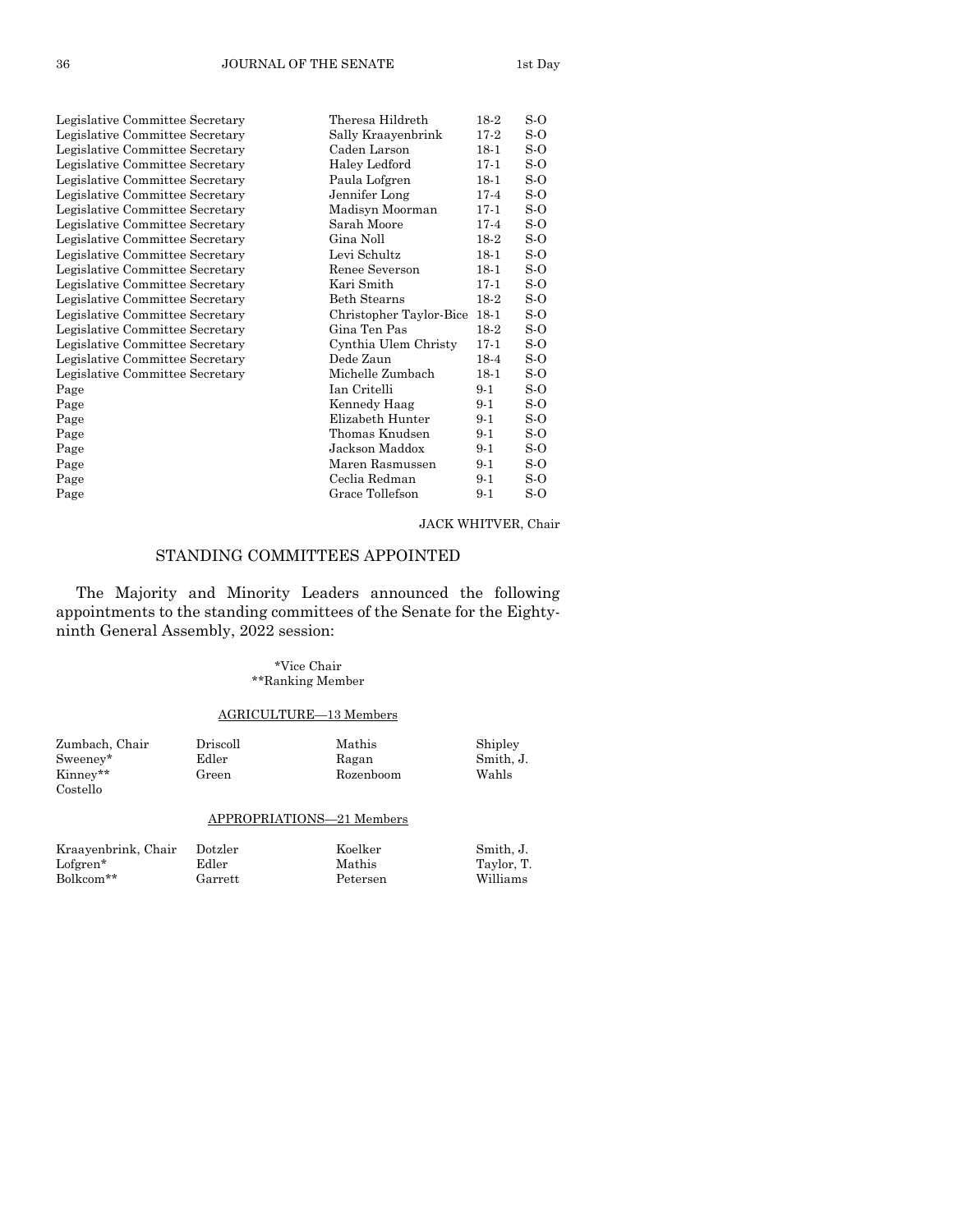| | | | |
|---|---|---|---|
| Legislative Committee Secretary | Theresa Hildreth | 18-2 | S-O |
| Legislative Committee Secretary | Sally Kraayenbrink | 17-2 | S-O |
| Legislative Committee Secretary | Caden Larson | 18-1 | S-O |
| Legislative Committee Secretary | Haley Ledford | 17-1 | S-O |
| Legislative Committee Secretary | Paula Lofgren | 18-1 | S-O |
| Legislative Committee Secretary | Jennifer Long | 17-4 | S-O |
| Legislative Committee Secretary | Madisyn Moorman | 17-1 | S-O |
| Legislative Committee Secretary | Sarah Moore | 17-4 | S-O |
| Legislative Committee Secretary | Gina Noll | 18-2 | S-O |
| Legislative Committee Secretary | Levi Schultz | 18-1 | S-O |
| Legislative Committee Secretary | Renee Severson | 18-1 | S-O |
| Legislative Committee Secretary | Kari Smith | 17-1 | S-O |
| Legislative Committee Secretary | Beth Stearns | 18-2 | S-O |
| Legislative Committee Secretary | Christopher Taylor-Bice | 18-1 | S-O |
| Legislative Committee Secretary | Gina Ten Pas | 18-2 | S-O |
| Legislative Committee Secretary | Cynthia Ulem Christy | 17-1 | S-O |
| Legislative Committee Secretary | Dede Zaun | 18-4 | S-O |
| Legislative Committee Secretary | Michelle Zumbach | 18-1 | S-O |
| Page | Ian Critelli | 9-1 | S-O |
| Page | Kennedy Haag | 9-1 | S-O |
| Page | Elizabeth Hunter | 9-1 | S-O |
| Page | Thomas Knudsen | 9-1 | S-O |
| Page | Jackson Maddox | 9-1 | S-O |
| Page | Maren Rasmussen | 9-1 | S-O |
| Page | Ceclia Redman | 9-1 | S-O |
| Page | Grace Tollefson | 9-1 | S-O |

JACK WHITVER, Chair

## STANDING COMMITTEES APPOINTED

The Majority and Minority Leaders announced the following appointments to the standing committees of the Senate for the Eighty-ninth General Assembly, 2022 session:

*Vice Chair
**Ranking Member

### AGRICULTURE—13 Members

| | | | |
|---|---|---|---|
| Zumbach, Chair | Driscoll | Mathis | Shipley |
| Sweeney* | Edler | Ragan | Smith, J. |
| Kinney** | Green | Rozenboom | Wahls |
| Costello | | | |

### APPROPRIATIONS—21 Members

| | | | |
|---|---|---|---|
| Kraayenbrink, Chair | Dotzler | Koelker | Smith, J. |
| Lofgren* | Edler | Mathis | Taylor, T. |
| Bolkcom** | Garrett | Petersen | Williams |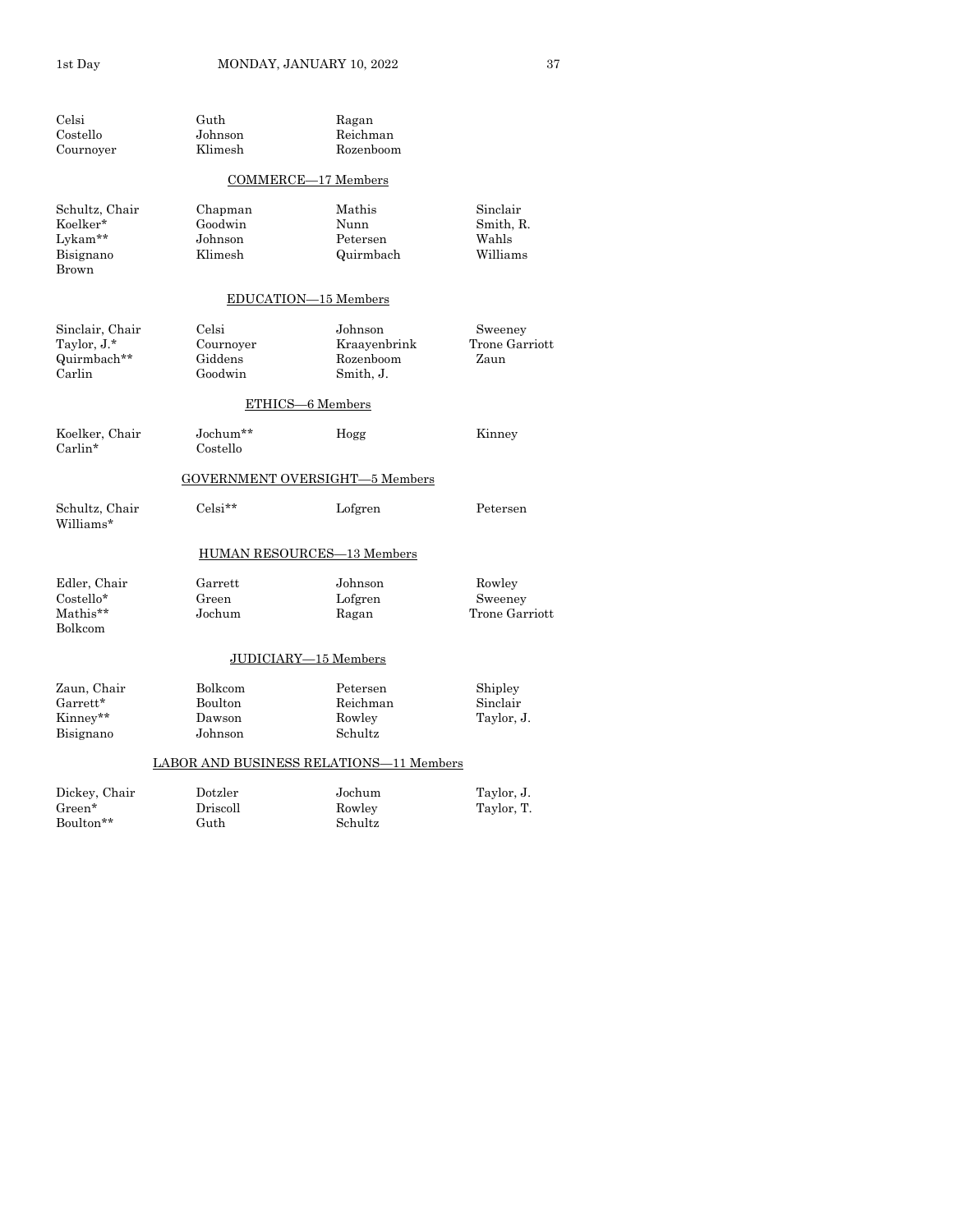Celsi Guth Ragan
Costello Johnson Reichman
Cournoyer Klimesh Rozenboom

COMMERCE—17 Members

Schultz, Chair
Koelker*
Lykam**
Bisignano
Brown
Chapman
Goodwin
Johnson
Klimesh
Mathis
Nunn
Petersen
Quirmbach
Sinclair
Smith, R.
Wahls
Williams

EDUCATION—15 Members

Sinclair, Chair
Taylor, J.*
Quirmbach**
Carlin
Celsi
Cournoyer
Giddens
Goodwin
Johnson
Kraayenbrink
Rozenboom
Smith, J.
Sweeney
Trone Garriott
Zaun

ETHICS—6 Members

Koelker, Chair
Carlin*
Jochum**
Costello
Hogg
Kinney

GOVERNMENT OVERSIGHT—5 Members

Schultz, Chair
Williams*
Celsi**
Lofgren
Petersen

HUMAN RESOURCES—13 Members

Edler, Chair
Costello*
Mathis**
Bolkcom
Garrett
Green
Jochum
Johnson
Lofgren
Ragan
Rowley
Sweeney
Trone Garriott

JUDICIARY—15 Members

Zaun, Chair
Garrett*
Kinney**
Bisignano
Bolkcom
Boulton
Dawson
Johnson
Petersen
Reichman
Rowley
Schultz
Shipley
Sinclair
Taylor, J.

LABOR AND BUSINESS RELATIONS—11 Members

Dickey, Chair
Green*
Boulton**
Dotzler
Driscoll
Guth
Jochum
Rowley
Schultz
Taylor, J.
Taylor, T.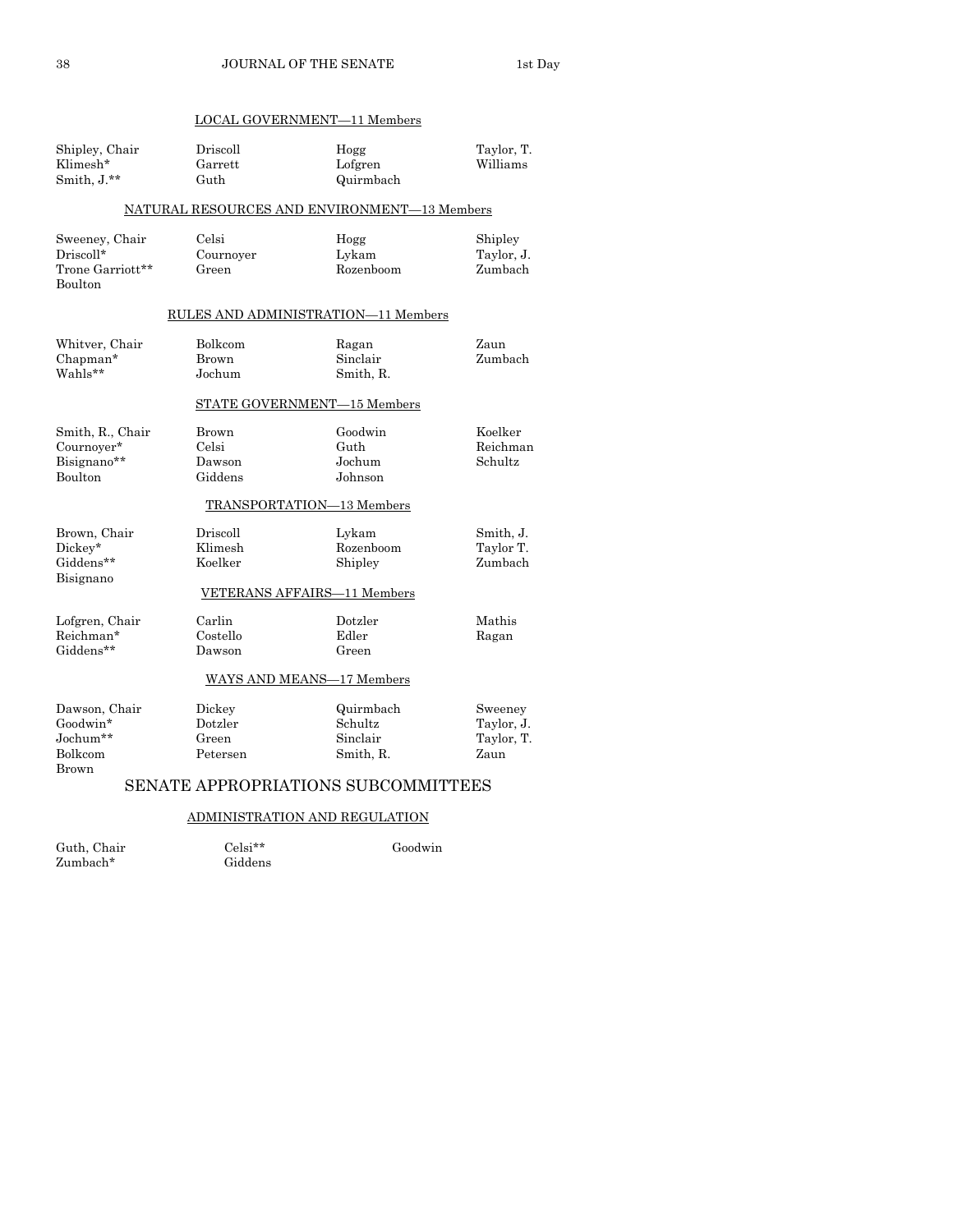LOCAL GOVERNMENT—11 Members

| | | | |
|---|---|---|---|
| Shipley, Chair | Driscoll | Hogg | Taylor, T. |
| Klimesh* | Garrett | Lofgren | Williams |
| Smith, J.** | Guth | Quirmbach | |

NATURAL RESOURCES AND ENVIRONMENT—13 Members

| | | | |
|---|---|---|---|
| Sweeney, Chair | Celsi | Hogg | Shipley |
| Driscoll* | Cournoyer | Lykam | Taylor, J. |
| Trone Garriott** | Green | Rozenboom | Zumbach |
| Boulton | | | |

RULES AND ADMINISTRATION—11 Members

| | | | |
|---|---|---|---|
| Whitver, Chair | Bolkcom | Ragan | Zaun |
| Chapman* | Brown | Sinclair | Zumbach |
| Wahls** | Jochum | Smith, R. | |

STATE GOVERNMENT—15 Members

| | | | |
|---|---|---|---|
| Smith, R., Chair | Brown | Goodwin | Koelker |
| Cournoyer* | Celsi | Guth | Reichman |
| Bisignano** | Dawson | Jochum | Schultz |
| Boulton | Giddens | Johnson | |

TRANSPORTATION—13 Members

| | | | |
|---|---|---|---|
| Brown, Chair | Driscoll | Lykam | Smith, J. |
| Dickey* | Klimesh | Rozenboom | Taylor T. |
| Giddens** | Koelker | Shipley | Zumbach |
| Bisignano | | | |

VETERANS AFFAIRS—11 Members

| | | | |
|---|---|---|---|
| Lofgren, Chair | Carlin | Dotzler | Mathis |
| Reichman* | Costello | Edler | Ragan |
| Giddens** | Dawson | Green | |

WAYS AND MEANS—17 Members

| | | | |
|---|---|---|---|
| Dawson, Chair | Dickey | Quirmbach | Sweeney |
| Goodwin* | Dotzler | Schultz | Taylor, J. |
| Jochum** | Green | Sinclair | Taylor, T. |
| Bolkcom | Petersen | Smith, R. | Zaun |
| Brown | | | |

## SENATE APPROPRIATIONS SUBCOMMITTEES

ADMINISTRATION AND REGULATION

| | | |
|---|---|---|
| Guth, Chair | Celsi** | Goodwin |
| Zumbach* | Giddens | |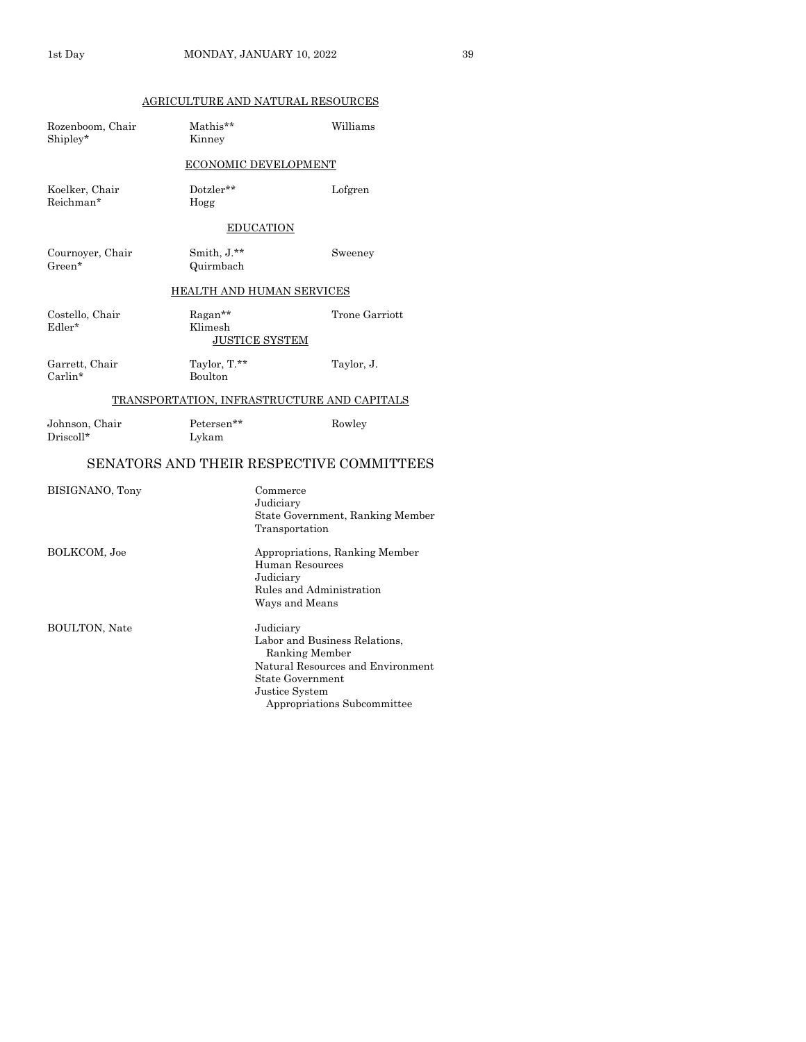AGRICULTURE AND NATURAL RESOURCES

| | | |
|---|---|---|
| Rozenboom, Chair | Mathis** | Williams |
| Shipley* | Kinney | |

ECONOMIC DEVELOPMENT

| | | |
|---|---|---|
| Koelker, Chair | Dotzler** | Lofgren |
| Reichman* | Hogg | |

EDUCATION

| | | |
|---|---|---|
| Cournoyer, Chair | Smith, J.** | Sweeney |
| Green* | Quirmbach | |

HEALTH AND HUMAN SERVICES

| | | |
|---|---|---|
| Costello, Chair | Ragan** | Trone Garriott |
| Edler* | Klimesh | |

JUSTICE SYSTEM

| | | |
|---|---|---|
| Garrett, Chair | Taylor, T.** | Taylor, J. |
| Carlin* | Boulton | |

TRANSPORTATION, INFRASTRUCTURE AND CAPITALS

| | | |
|---|---|---|
| Johnson, Chair | Petersen** | Rowley |
| Driscoll* | Lykam | |

## SENATORS AND THEIR RESPECTIVE COMMITTEES

BISIGNANO, Tony
- Commerce
- Judiciary
- State Government, Ranking Member
- Transportation

BOLKCOM, Joe
- Appropriations, Ranking Member
- Human Resources
- Judiciary
- Rules and Administration
- Ways and Means

BOULTON, Nate
- Judiciary
- Labor and Business Relations, Ranking Member
- Natural Resources and Environment
- State Government
- Justice System Appropriations Subcommittee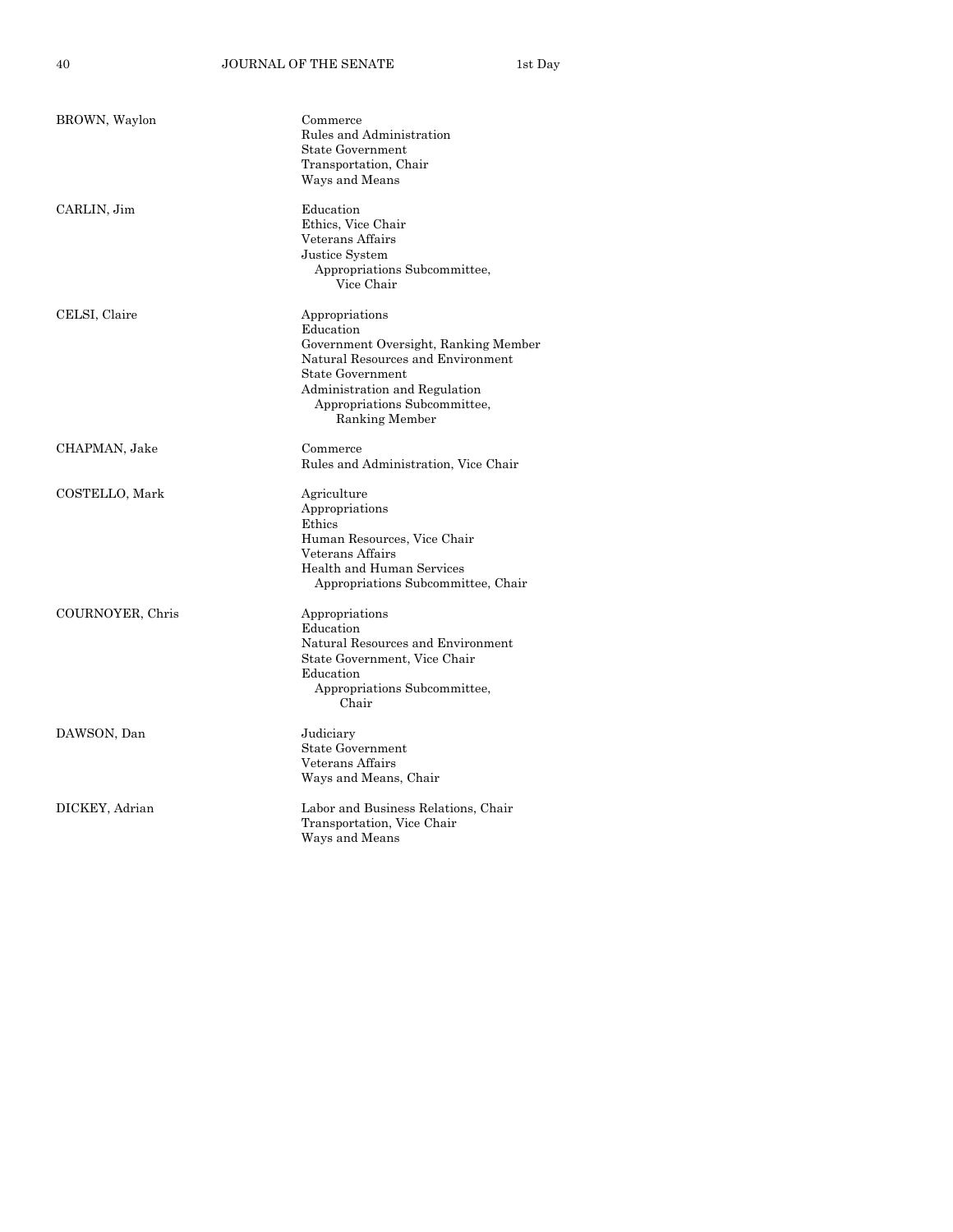| | |
|---|---|
| BROWN, Waylon | Commerce<br>Rules and Administration<br>State Government<br>Transportation, Chair<br>Ways and Means |
| CARLIN, Jim | Education<br>Ethics, Vice Chair<br>Veterans Affairs<br>Justice System<br>Appropriations Subcommittee,<br>Vice Chair |
| CELSI, Claire | Appropriations<br>Education<br>Government Oversight, Ranking Member<br>Natural Resources and Environment<br>State Government<br>Administration and Regulation<br>Appropriations Subcommittee,<br>Ranking Member |
| CHAPMAN, Jake | Commerce<br>Rules and Administration, Vice Chair |
| COSTELLO, Mark | Agriculture<br>Appropriations<br>Ethics<br>Human Resources, Vice Chair<br>Veterans Affairs<br>Health and Human Services<br>Appropriations Subcommittee, Chair |
| COURNOYER, Chris | Appropriations<br>Education<br>Natural Resources and Environment<br>State Government, Vice Chair<br>Education<br>Appropriations Subcommittee,<br>Chair |
| DAWSON, Dan | Judiciary<br>State Government<br>Veterans Affairs<br>Ways and Means, Chair |
| DICKEY, Adrian | Labor and Business Relations, Chair<br>Transportation, Vice Chair<br>Ways and Means |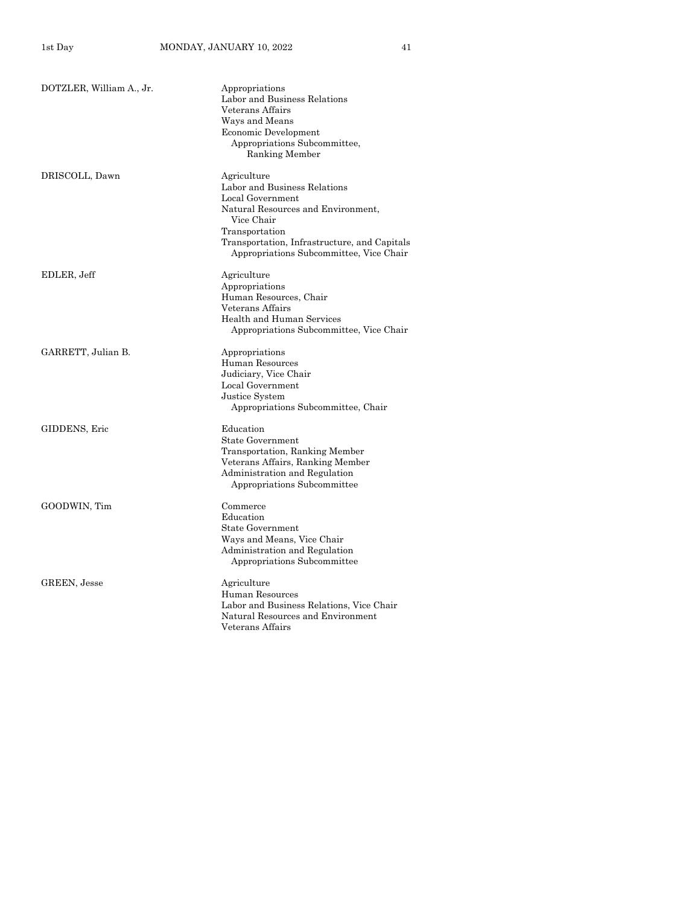| | |
|---|---|
| DOTZLER, William A., Jr. | Appropriations<br>Labor and Business Relations<br>Veterans Affairs<br>Ways and Means<br>Economic Development<br>Appropriations Subcommittee,<br>Ranking Member |
| DRISCOLL, Dawn | Agriculture<br>Labor and Business Relations<br>Local Government<br>Natural Resources and Environment,<br>Vice Chair<br>Transportation<br>Transportation, Infrastructure, and Capitals<br>Appropriations Subcommittee, Vice Chair |
| EDLER, Jeff | Agriculture<br>Appropriations<br>Human Resources, Chair<br>Veterans Affairs<br>Health and Human Services<br>Appropriations Subcommittee, Vice Chair |
| GARRETT, Julian B. | Appropriations<br>Human Resources<br>Judiciary, Vice Chair<br>Local Government<br>Justice System<br>Appropriations Subcommittee, Chair |
| GIDDENS, Eric | Education<br>State Government<br>Transportation, Ranking Member<br>Veterans Affairs, Ranking Member<br>Administration and Regulation<br>Appropriations Subcommittee |
| GOODWIN, Tim | Commerce<br>Education<br>State Government<br>Ways and Means, Vice Chair<br>Administration and Regulation<br>Appropriations Subcommittee |
| GREEN, Jesse | Agriculture<br>Human Resources<br>Labor and Business Relations, Vice Chair<br>Natural Resources and Environment<br>Veterans Affairs |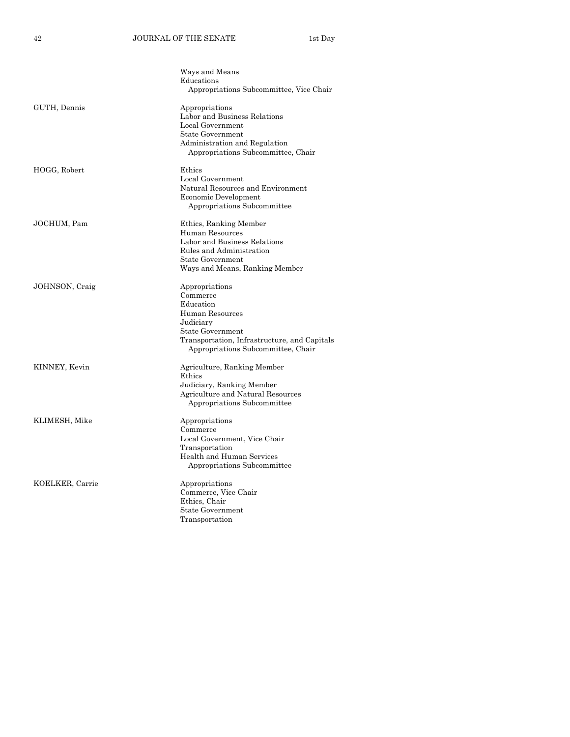| | |
|---|---|
| | Ways and Means |
| | Educations |
| | Appropriations Subcommittee, Vice Chair |
| GUTH, Dennis | Appropriations |
| | Labor and Business Relations |
| | Local Government |
| | State Government |
| | Administration and Regulation |
| | Appropriations Subcommittee, Chair |
| HOGG, Robert | Ethics |
| | Local Government |
| | Natural Resources and Environment |
| | Economic Development |
| | Appropriations Subcommittee |
| JOCHUM, Pam | Ethics, Ranking Member |
| | Human Resources |
| | Labor and Business Relations |
| | Rules and Administration |
| | State Government |
| | Ways and Means, Ranking Member |
| JOHNSON, Craig | Appropriations |
| | Commerce |
| | Education |
| | Human Resources |
| | Judiciary |
| | State Government |
| | Transportation, Infrastructure, and Capitals |
| | Appropriations Subcommittee, Chair |
| KINNEY, Kevin | Agriculture, Ranking Member |
| | Ethics |
| | Judiciary, Ranking Member |
| | Agriculture and Natural Resources |
| | Appropriations Subcommittee |
| KLIMESH, Mike | Appropriations |
| | Commerce |
| | Local Government, Vice Chair |
| | Transportation |
| | Health and Human Services |
| | Appropriations Subcommittee |
| KOELKER, Carrie | Appropriations |
| | Commerce, Vice Chair |
| | Ethics, Chair |
| | State Government |
| | Transportation |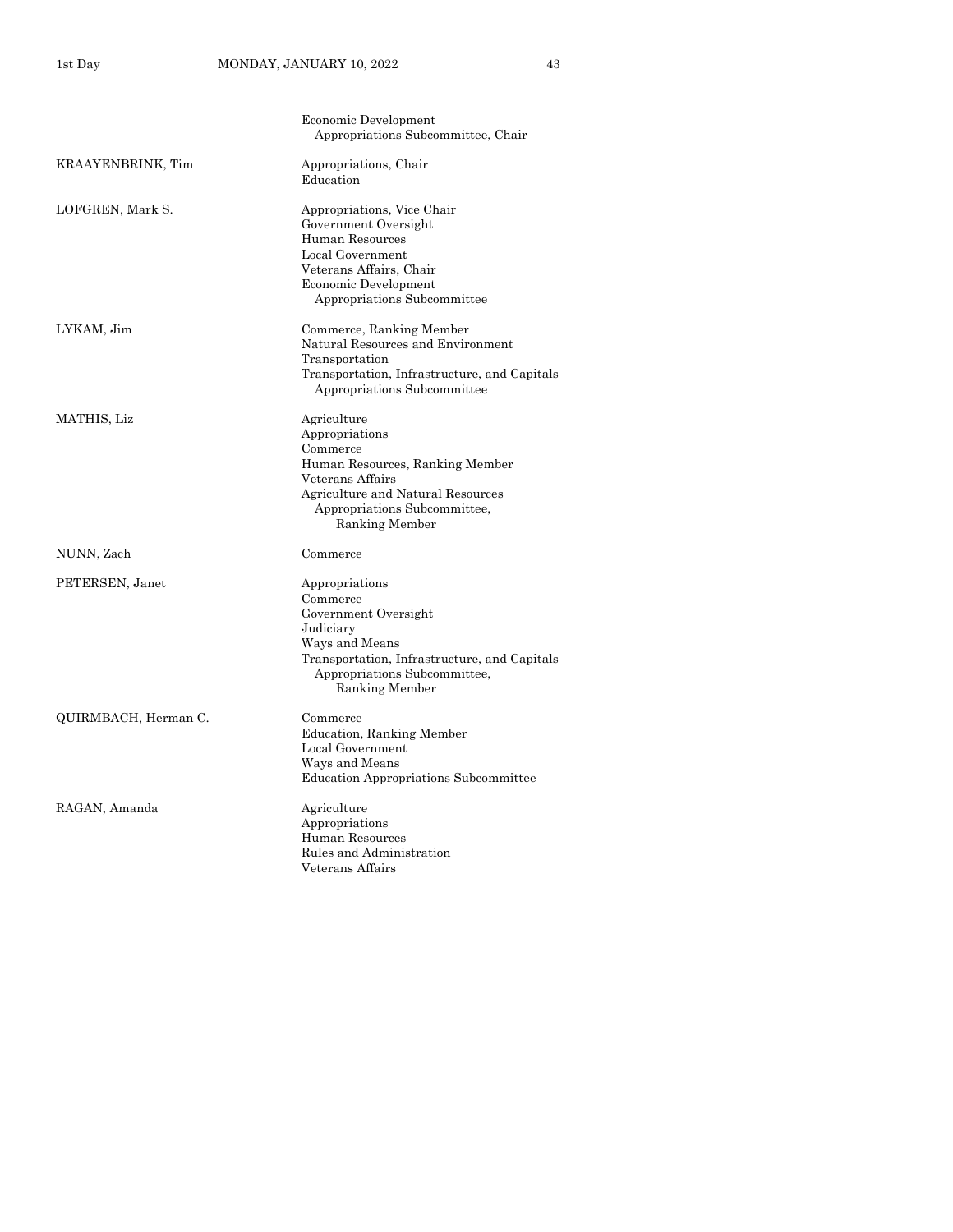| | |
|---|---|
| | Economic Development Appropriations Subcommittee, Chair |
| KRAAYENBRINK, Tim | Appropriations, Chair<br>Education |
| LOFGREN, Mark S. | Appropriations, Vice Chair<br>Government Oversight<br>Human Resources<br>Local Government<br>Veterans Affairs, Chair<br>Economic Development Appropriations Subcommittee |
| LYKAM, Jim | Commerce, Ranking Member<br>Natural Resources and Environment<br>Transportation<br>Transportation, Infrastructure, and Capitals Appropriations Subcommittee |
| MATHIS, Liz | Agriculture<br>Appropriations<br>Commerce<br>Human Resources, Ranking Member<br>Veterans Affairs<br>Agriculture and Natural Resources Appropriations Subcommittee, Ranking Member |
| NUNN, Zach | Commerce |
| PETERSEN, Janet | Appropriations<br>Commerce<br>Government Oversight<br>Judiciary<br>Ways and Means<br>Transportation, Infrastructure, and Capitals Appropriations Subcommittee, Ranking Member |
| QUIRMBACH, Herman C. | Commerce<br>Education, Ranking Member<br>Local Government<br>Ways and Means<br>Education Appropriations Subcommittee |
| RAGAN, Amanda | Agriculture<br>Appropriations<br>Human Resources<br>Rules and Administration<br>Veterans Affairs |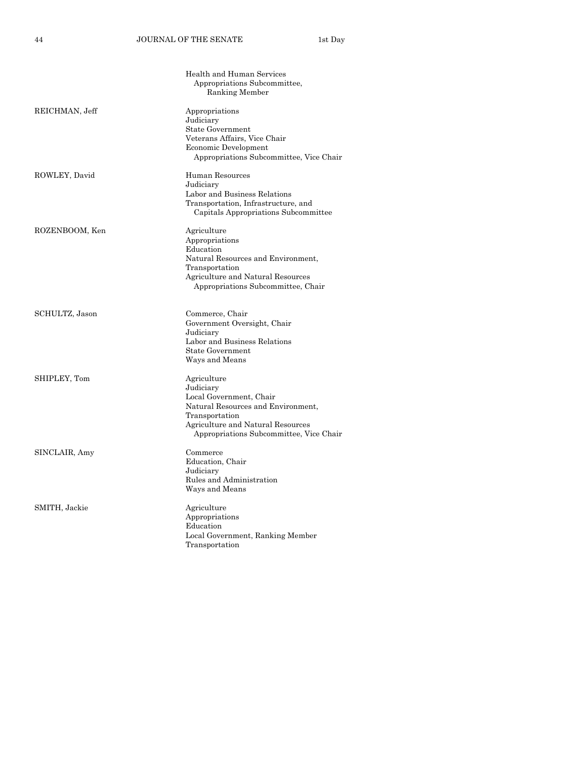| | |
|---|---|
| | Health and Human Services Appropriations Subcommittee, Ranking Member |
| REICHMAN, Jeff | Appropriations |
| | Judiciary |
| | State Government |
| | Veterans Affairs, Vice Chair |
| | Economic Development Appropriations Subcommittee, Vice Chair |
| ROWLEY, David | Human Resources |
| | Judiciary |
| | Labor and Business Relations |
| | Transportation, Infrastructure, and Capitals Appropriations Subcommittee |
| ROZENBOOM, Ken | Agriculture |
| | Appropriations |
| | Education |
| | Natural Resources and Environment, |
| | Transportation |
| | Agriculture and Natural Resources Appropriations Subcommittee, Chair |
| SCHULTZ, Jason | Commerce, Chair |
| | Government Oversight, Chair |
| | Judiciary |
| | Labor and Business Relations |
| | State Government |
| | Ways and Means |
| SHIPLEY, Tom | Agriculture |
| | Judiciary |
| | Local Government, Chair |
| | Natural Resources and Environment, |
| | Transportation |
| | Agriculture and Natural Resources Appropriations Subcommittee, Vice Chair |
| SINCLAIR, Amy | Commerce |
| | Education, Chair |
| | Judiciary |
| | Rules and Administration |
| | Ways and Means |
| SMITH, Jackie | Agriculture |
| | Appropriations |
| | Education |
| | Local Government, Ranking Member |
| | Transportation |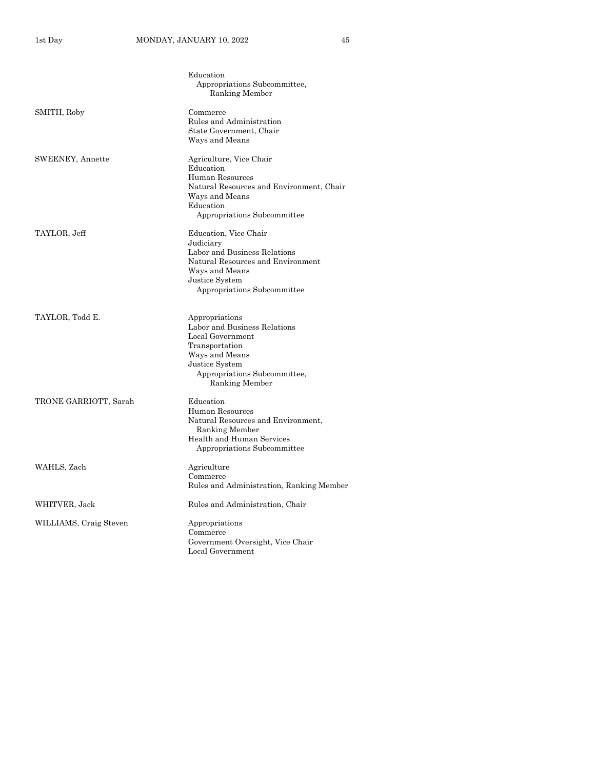| | |
|---|---|
| | Education<br>Appropriations Subcommittee,<br>Ranking Member |
| SMITH, Roby | Commerce<br>Rules and Administration<br>State Government, Chair<br>Ways and Means |
| SWEENEY, Annette | Agriculture, Vice Chair<br>Education<br>Human Resources<br>Natural Resources and Environment, Chair<br>Ways and Means<br>Education<br>Appropriations Subcommittee |
| TAYLOR, Jeff | Education, Vice Chair<br>Judiciary<br>Labor and Business Relations<br>Natural Resources and Environment<br>Ways and Means<br>Justice System<br>Appropriations Subcommittee |
| TAYLOR, Todd E. | Appropriations<br>Labor and Business Relations<br>Local Government<br>Transportation<br>Ways and Means<br>Justice System<br>Appropriations Subcommittee,<br>Ranking Member |
| TRONE GARRIOTT, Sarah | Education<br>Human Resources<br>Natural Resources and Environment,<br>Ranking Member<br>Health and Human Services<br>Appropriations Subcommittee |
| WAHLS, Zach | Agriculture<br>Commerce<br>Rules and Administration, Ranking Member |
| WHITVER, Jack | Rules and Administration, Chair |
| WILLIAMS, Craig Steven | Appropriations<br>Commerce<br>Government Oversight, Vice Chair<br>Local Government |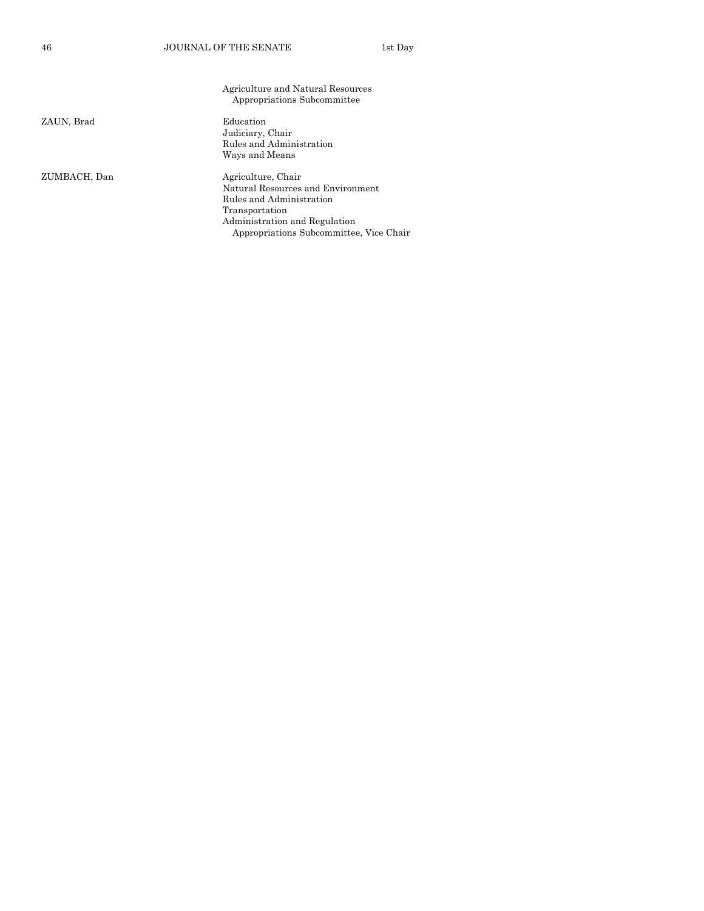| | |
|---|---|
| | Agriculture and Natural Resources Appropriations Subcommittee |
| ZAUN, Brad | Education |
| | Judiciary, Chair |
| | Rules and Administration |
| | Ways and Means |
| ZUMBACH, Dan | Agriculture, Chair |
| | Natural Resources and Environment |
| | Rules and Administration |
| | Transportation |
| | Administration and Regulation Appropriations Subcommittee, Vice Chair |